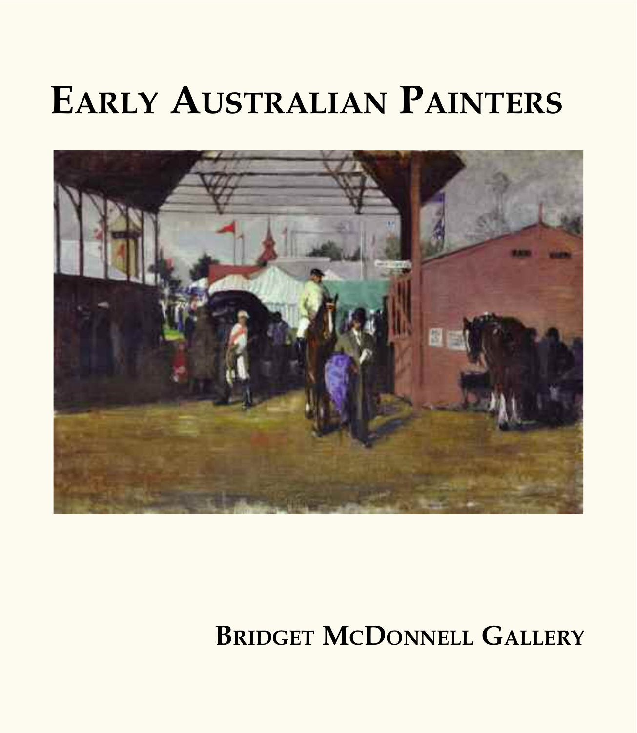# Early Australian Painters

**Bridget McDonnell Gallery**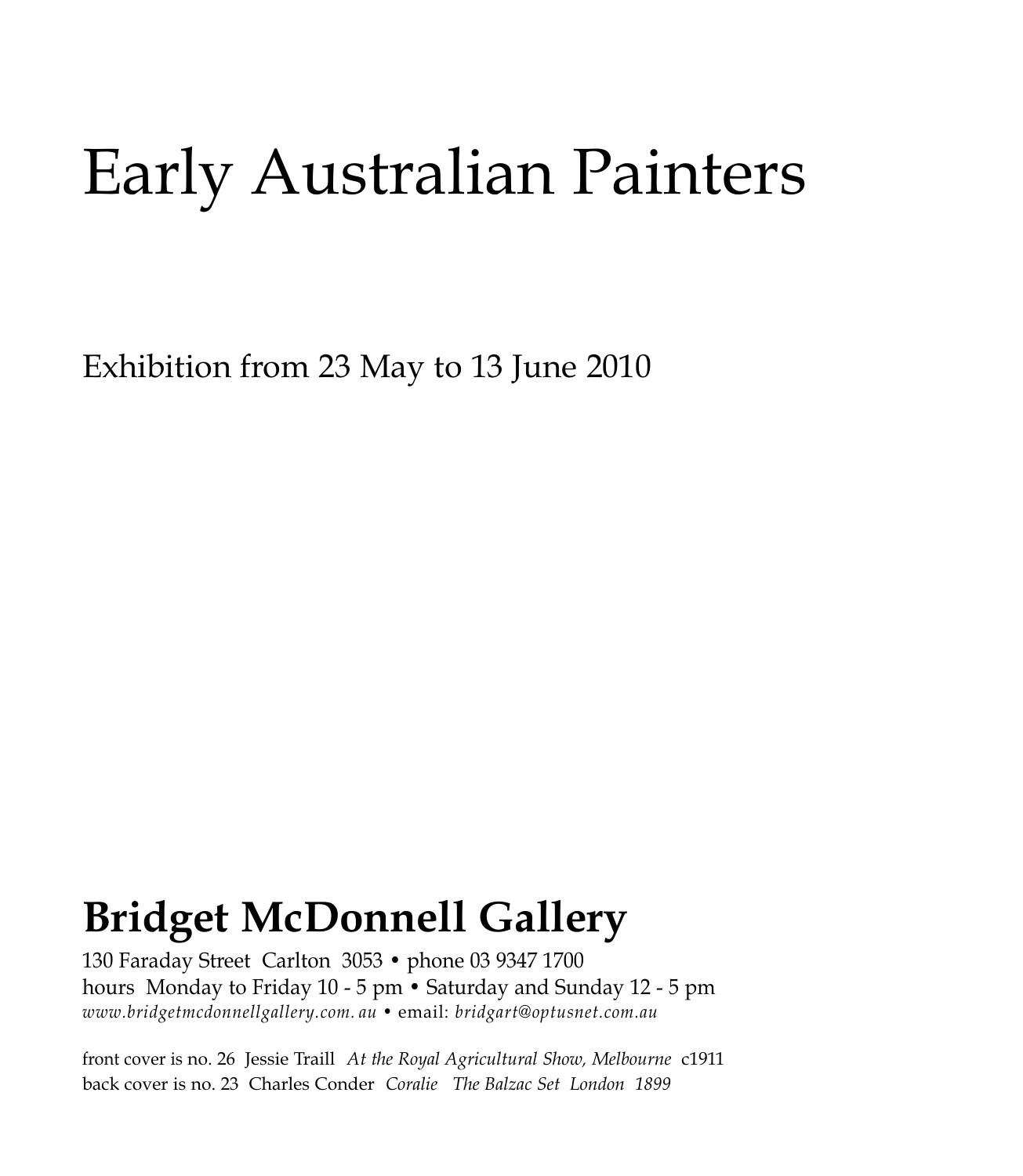# Early Australian Painters

Exhibition from 23 May to 13 June 2010

## **Bridget McDonnell Gallery**

130 Faraday Street Carlton 3053 • phone 03 9347 1700
hours Monday to Friday 10 - 5 pm • Saturday and Sunday 12 - 5 pm
*www.bridgetmcdonnellgallery.com. au* • email: *bridgart@optusnet.com.au*

front cover is no. 26 Jessie Traill *At the Royal Agricultural Show, Melbourne* c1911
back cover is no. 23 Charles Conder *Coralie The Balzac Set London 1899*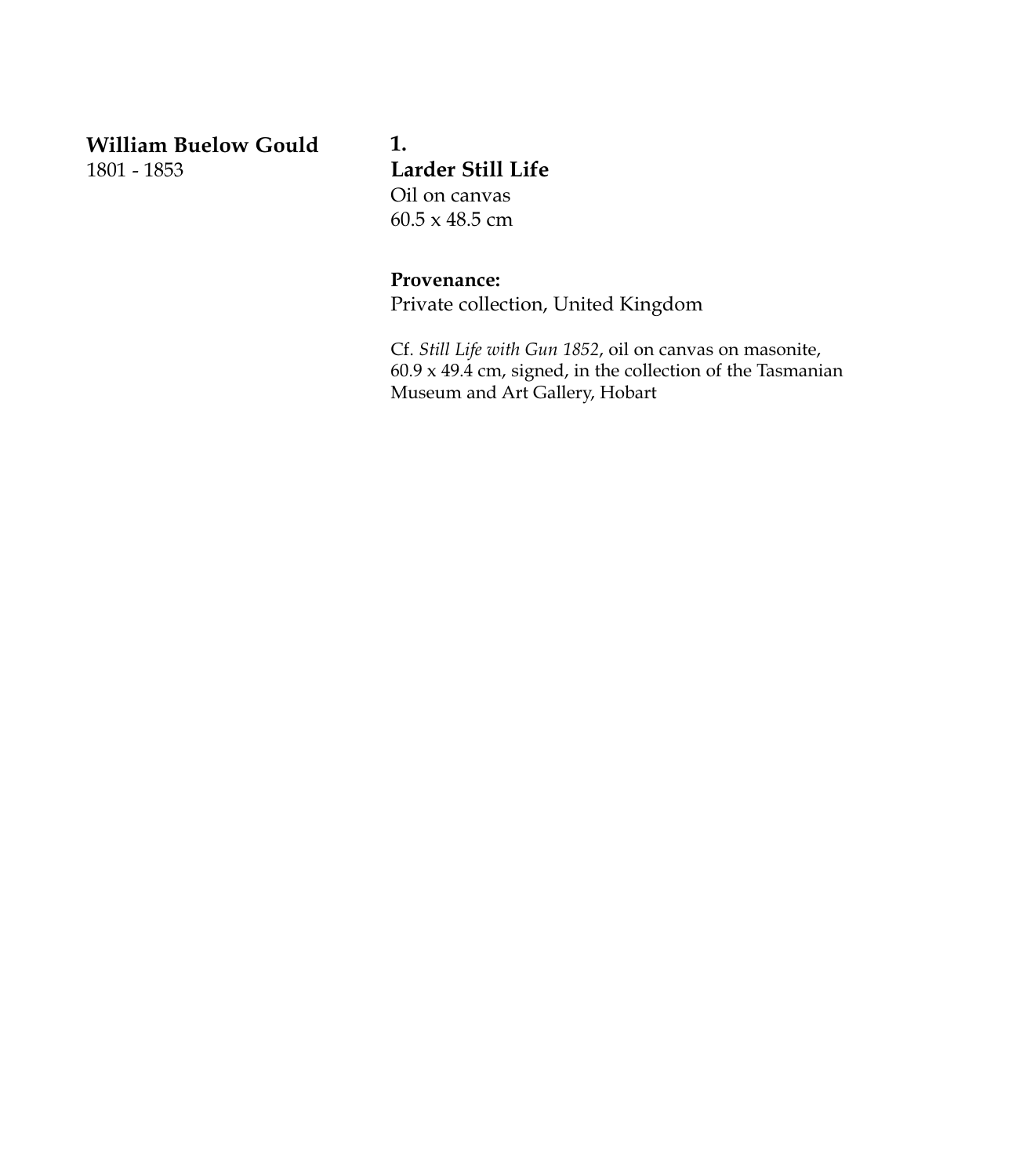**William Buelow Gould**
1801 - 1853

**1.**
**Larder Still Life**
Oil on canvas
60.5 x 48.5 cm

**Provenance:**
Private collection, United Kingdom

Cf. *Still Life with Gun 1852*, oil on canvas on masonite, 60.9 x 49.4 cm, signed, in the collection of the Tasmanian Museum and Art Gallery, Hobart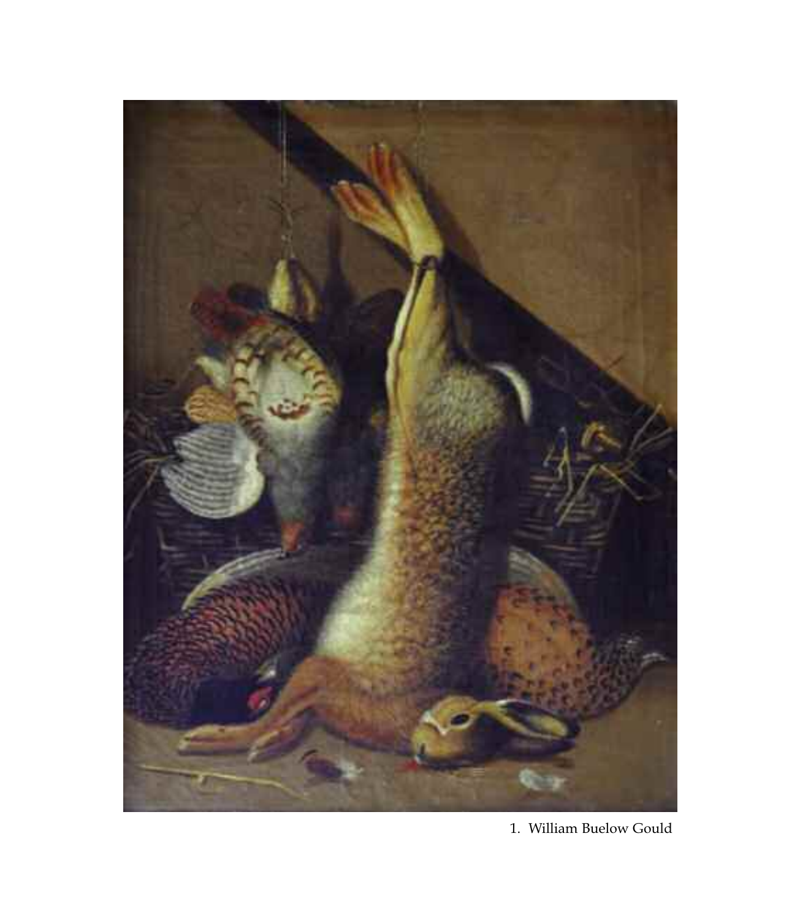1. William Buelow Gould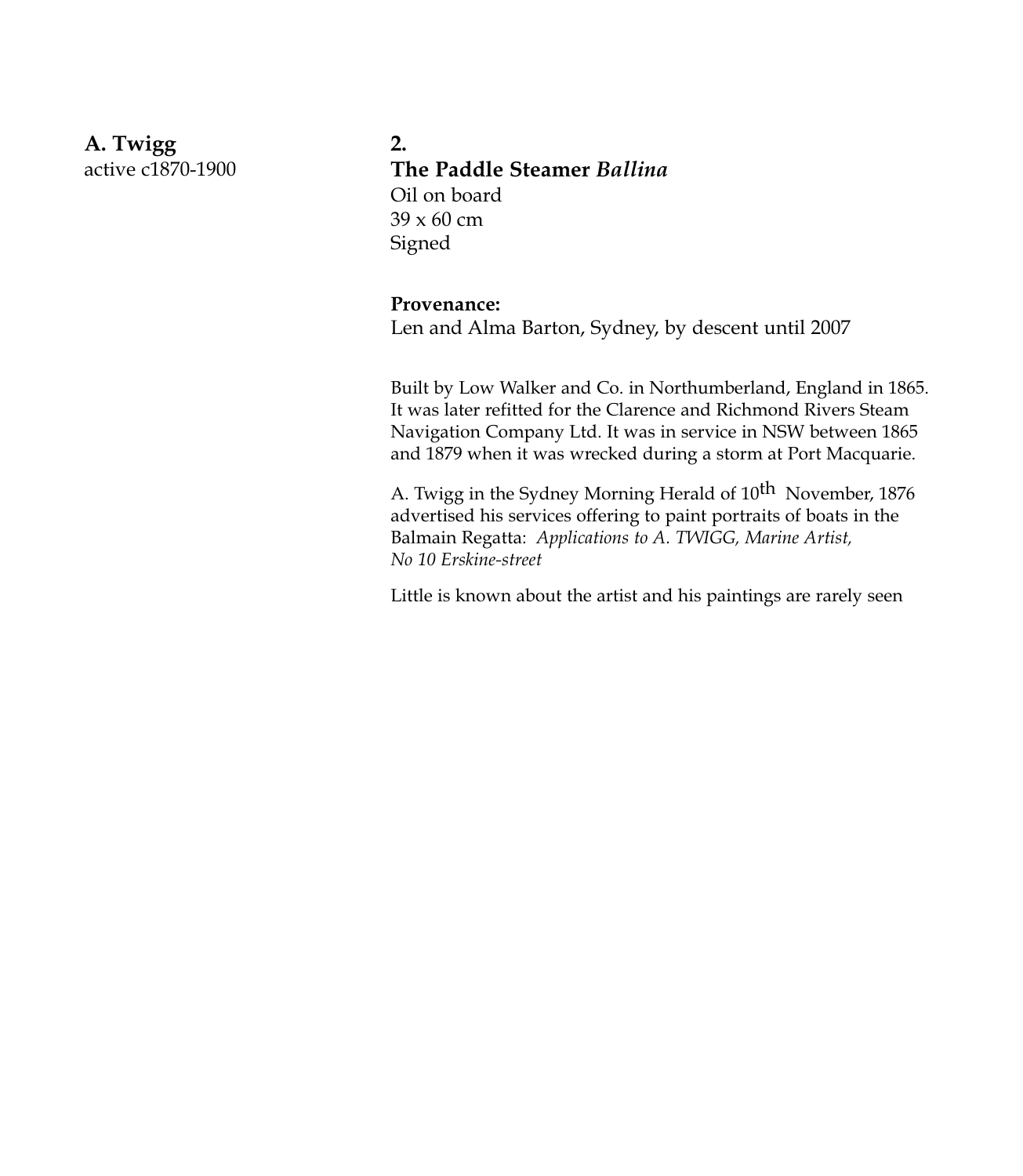**A. Twigg**
active c1870-1900

**2.**
**The Paddle Steamer *Ballina***
Oil on board
39 x 60 cm
Signed

**Provenance:**
Len and Alma Barton, Sydney, by descent until 2007

Built by Low Walker and Co. in Northumberland, England in 1865. It was later refitted for the Clarence and Richmond Rivers Steam Navigation Company Ltd. It was in service in NSW between 1865 and 1879 when it was wrecked during a storm at Port Macquarie.

A. Twigg in the Sydney Morning Herald of 10th November, 1876 advertised his services offering to paint portraits of boats in the Balmain Regatta: *Applications to A. TWIGG, Marine Artist, No 10 Erskine-street*

Little is known about the artist and his paintings are rarely seen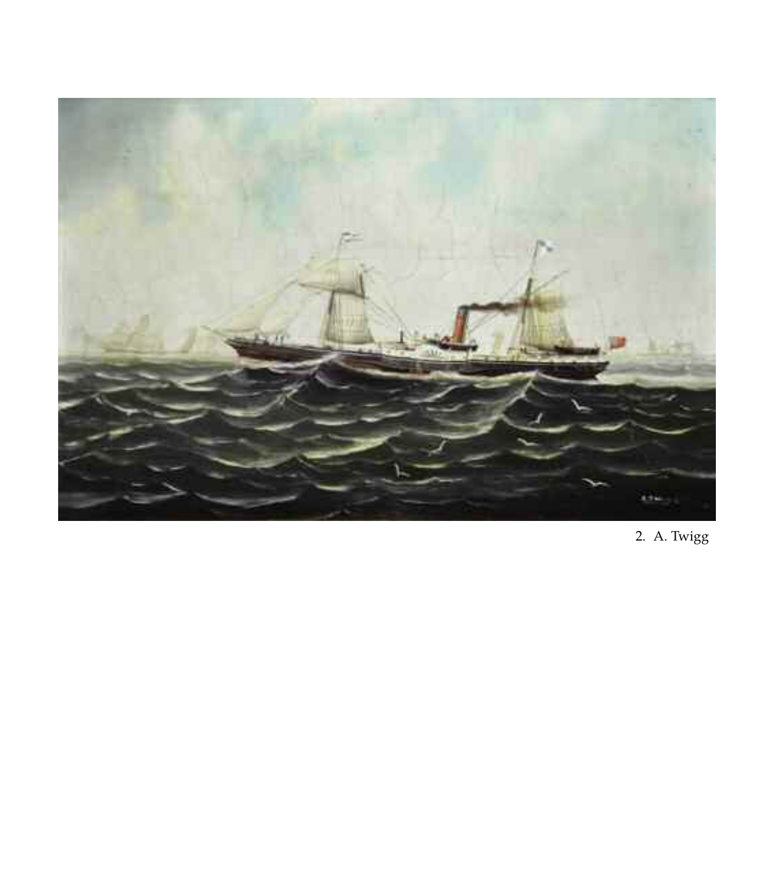2. A. Twigg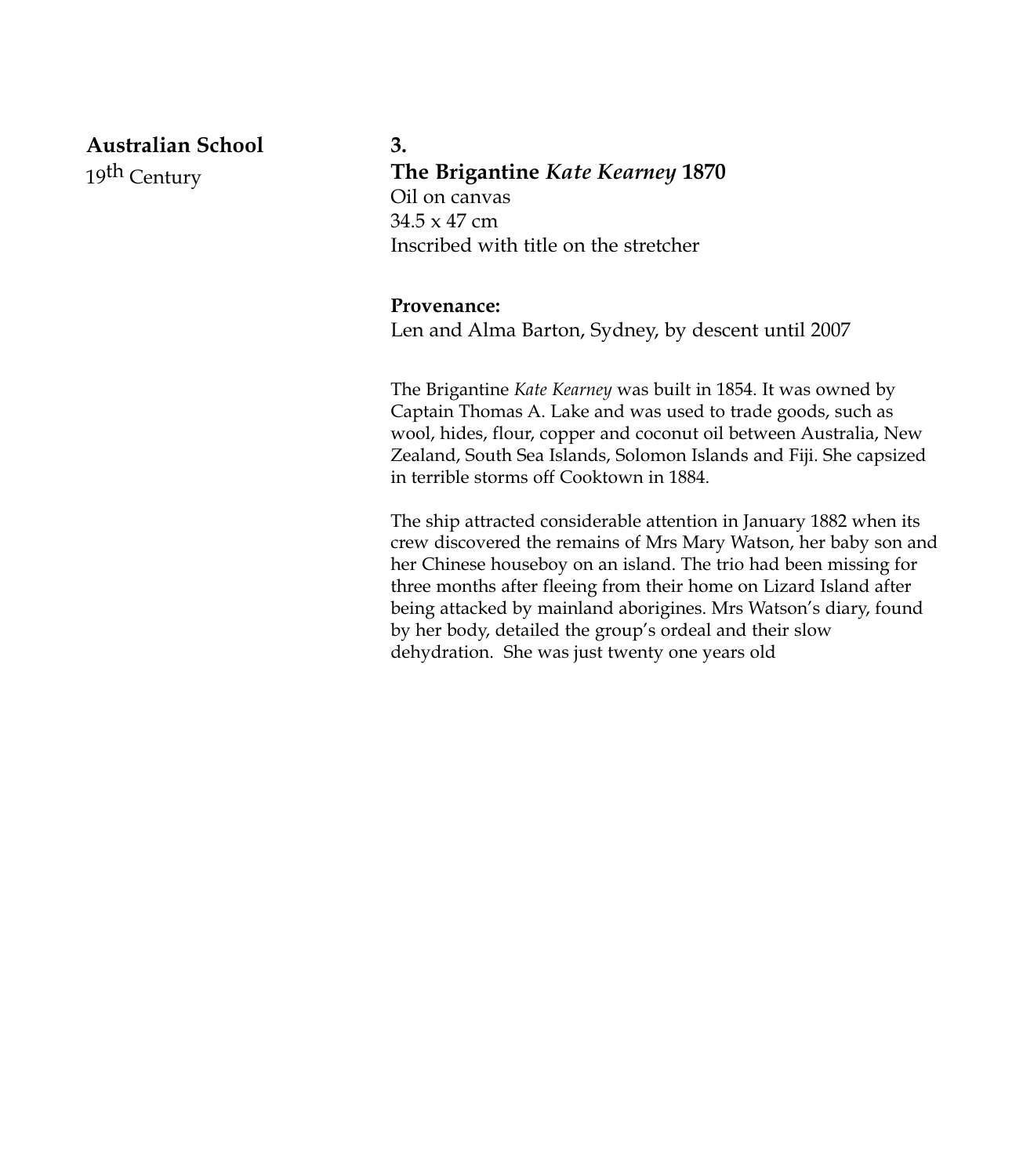**Australian School**
19th Century

**3.**
**The Brigantine *Kate Kearney* 1870**
Oil on canvas
34.5 x 47 cm
Inscribed with title on the stretcher

**Provenance:**
Len and Alma Barton, Sydney, by descent until 2007

The Brigantine *Kate Kearney* was built in 1854. It was owned by Captain Thomas A. Lake and was used to trade goods, such as wool, hides, flour, copper and coconut oil between Australia, New Zealand, South Sea Islands, Solomon Islands and Fiji. She capsized in terrible storms off Cooktown in 1884.

The ship attracted considerable attention in January 1882 when its crew discovered the remains of Mrs Mary Watson, her baby son and her Chinese houseboy on an island. The trio had been missing for three months after fleeing from their home on Lizard Island after being attacked by mainland aborigines. Mrs Watson's diary, found by her body, detailed the group's ordeal and their slow dehydration. She was just twenty one years old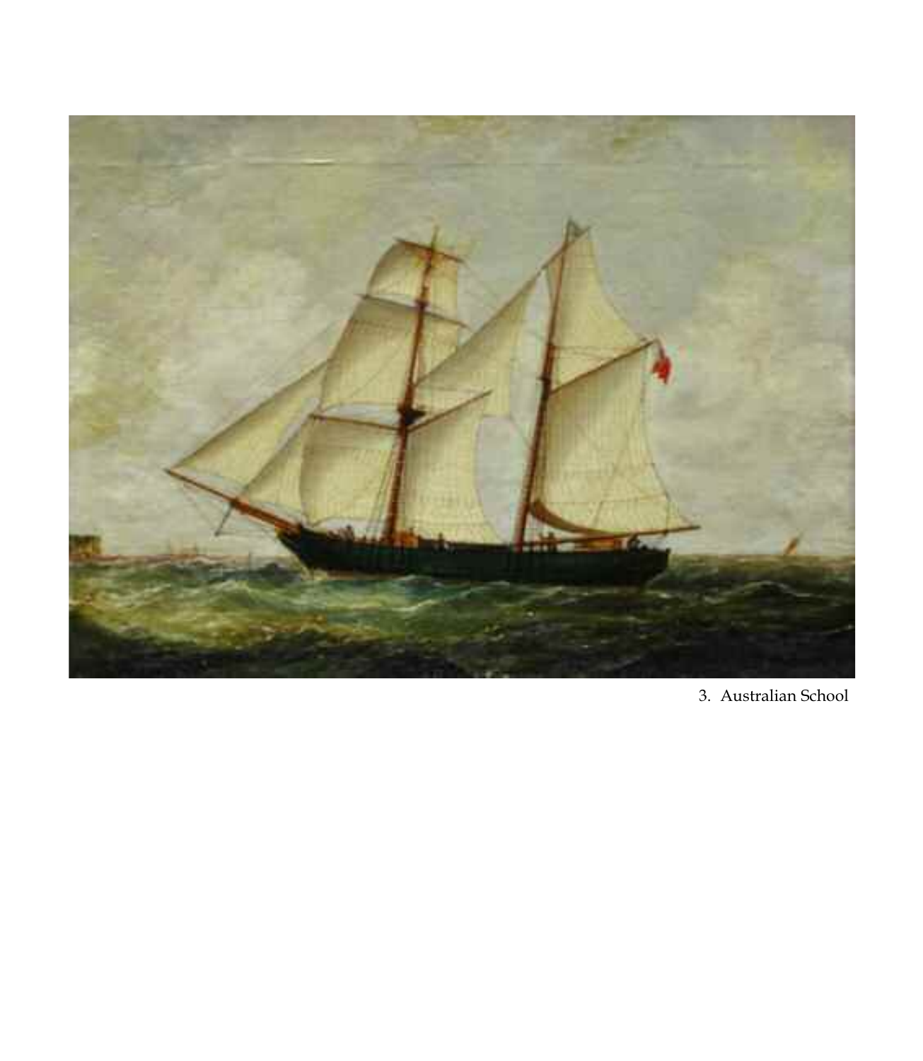3. Australian School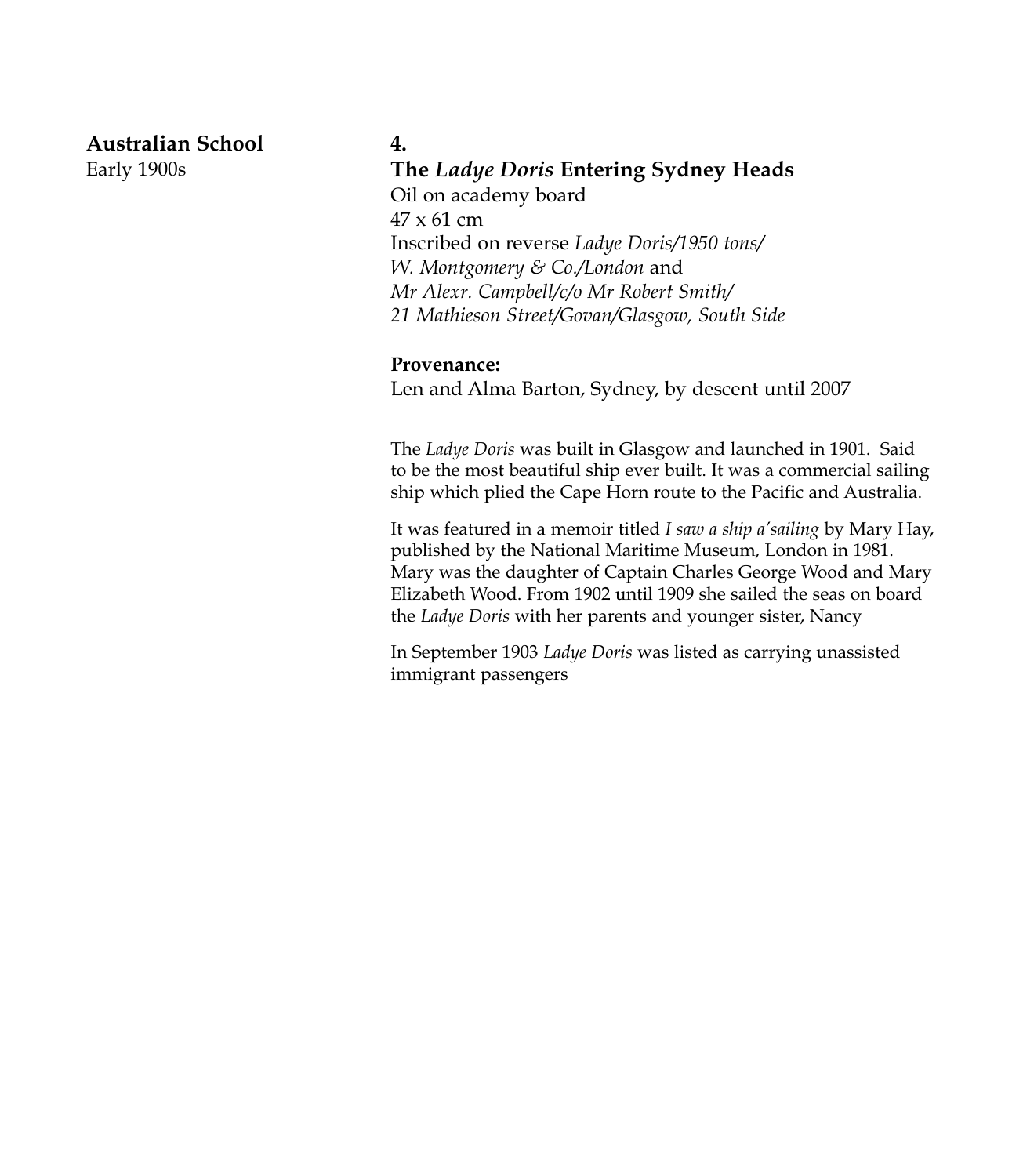**Australian School**
Early 1900s

**4.**

**The *Ladye Doris* Entering Sydney Heads**
Oil on academy board
47 x 61 cm
Inscribed on reverse *Ladye Doris/1950 tons/ W. Montgomery & Co./London* and *Mr Alexr. Campbell/c/o Mr Robert Smith/ 21 Mathieson Street/Govan/Glasgow, South Side*

**Provenance:**
Len and Alma Barton, Sydney, by descent until 2007

The *Ladye Doris* was built in Glasgow and launched in 1901. Said to be the most beautiful ship ever built. It was a commercial sailing ship which plied the Cape Horn route to the Pacific and Australia.

It was featured in a memoir titled *I saw a ship a'sailing* by Mary Hay, published by the National Maritime Museum, London in 1981. Mary was the daughter of Captain Charles George Wood and Mary Elizabeth Wood. From 1902 until 1909 she sailed the seas on board the *Ladye Doris* with her parents and younger sister, Nancy

In September 1903 *Ladye Doris* was listed as carrying unassisted immigrant passengers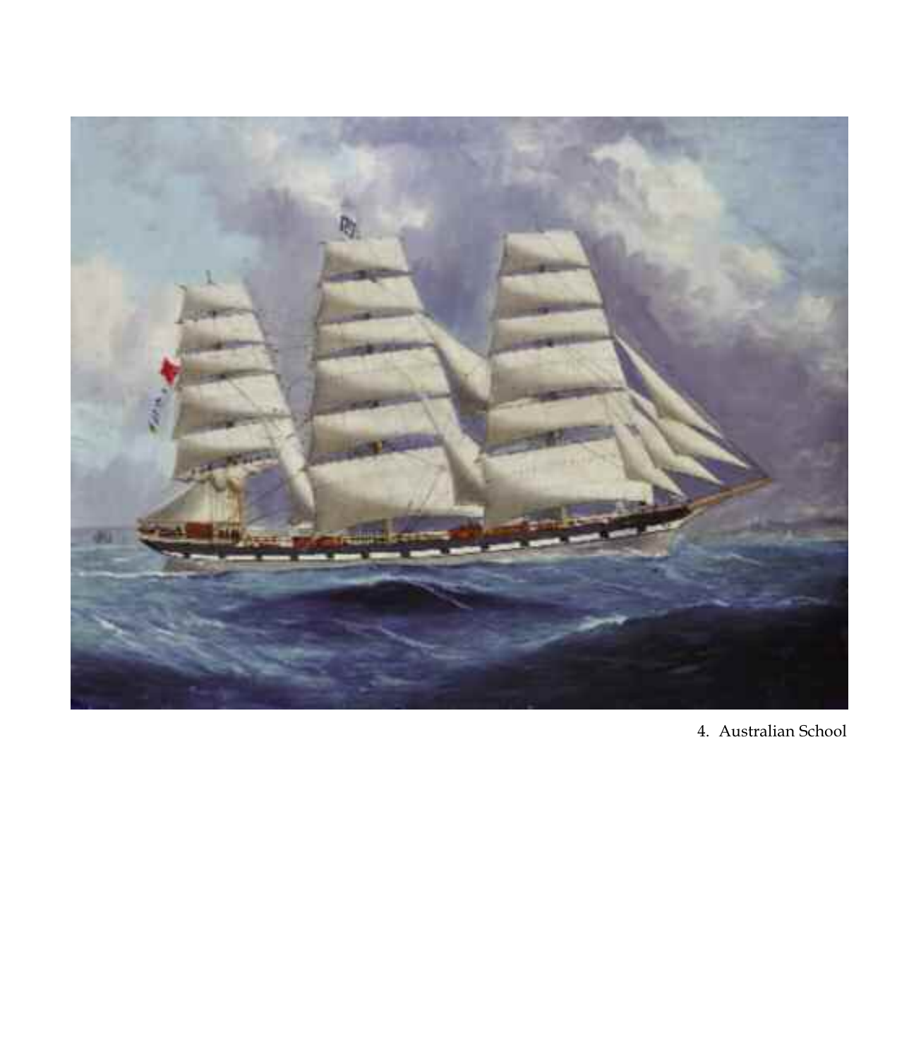4. Australian School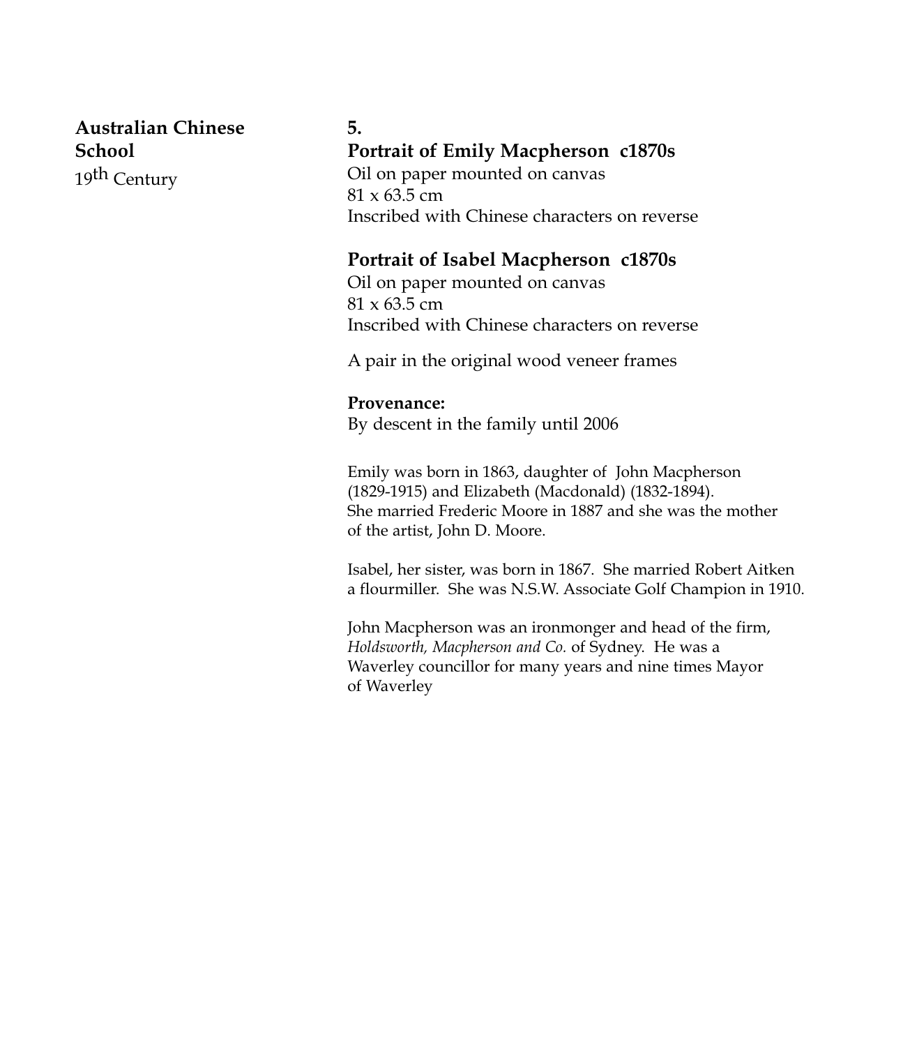**Australian Chinese School**
19th Century

**5.**

**Portrait of Emily Macpherson c1870s**
Oil on paper mounted on canvas
81 x 63.5 cm
Inscribed with Chinese characters on reverse

**Portrait of Isabel Macpherson c1870s**
Oil on paper mounted on canvas
81 x 63.5 cm
Inscribed with Chinese characters on reverse

A pair in the original wood veneer frames

**Provenance:**
By descent in the family until 2006

Emily was born in 1863, daughter of John Macpherson (1829-1915) and Elizabeth (Macdonald) (1832-1894). She married Frederic Moore in 1887 and she was the mother of the artist, John D. Moore.

Isabel, her sister, was born in 1867. She married Robert Aitken a flourmiller. She was N.S.W. Associate Golf Champion in 1910.

John Macpherson was an ironmonger and head of the firm, *Holdsworth, Macpherson and Co.* of Sydney. He was a Waverley councillor for many years and nine times Mayor of Waverley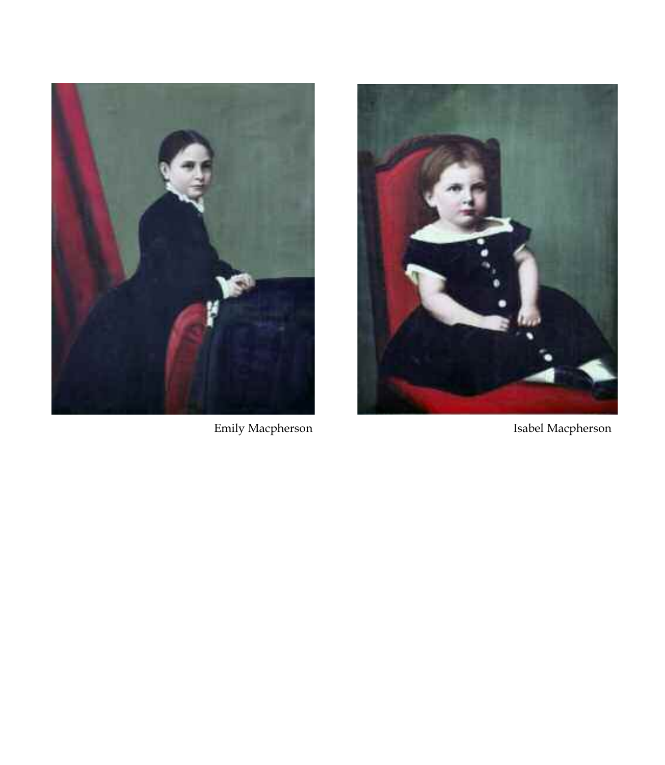Emily Macpherson

Isabel Macpherson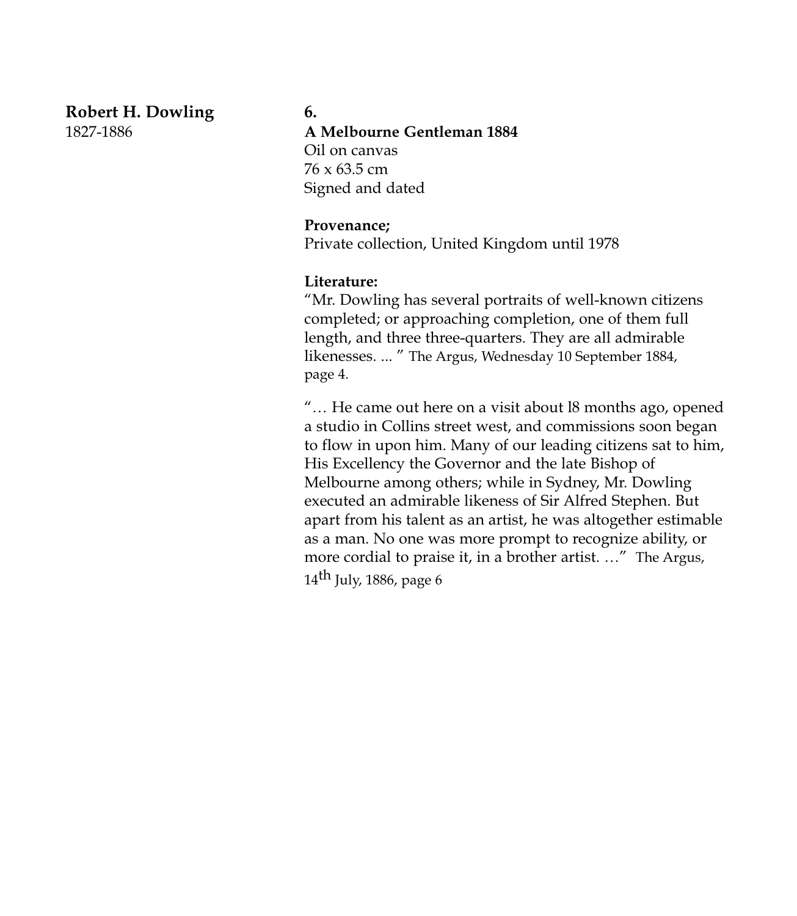**Robert H. Dowling**
1827-1886

**6.**
**A Melbourne Gentleman 1884**
Oil on canvas
76 x 63.5 cm
Signed and dated

**Provenance;**
Private collection, United Kingdom until 1978

**Literature:**
"Mr. Dowling has several portraits of well-known citizens completed; or approaching completion, one of them full length, and three three-quarters. They are all admirable likenesses. ... " The Argus, Wednesday 10 September 1884, page 4.

"… He came out here on a visit about l8 months ago, opened a studio in Collins street west, and commissions soon began to flow in upon him. Many of our leading citizens sat to him, His Excellency the Governor and the late Bishop of Melbourne among others; while in Sydney, Mr. Dowling executed an admirable likeness of Sir Alfred Stephen. But apart from his talent as an artist, he was altogether estimable as a man. No one was more prompt to recognize ability, or more cordial to praise it, in a brother artist. …" The Argus, 14th July, 1886, page 6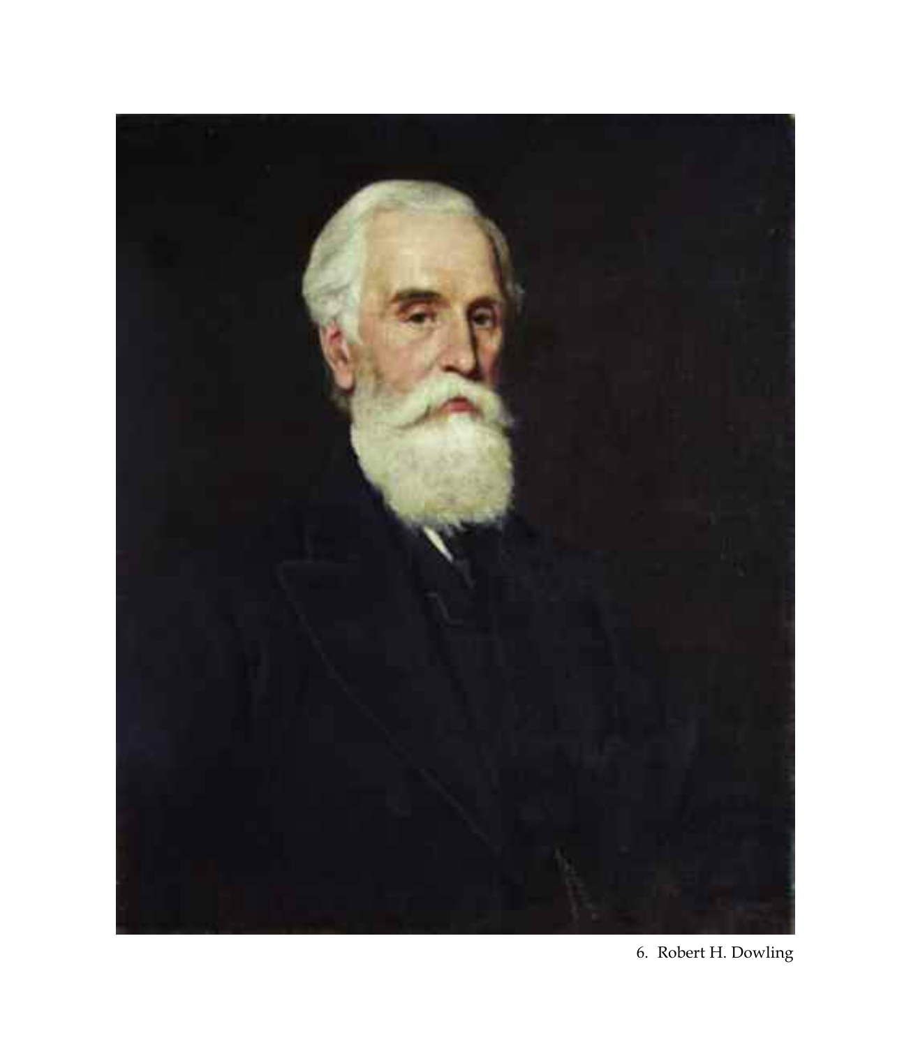6. Robert H. Dowling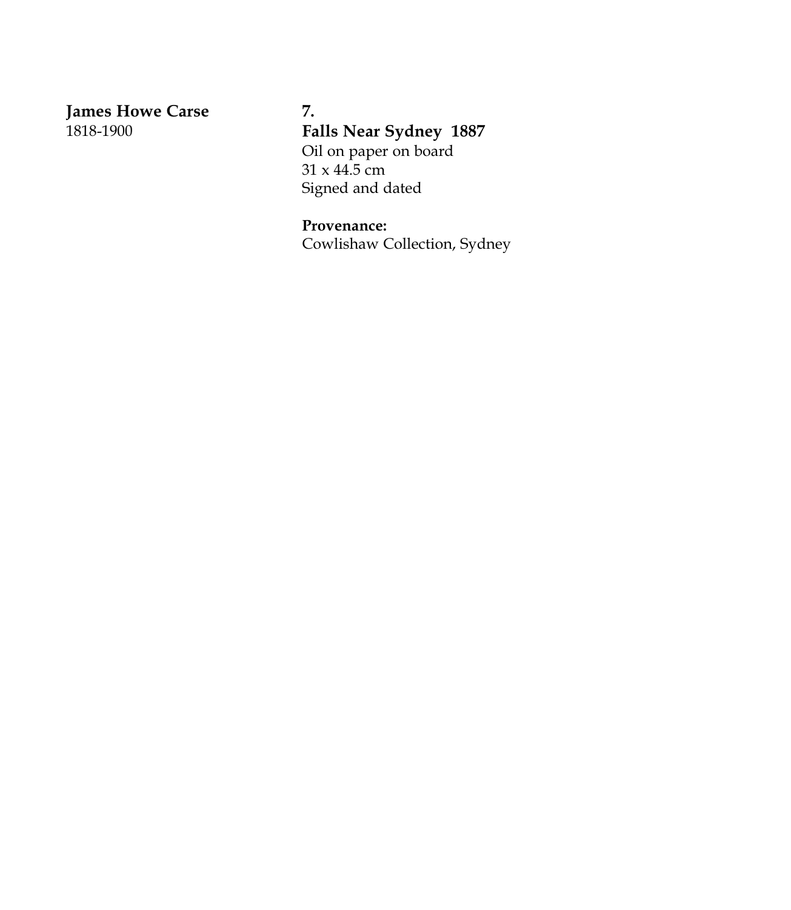**James Howe Carse**
1818-1900

**7.**
**Falls Near Sydney 1887**
Oil on paper on board
31 x 44.5 cm
Signed and dated

**Provenance:**
Cowlishaw Collection, Sydney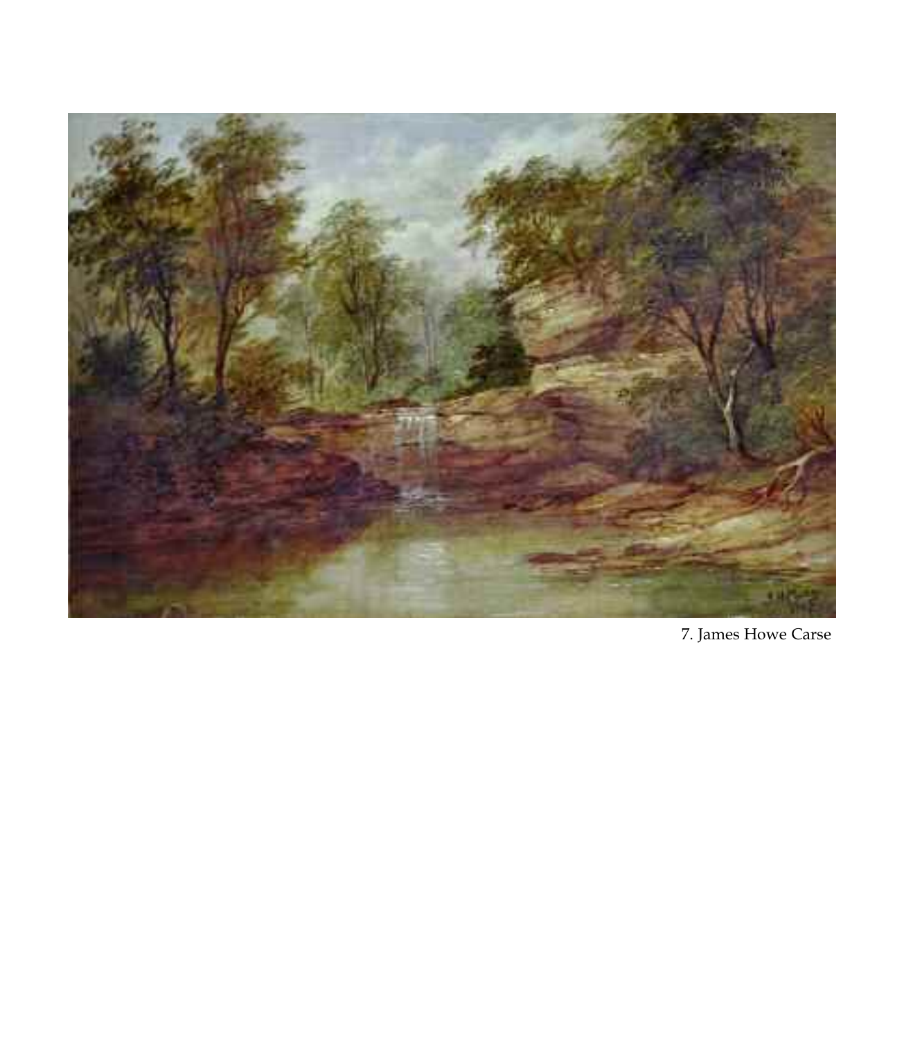7. James Howe Carse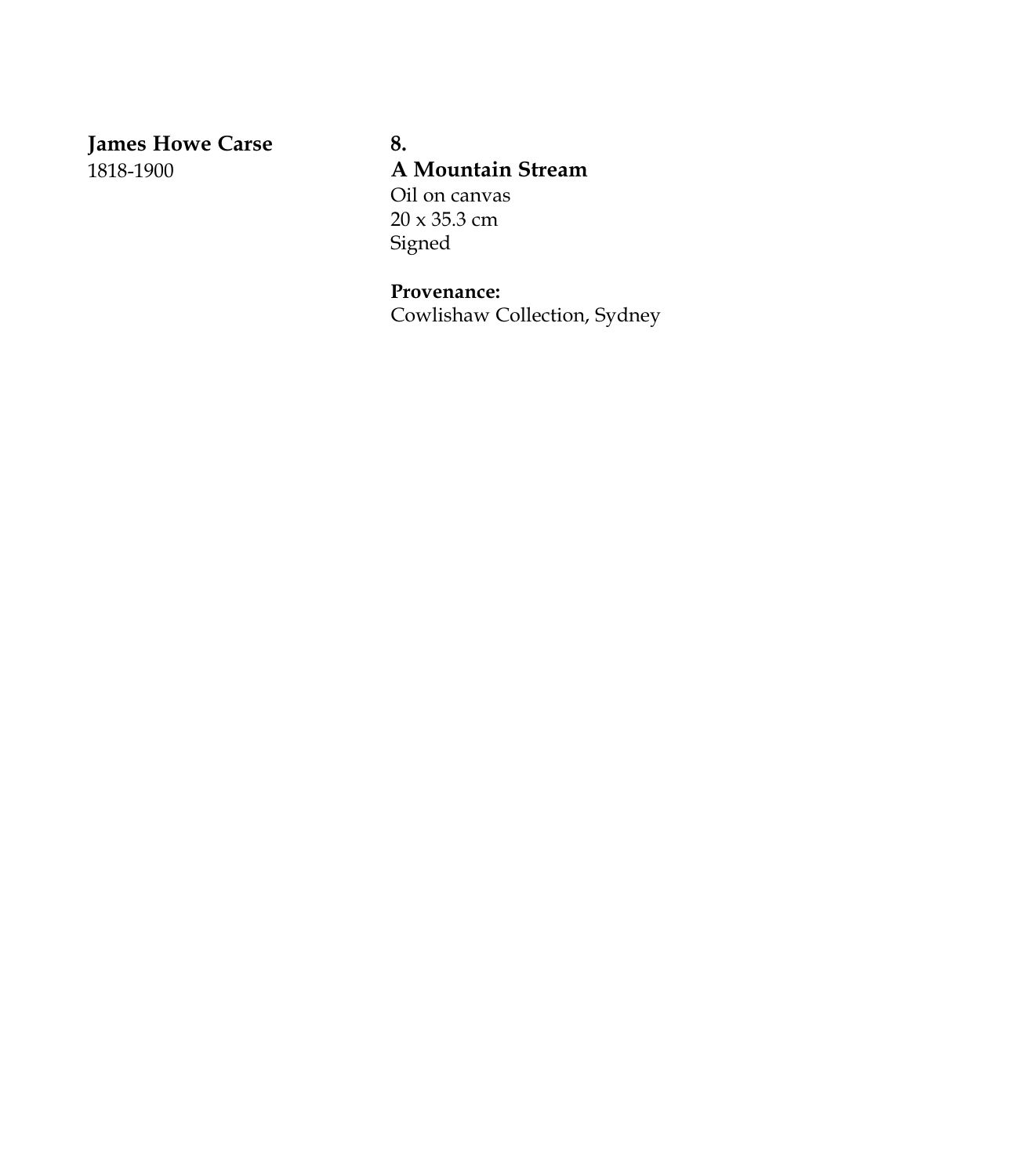**James Howe Carse**
1818-1900

**8.**
**A Mountain Stream**
Oil on canvas
20 x 35.3 cm
Signed

**Provenance:**
Cowlishaw Collection, Sydney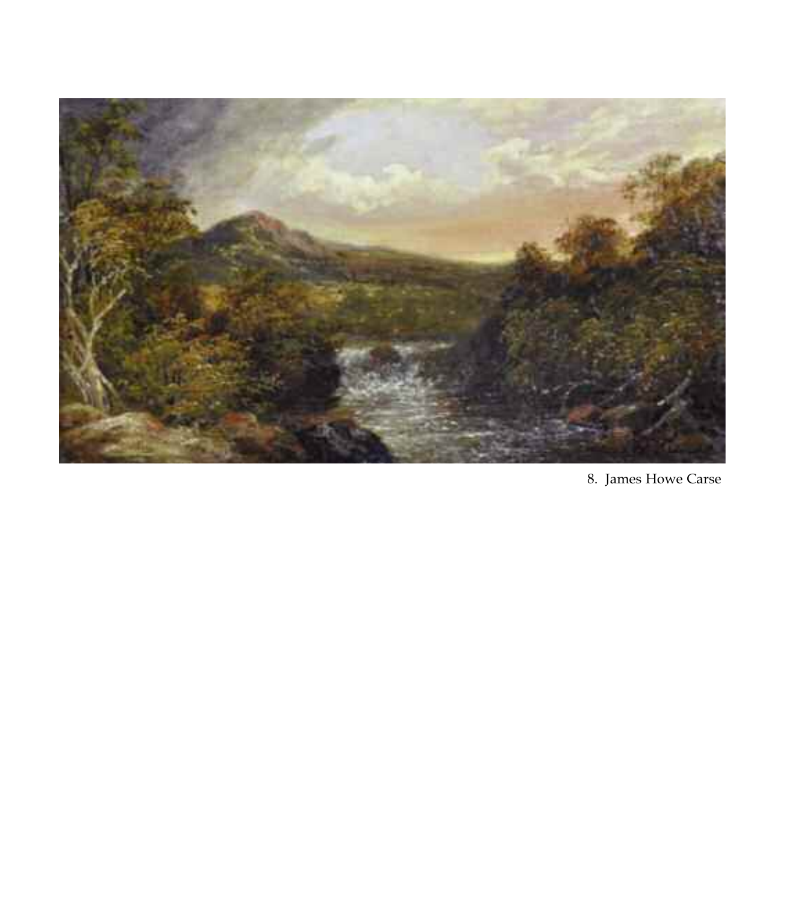8. James Howe Carse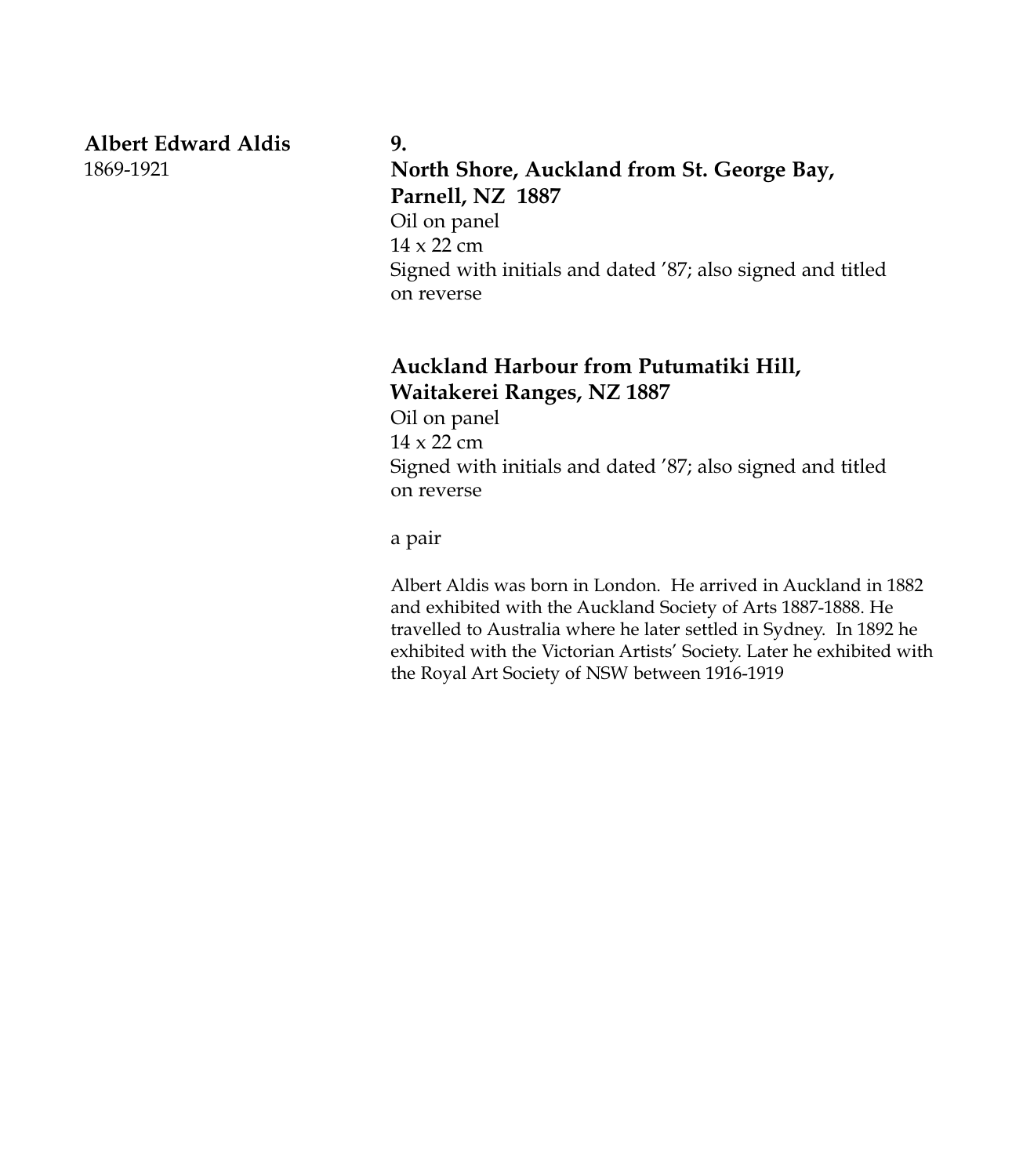**Albert Edward Aldis**
1869-1921

**9.**
**North Shore, Auckland from St. George Bay, Parnell, NZ 1887**
Oil on panel
14 x 22 cm
Signed with initials and dated '87; also signed and titled on reverse

**Auckland Harbour from Putumatiki Hill, Waitakerei Ranges, NZ 1887**
Oil on panel
14 x 22 cm
Signed with initials and dated '87; also signed and titled on reverse

a pair

Albert Aldis was born in London. He arrived in Auckland in 1882 and exhibited with the Auckland Society of Arts 1887-1888. He travelled to Australia where he later settled in Sydney. In 1892 he exhibited with the Victorian Artists' Society. Later he exhibited with the Royal Art Society of NSW between 1916-1919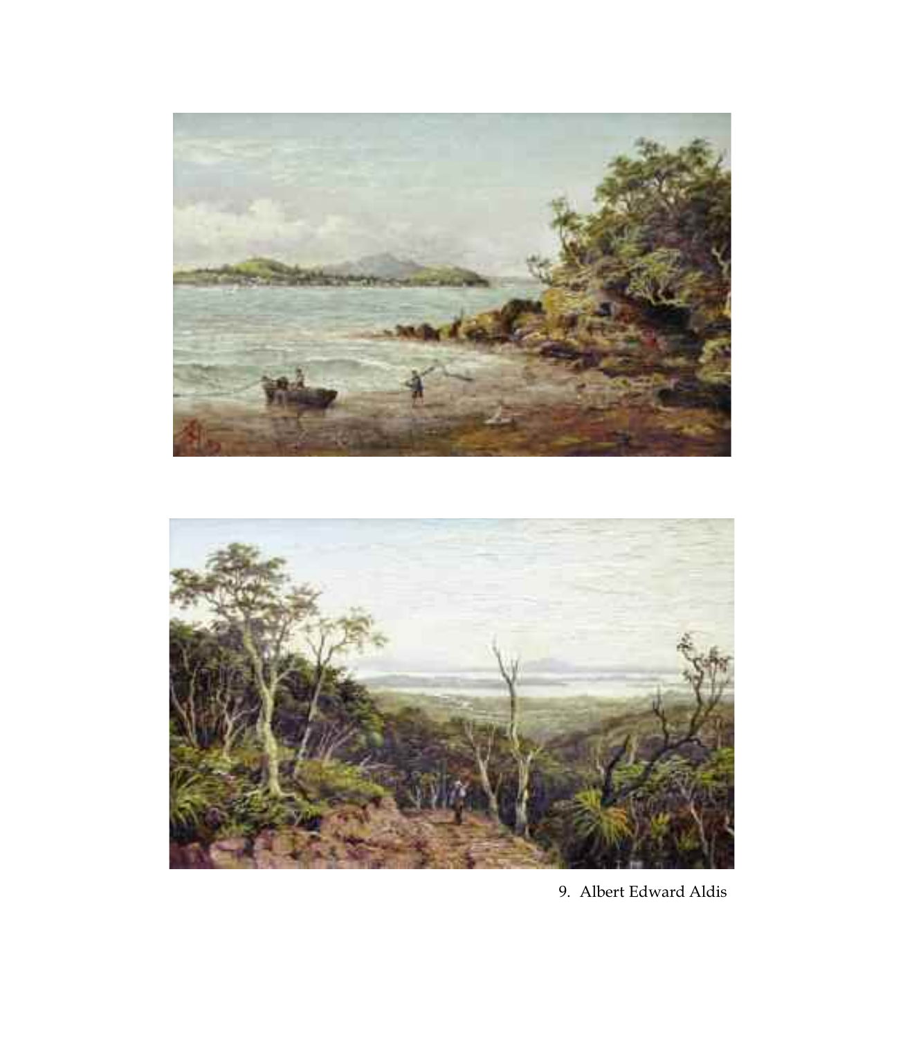9. Albert Edward Aldis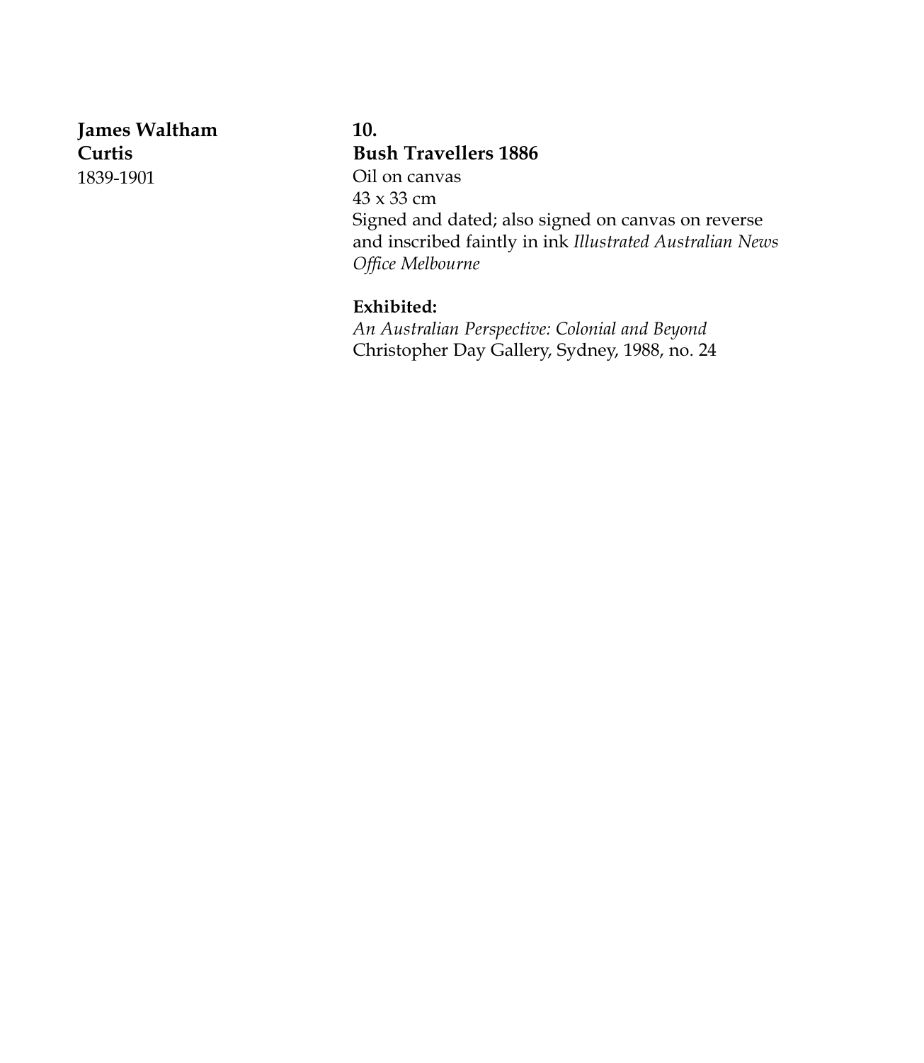**James Waltham Curtis**
1839-1901

**10.**
**Bush Travellers 1886**
Oil on canvas
43 x 33 cm
Signed and dated; also signed on canvas on reverse and inscribed faintly in ink *Illustrated Australian News Office Melbourne*

**Exhibited:**
*An Australian Perspective: Colonial and Beyond*
Christopher Day Gallery, Sydney, 1988, no. 24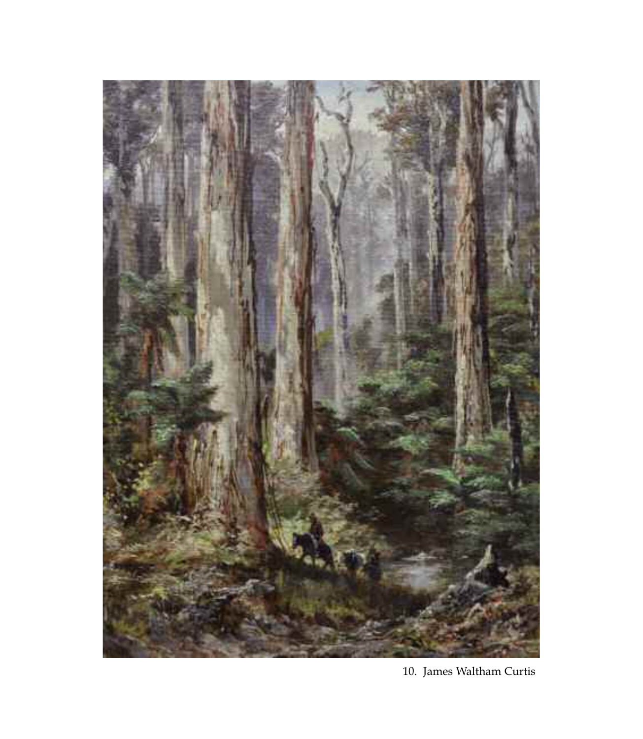10. James Waltham Curtis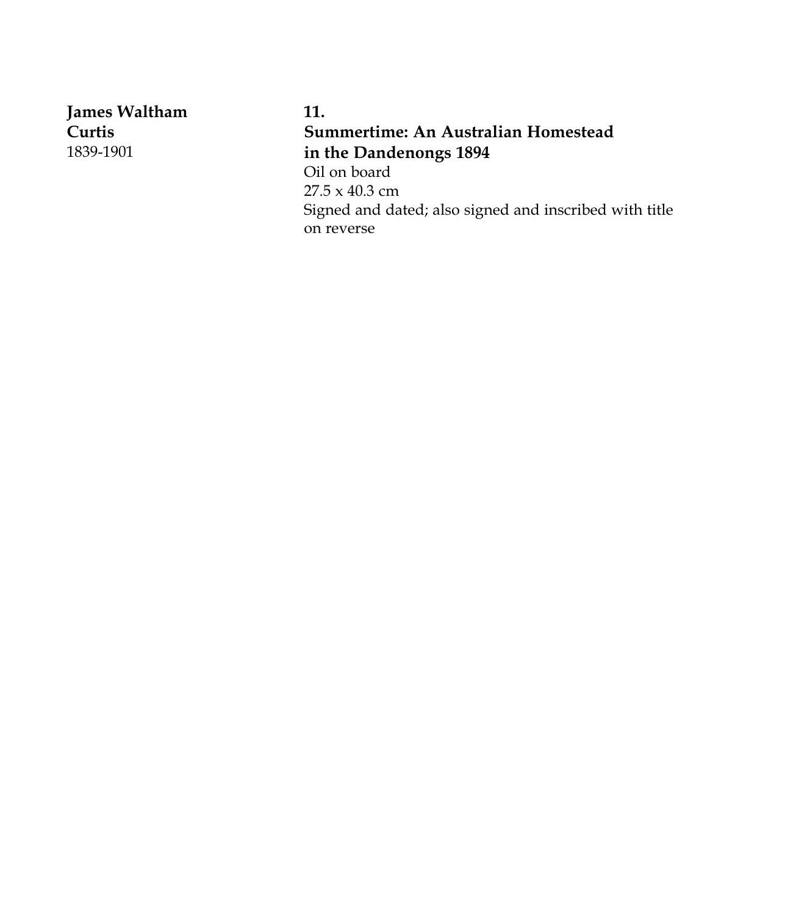**James Waltham Curtis**
1839-1901

**11.**
**Summertime: An Australian Homestead in the Dandenongs 1894**
Oil on board
27.5 x 40.3 cm
Signed and dated; also signed and inscribed with title on reverse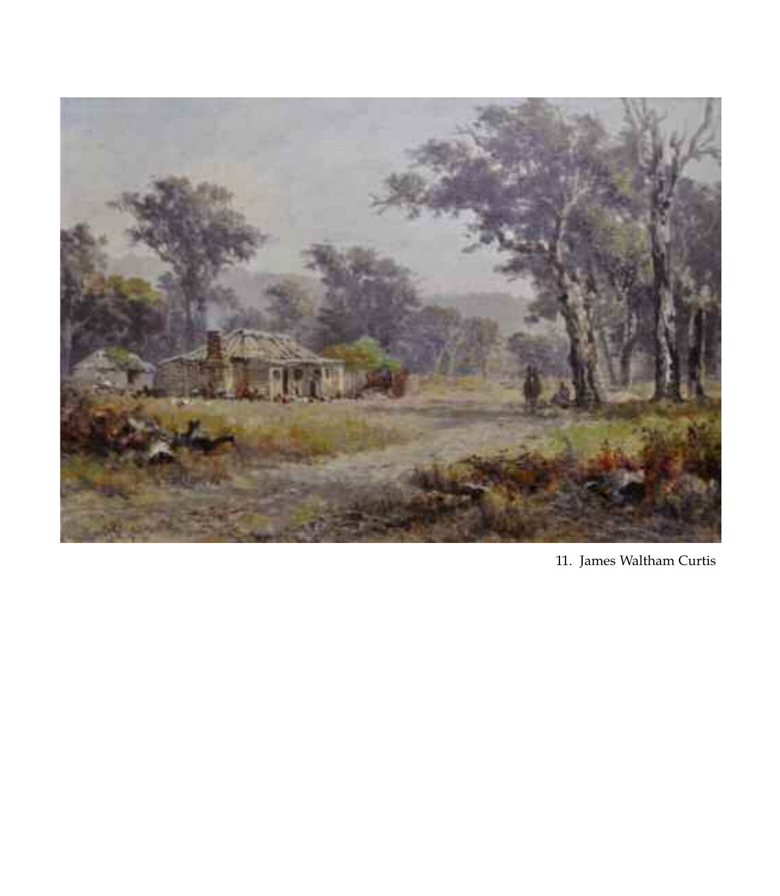11. James Waltham Curtis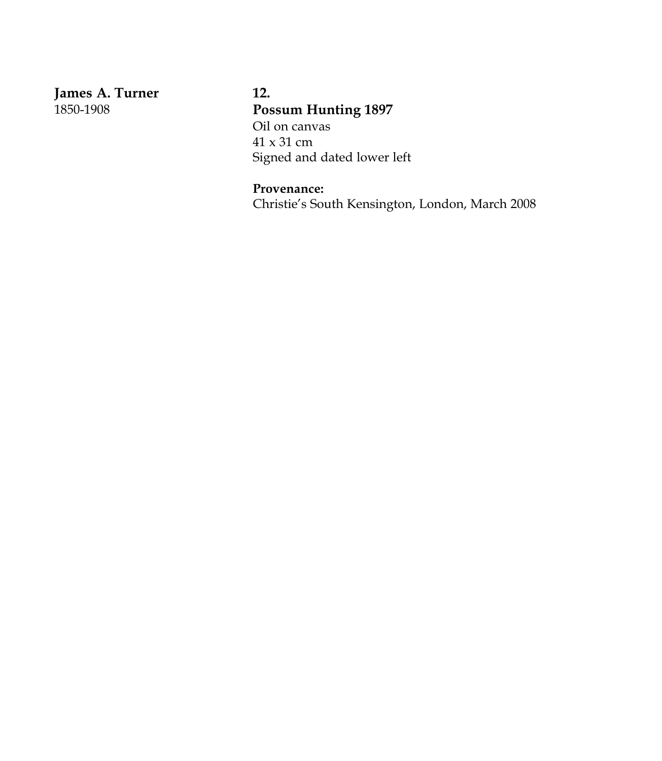**James A. Turner**
1850-1908

**12.**
**Possum Hunting 1897**
Oil on canvas
41 x 31 cm
Signed and dated lower left

**Provenance:**
Christie's South Kensington, London, March 2008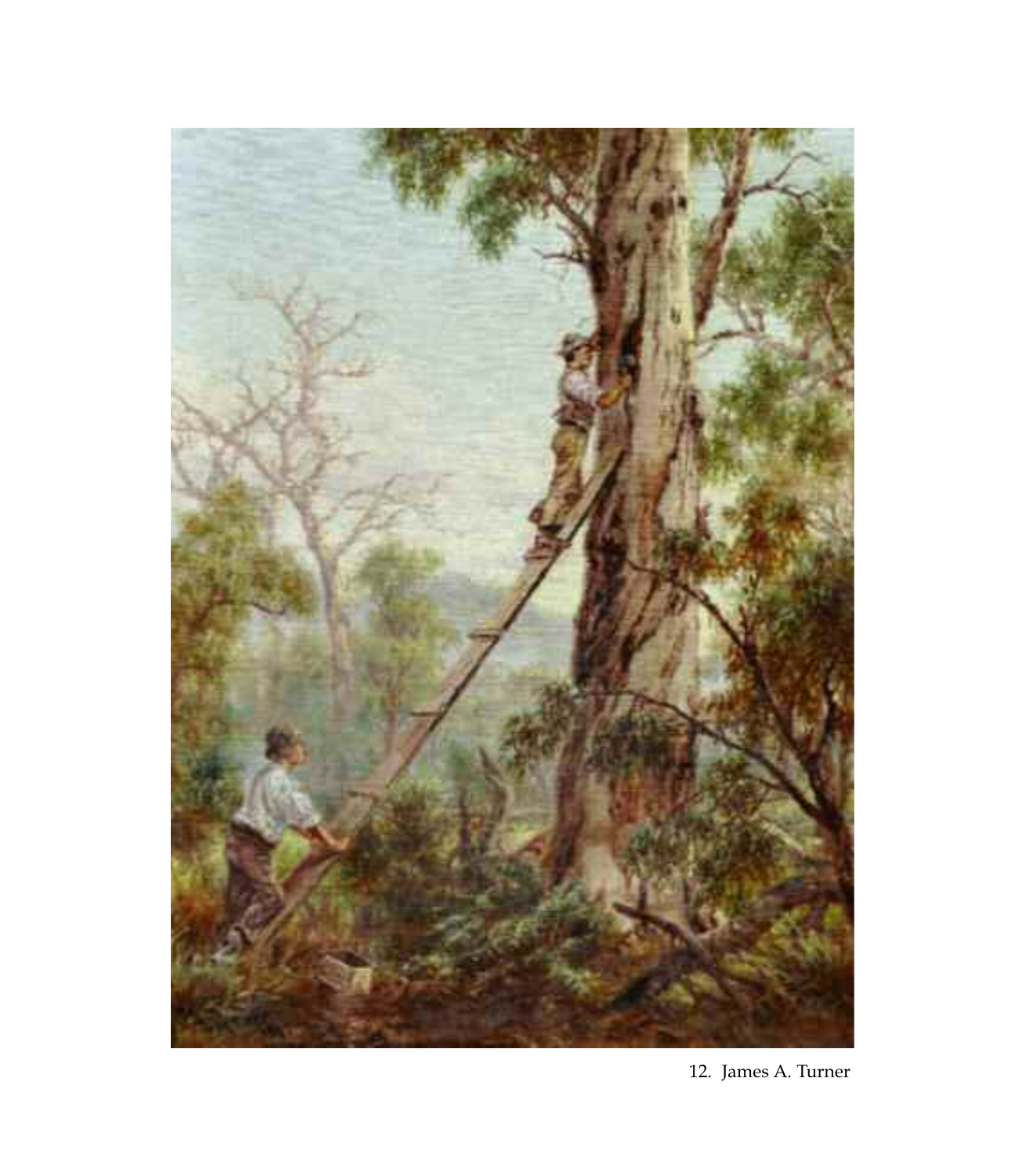12. James A. Turner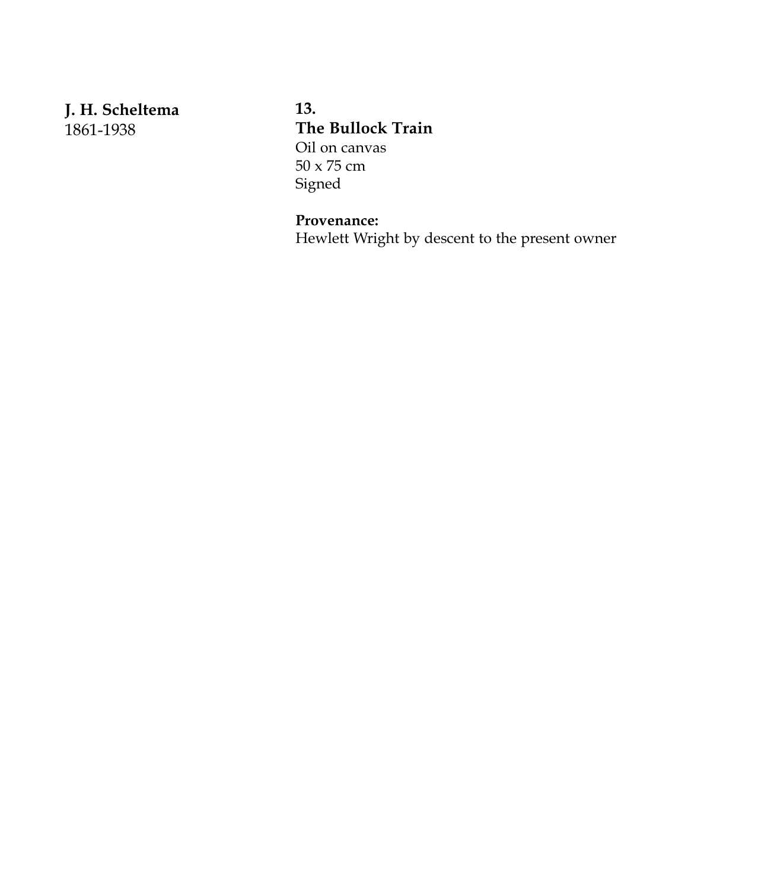**J. H. Scheltema**
1861-1938

**13.**
**The Bullock Train**
Oil on canvas
50 x 75 cm
Signed

**Provenance:**
Hewlett Wright by descent to the present owner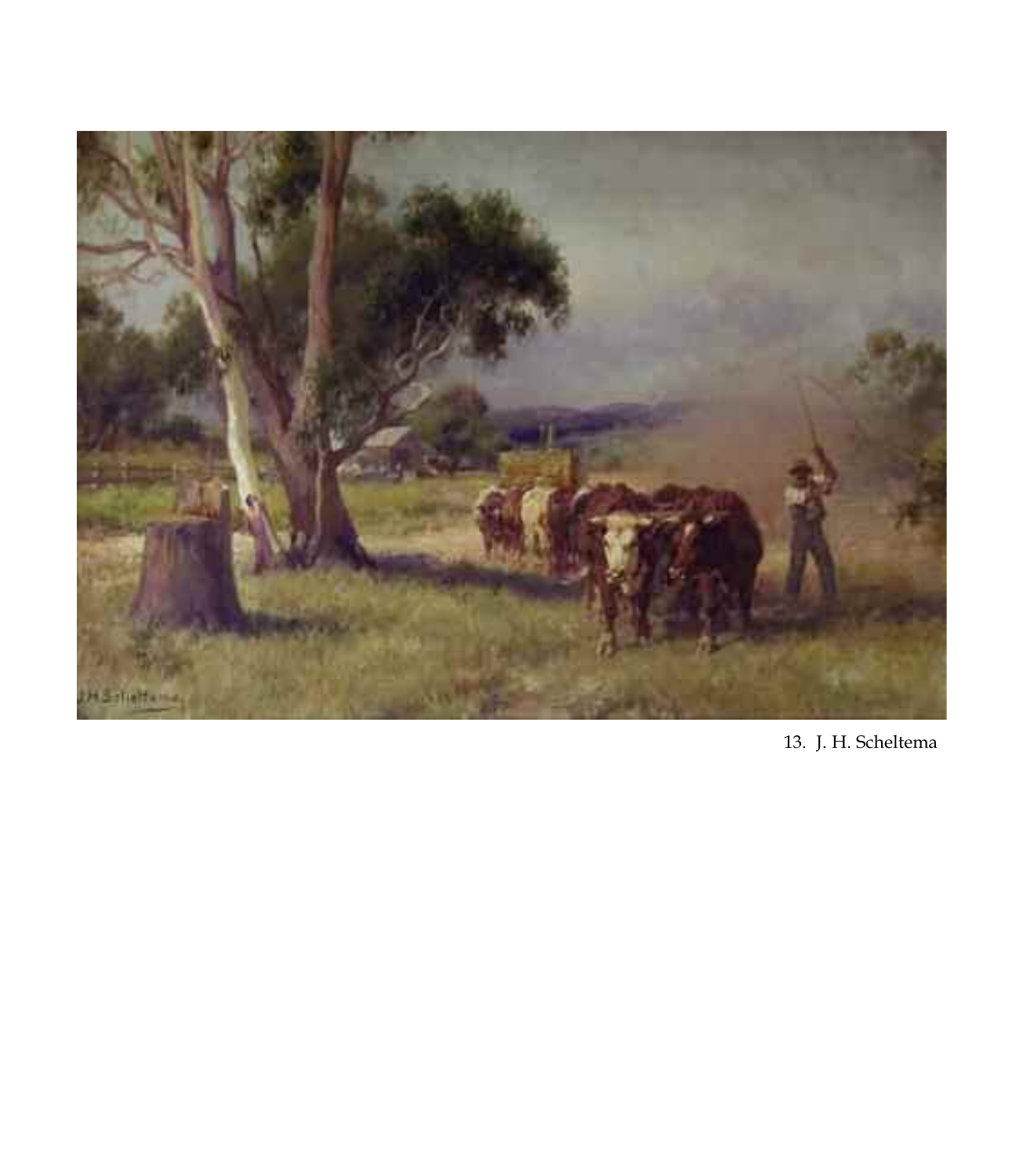13. J. H. Scheltema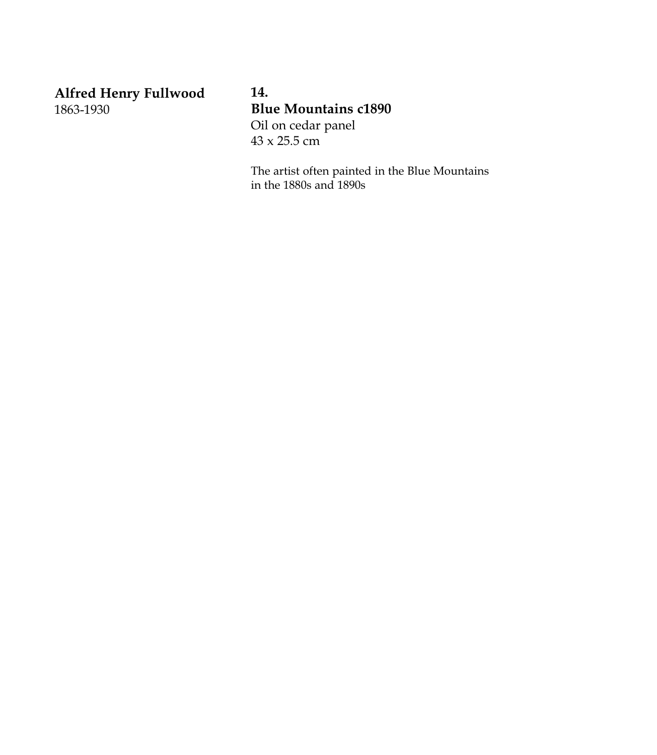**Alfred Henry Fullwood**
1863-1930

**14.**
**Blue Mountains c1890**
Oil on cedar panel
43 x 25.5 cm

The artist often painted in the Blue Mountains in the 1880s and 1890s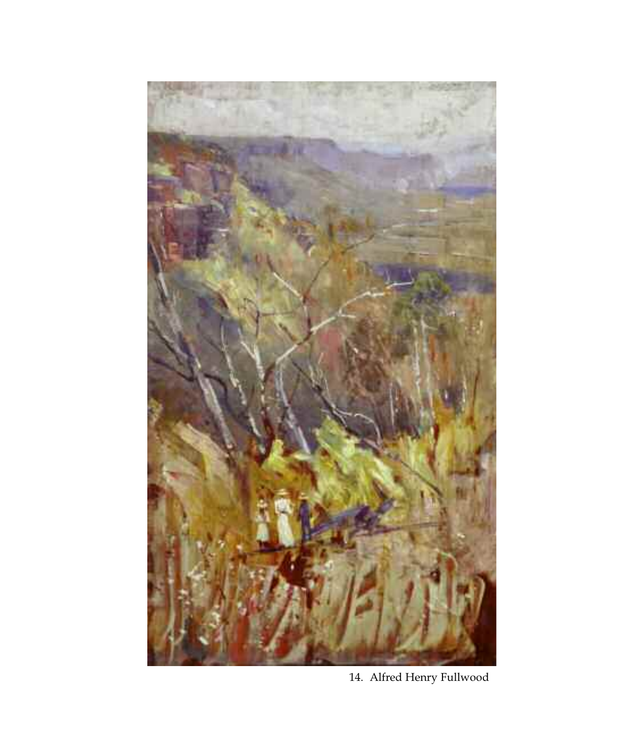14. Alfred Henry Fullwood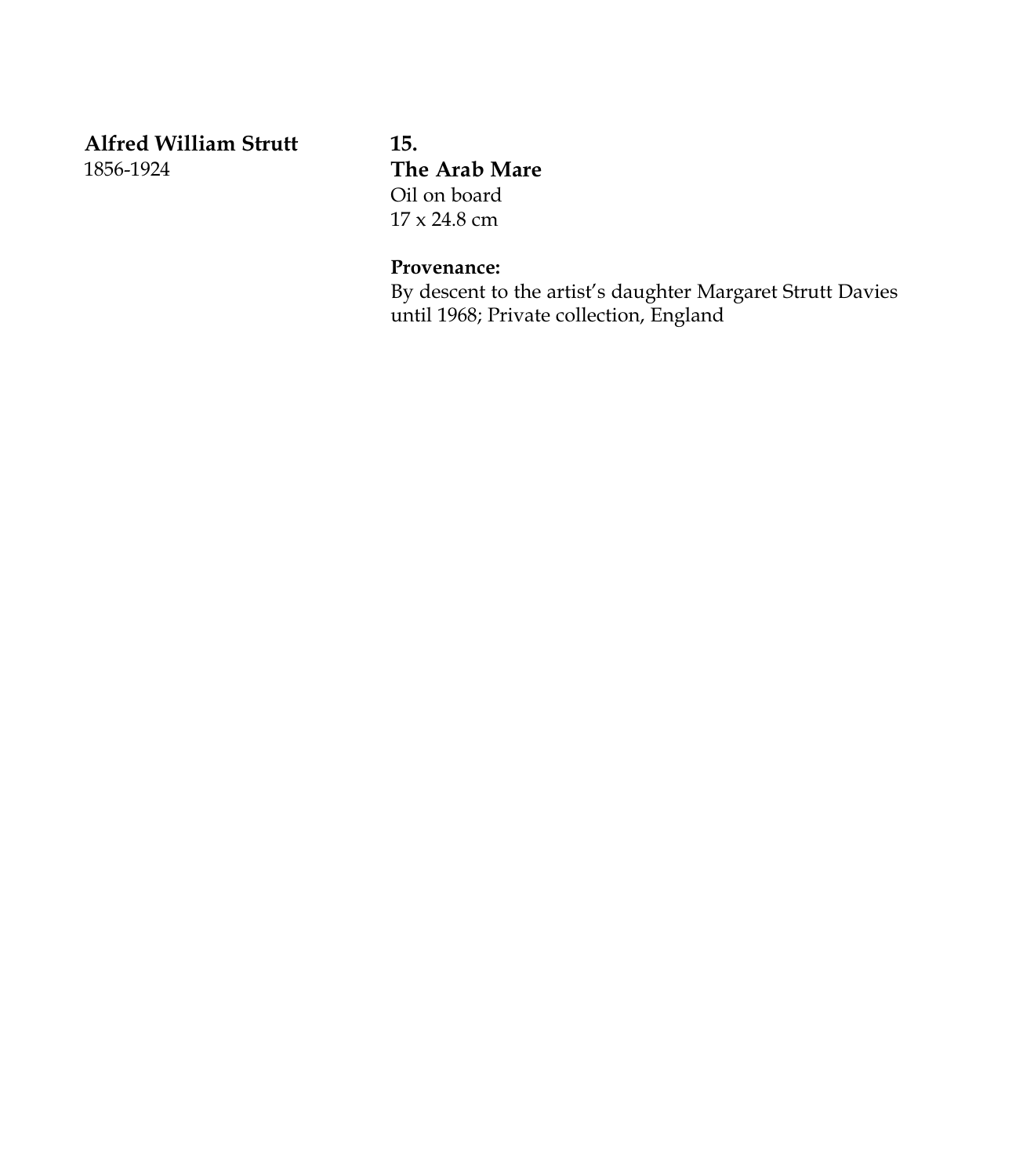**Alfred William Strutt**
1856-1924

**15.**
**The Arab Mare**
Oil on board
17 x 24.8 cm

**Provenance:**
By descent to the artist's daughter Margaret Strutt Davies until 1968; Private collection, England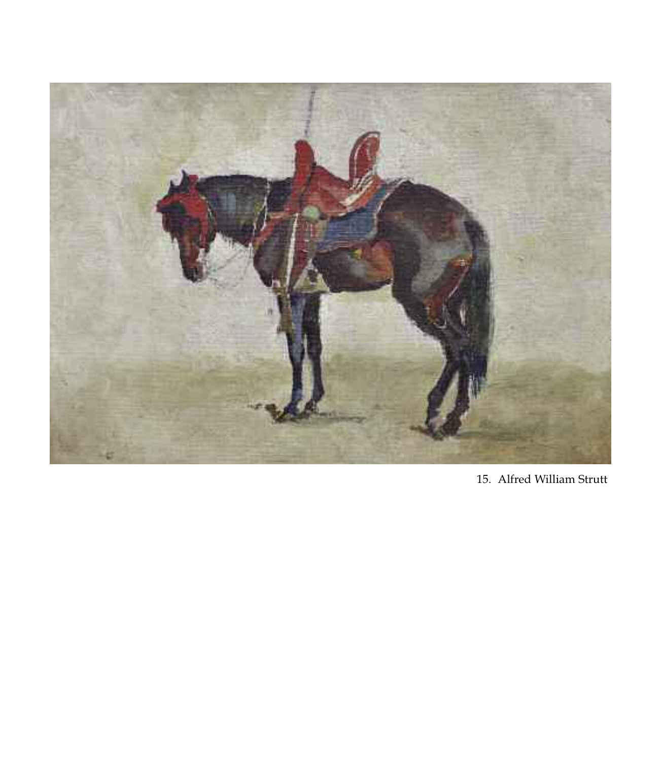15. Alfred William Strutt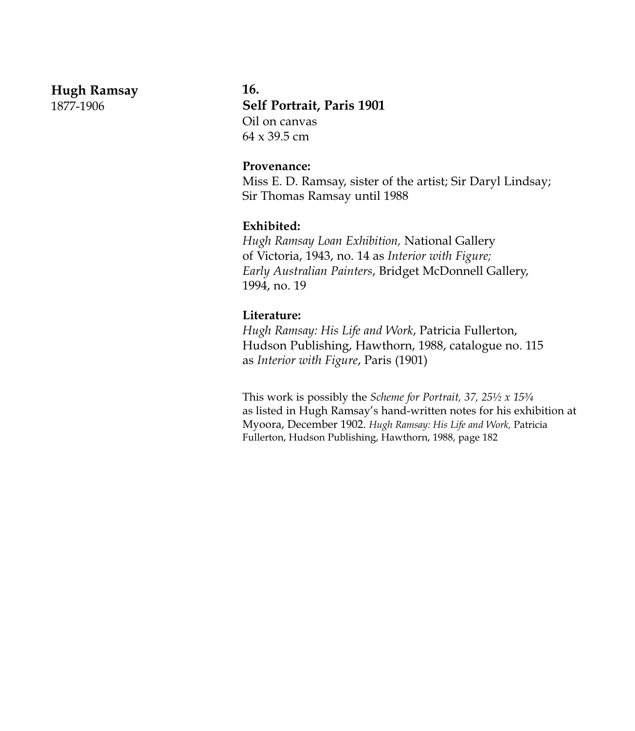**Hugh Ramsay**
1877-1906

**16.**
**Self Portrait, Paris 1901**
Oil on canvas
64 x 39.5 cm

**Provenance:**
Miss E. D. Ramsay, sister of the artist; Sir Daryl Lindsay; Sir Thomas Ramsay until 1988

**Exhibited:**
*Hugh Ramsay Loan Exhibition,* National Gallery of Victoria, 1943, no. 14 as *Interior with Figure; Early Australian Painters*, Bridget McDonnell Gallery, 1994, no. 19

**Literature:**
*Hugh Ramsay: His Life and Work*, Patricia Fullerton, Hudson Publishing, Hawthorn, 1988, catalogue no. 115 as *Interior with Figure*, Paris (1901)

This work is possibly the *Scheme for Portrait, 37, 25½ x 15¾* as listed in Hugh Ramsay's hand-written notes for his exhibition at Myoora, December 1902. *Hugh Ramsay: His Life and Work,* Patricia Fullerton, Hudson Publishing, Hawthorn, 1988, page 182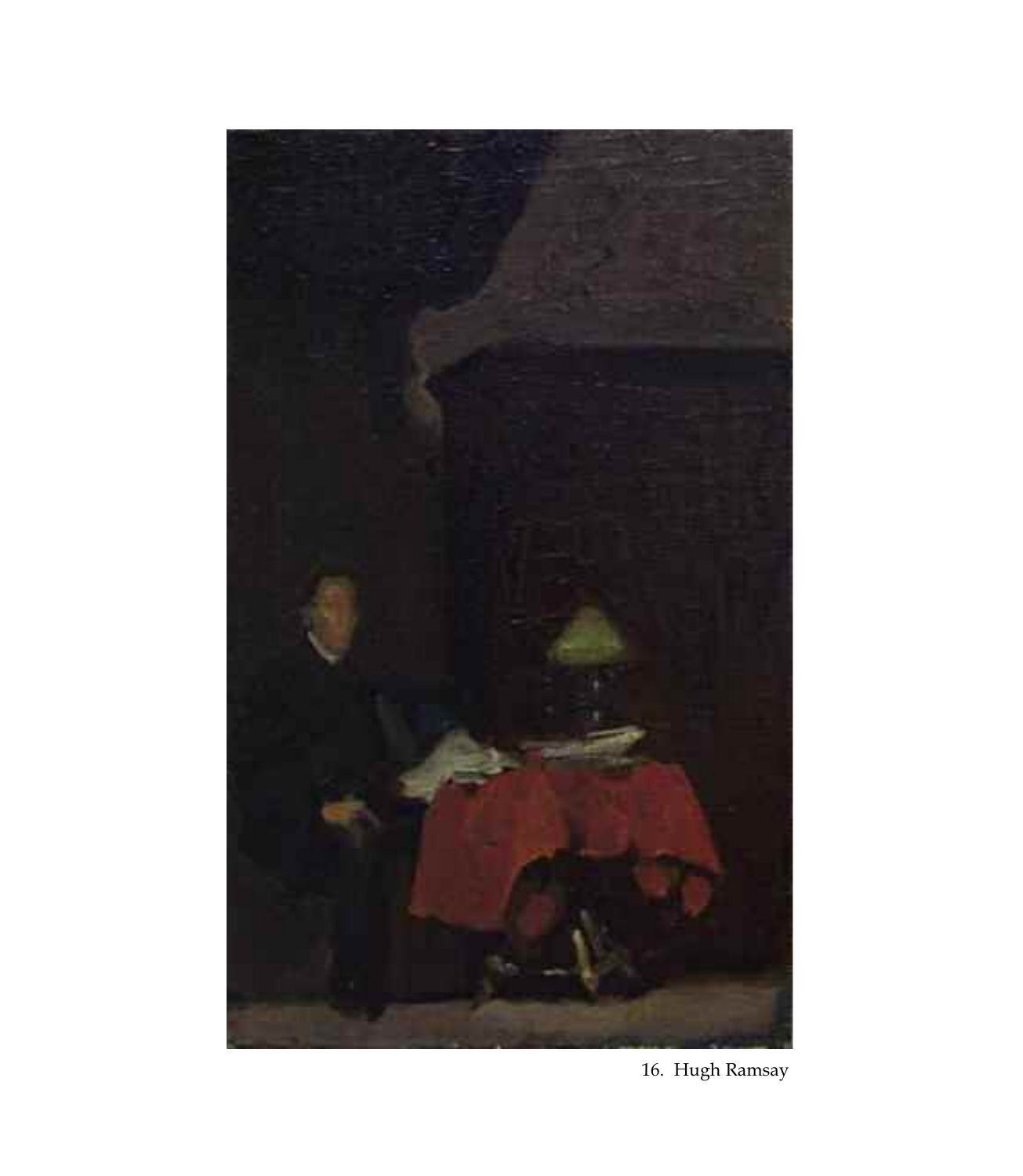16. Hugh Ramsay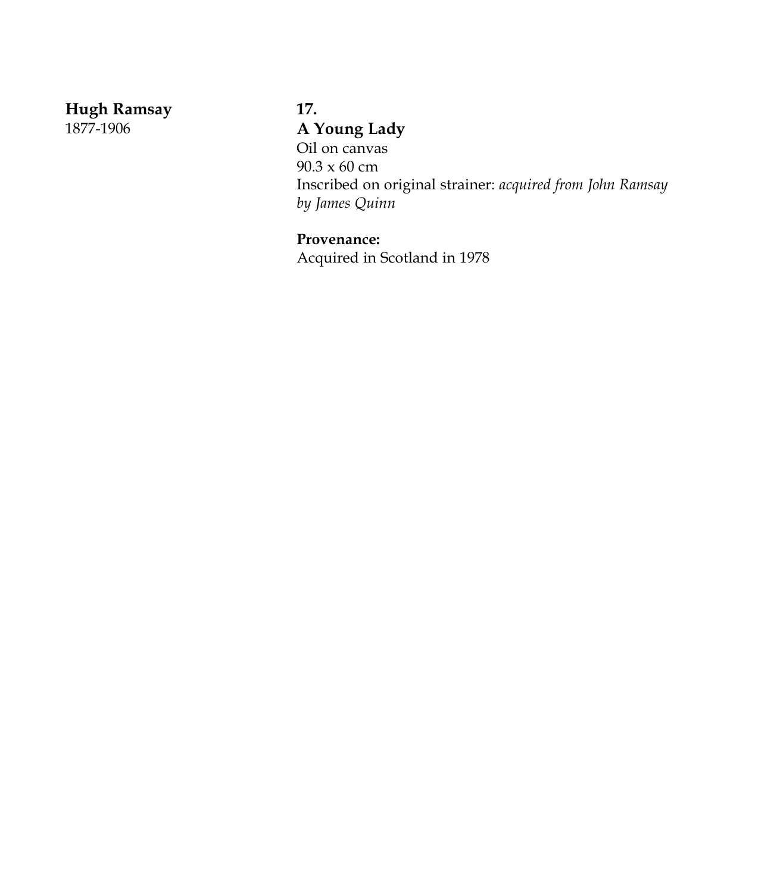**Hugh Ramsay**
1877-1906

**17.**
**A Young Lady**
Oil on canvas
90.3 x 60 cm
Inscribed on original strainer: *acquired from John Ramsay by James Quinn*

**Provenance:**
Acquired in Scotland in 1978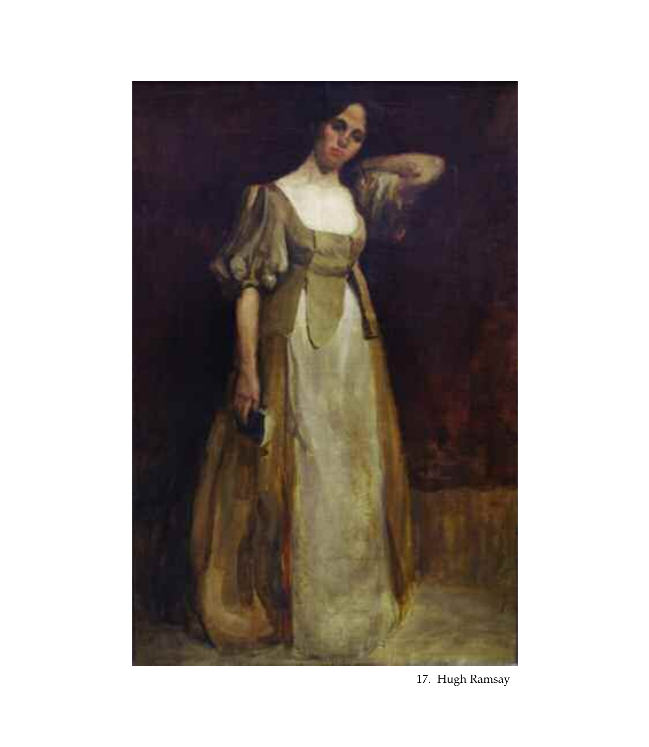17. Hugh Ramsay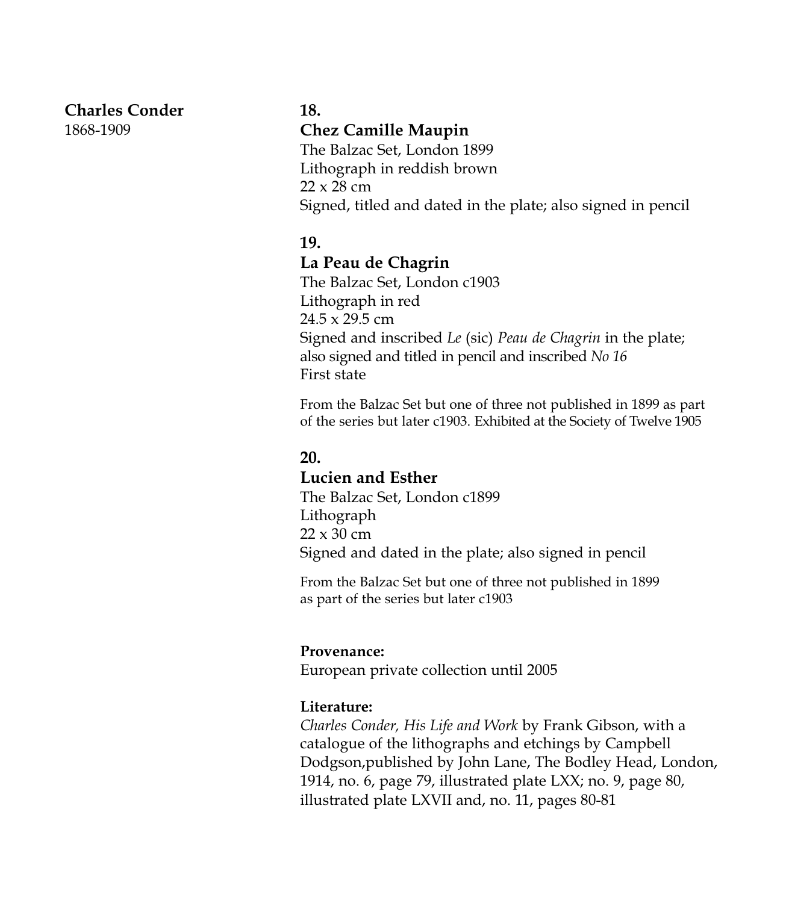**Charles Conder**
1868-1909

**18.**
**Chez Camille Maupin**
The Balzac Set, London 1899
Lithograph in reddish brown
22 x 28 cm
Signed, titled and dated in the plate; also signed in pencil

**19.**
**La Peau de Chagrin**
The Balzac Set, London c1903
Lithograph in red
24.5 x 29.5 cm
Signed and inscribed *Le* (sic) *Peau de Chagrin* in the plate; also signed and titled in pencil and inscribed *No 16*
First state

From the Balzac Set but one of three not published in 1899 as part of the series but later c1903. Exhibited at the Society of Twelve 1905

**20.**
**Lucien and Esther**
The Balzac Set, London c1899
Lithograph
22 x 30 cm
Signed and dated in the plate; also signed in pencil

From the Balzac Set but one of three not published in 1899 as part of the series but later c1903

**Provenance:**
European private collection until 2005

**Literature:**
*Charles Conder, His Life and Work* by Frank Gibson, with a catalogue of the lithographs and etchings by Campbell Dodgson,published by John Lane, The Bodley Head, London, 1914, no. 6, page 79, illustrated plate LXX; no. 9, page 80, illustrated plate LXVII and, no. 11, pages 80-81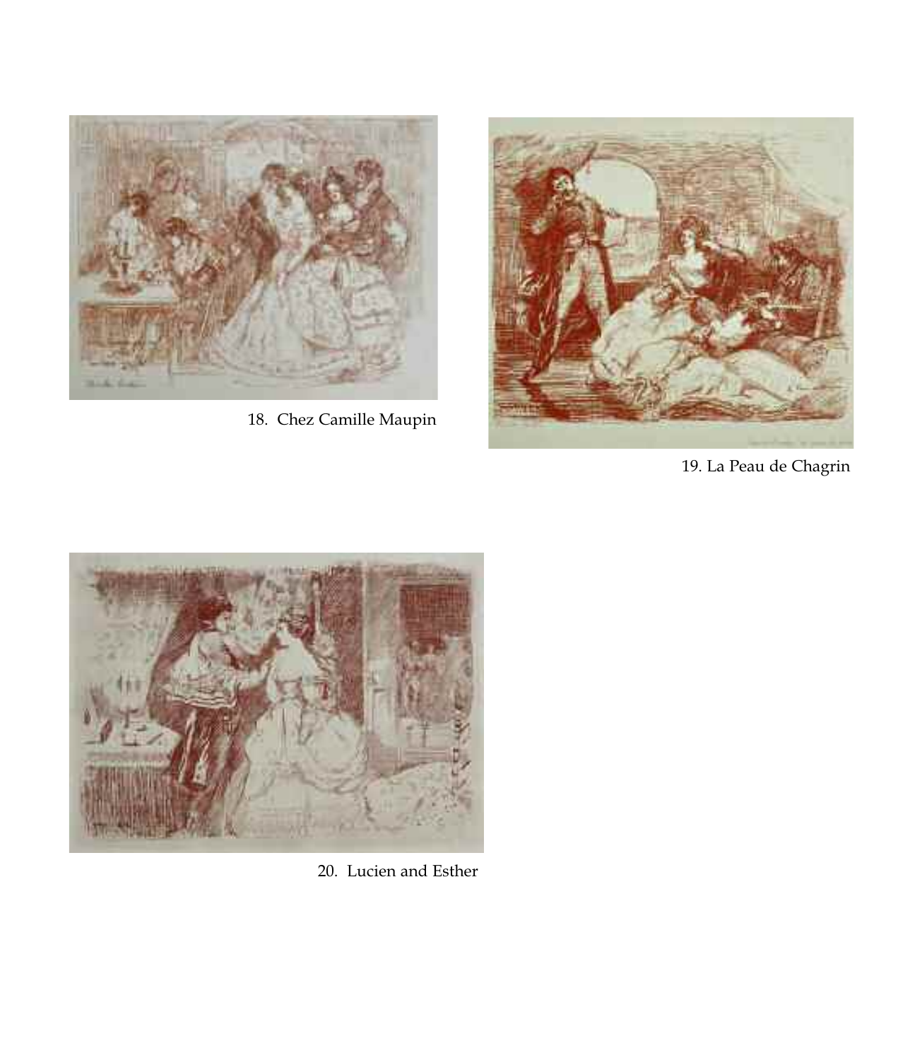18. Chez Camille Maupin

19. La Peau de Chagrin

20. Lucien and Esther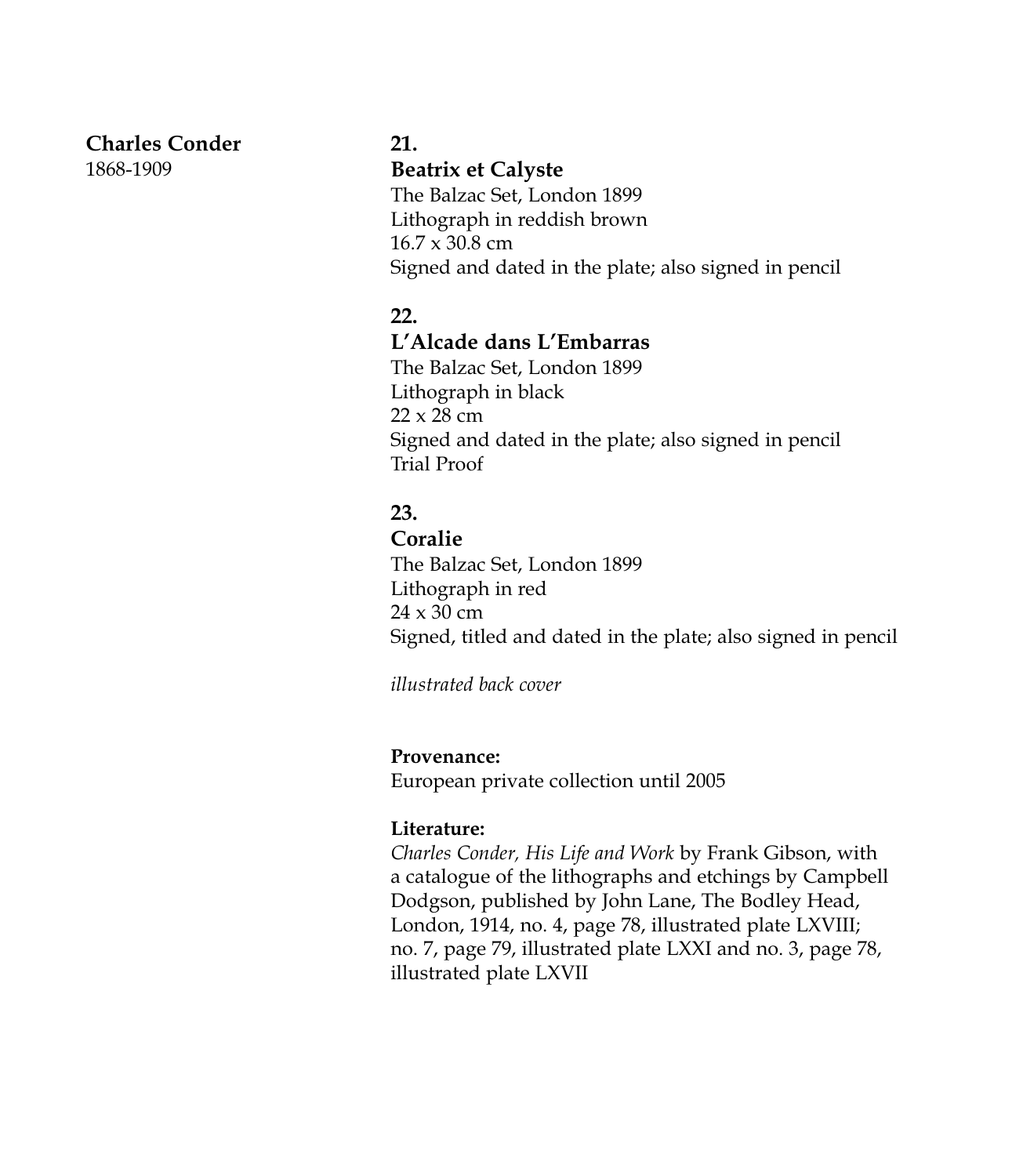**Charles Conder**
1868-1909

**21.**
**Beatrix et Calyste**
The Balzac Set, London 1899
Lithograph in reddish brown
16.7 x 30.8 cm
Signed and dated in the plate; also signed in pencil

**22.**
**L'Alcade dans L'Embarras**
The Balzac Set, London 1899
Lithograph in black
22 x 28 cm
Signed and dated in the plate; also signed in pencil
Trial Proof

**23.**
**Coralie**
The Balzac Set, London 1899
Lithograph in red
24 x 30 cm
Signed, titled and dated in the plate; also signed in pencil

*illustrated back cover*

**Provenance:**
European private collection until 2005

**Literature:**
*Charles Conder, His Life and Work* by Frank Gibson, with a catalogue of the lithographs and etchings by Campbell Dodgson, published by John Lane, The Bodley Head, London, 1914, no. 4, page 78, illustrated plate LXVIII; no. 7, page 79, illustrated plate LXXI and no. 3, page 78, illustrated plate LXVII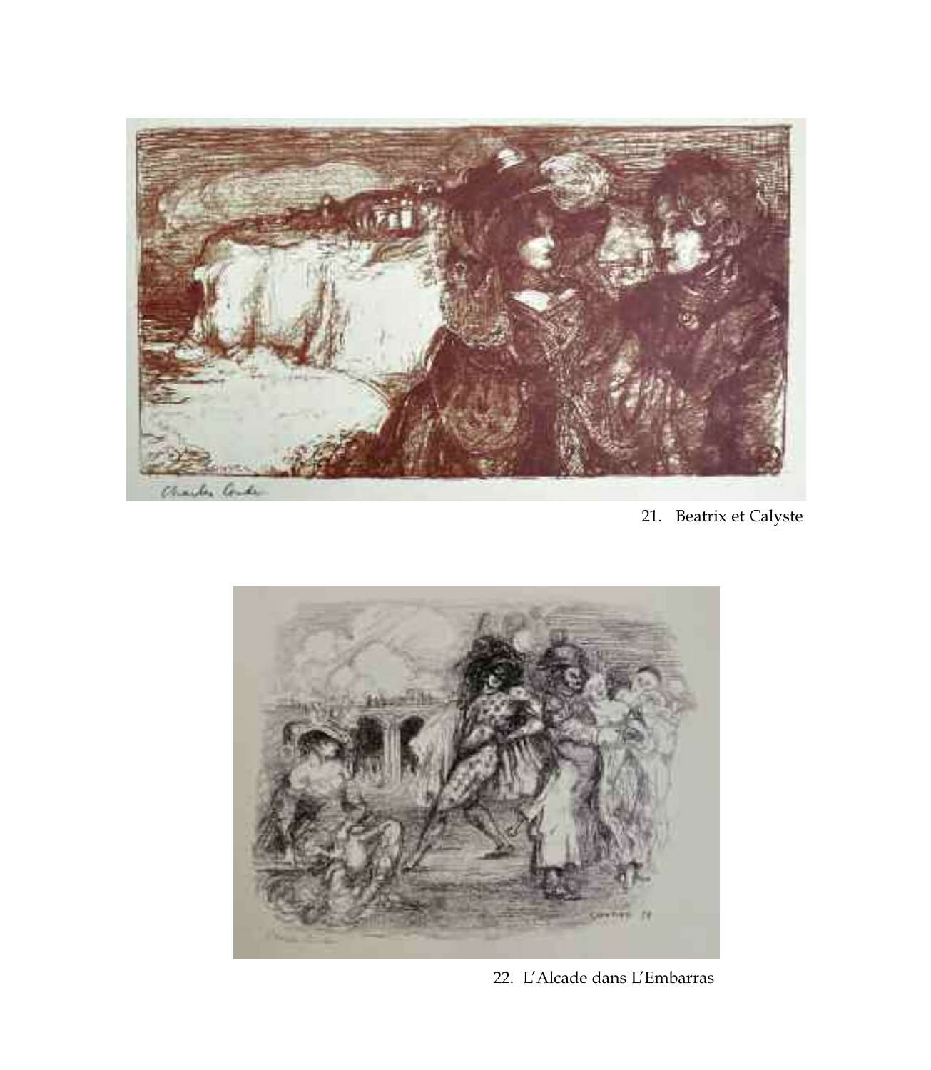21. Beatrix et Calyste

22. L'Alcade dans L'Embarras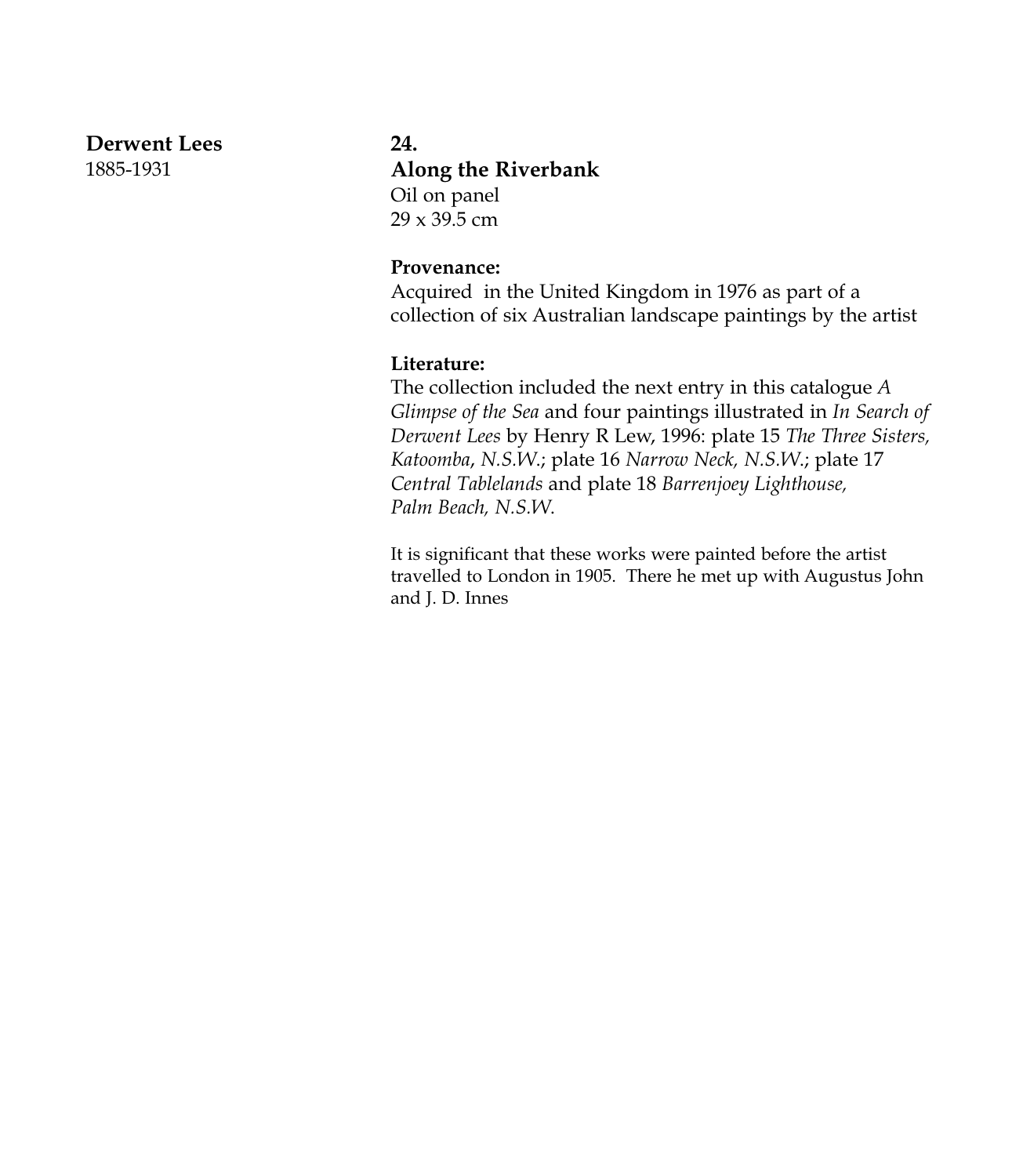**Derwent Lees**
1885-1931

**24.**
**Along the Riverbank**
Oil on panel
29 x 39.5 cm

**Provenance:**
Acquired in the United Kingdom in 1976 as part of a collection of six Australian landscape paintings by the artist

**Literature:**
The collection included the next entry in this catalogue *A Glimpse of the Sea* and four paintings illustrated in *In Search of Derwent Lees* by Henry R Lew, 1996: plate 15 *The Three Sisters, Katoomba*, *N.S.W.*; plate 16 *Narrow Neck, N.S.W.*; plate 17 *Central Tablelands* and plate 18 *Barrenjoey Lighthouse, Palm Beach, N.S.W.*

It is significant that these works were painted before the artist travelled to London in 1905. There he met up with Augustus John and J. D. Innes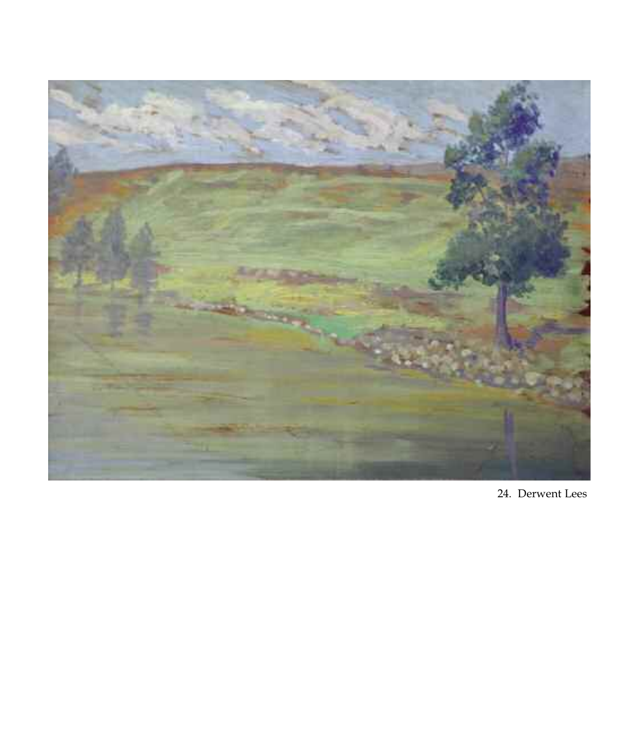24. Derwent Lees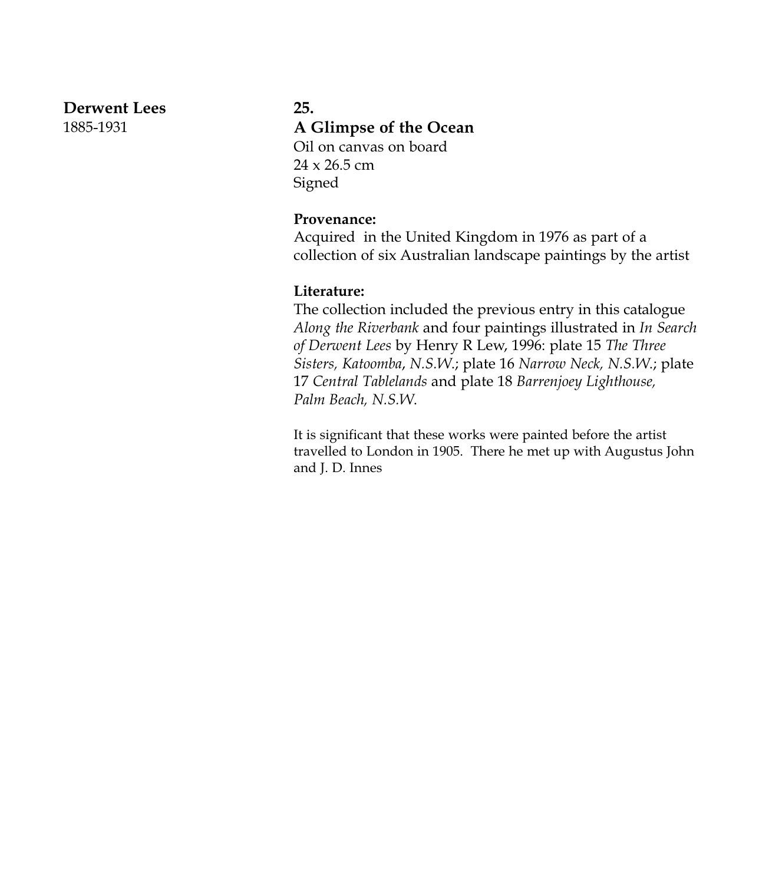**Derwent Lees**
1885-1931

**25.**
**A Glimpse of the Ocean**
Oil on canvas on board
24 x 26.5 cm
Signed

**Provenance:**
Acquired in the United Kingdom in 1976 as part of a collection of six Australian landscape paintings by the artist

**Literature:**
The collection included the previous entry in this catalogue *Along the Riverbank* and four paintings illustrated in *In Search of Derwent Lees* by Henry R Lew, 1996: plate 15 *The Three Sisters, Katoomba*, *N.S.W.*; plate 16 *Narrow Neck, N.S.W.*; plate 17 *Central Tablelands* and plate 18 *Barrenjoey Lighthouse, Palm Beach, N.S.W*.

It is significant that these works were painted before the artist travelled to London in 1905. There he met up with Augustus John and J. D. Innes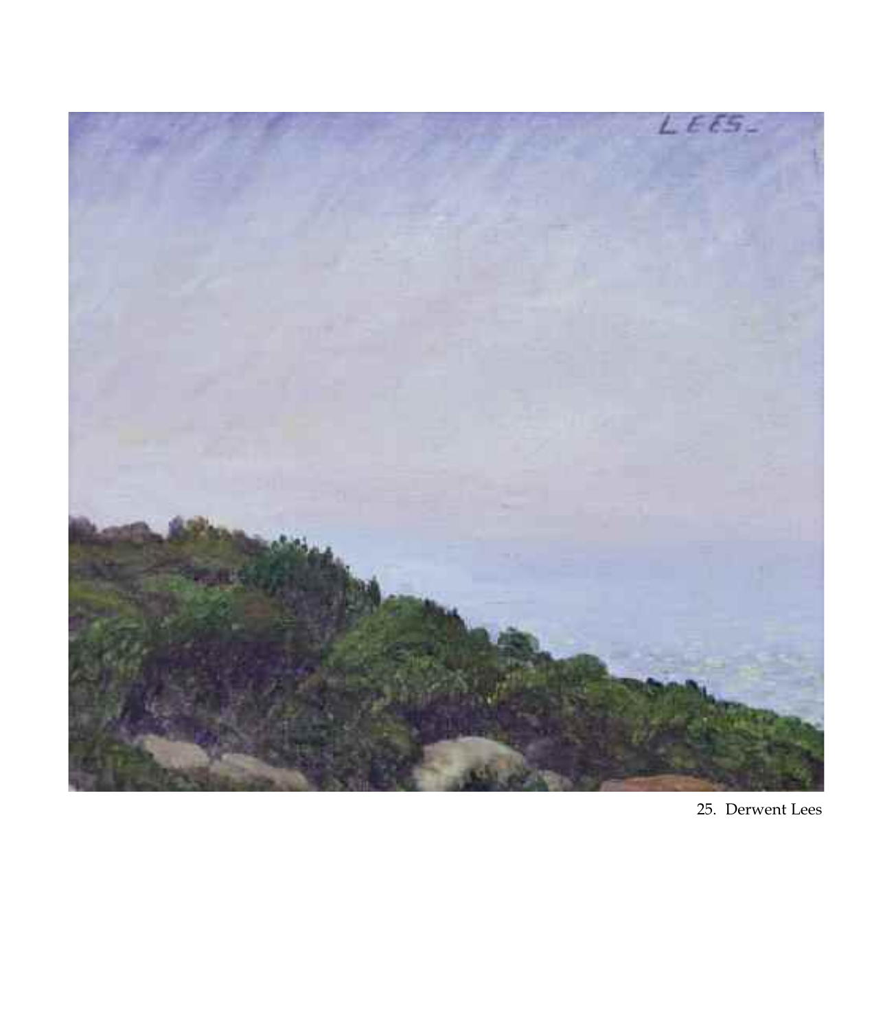25. Derwent Lees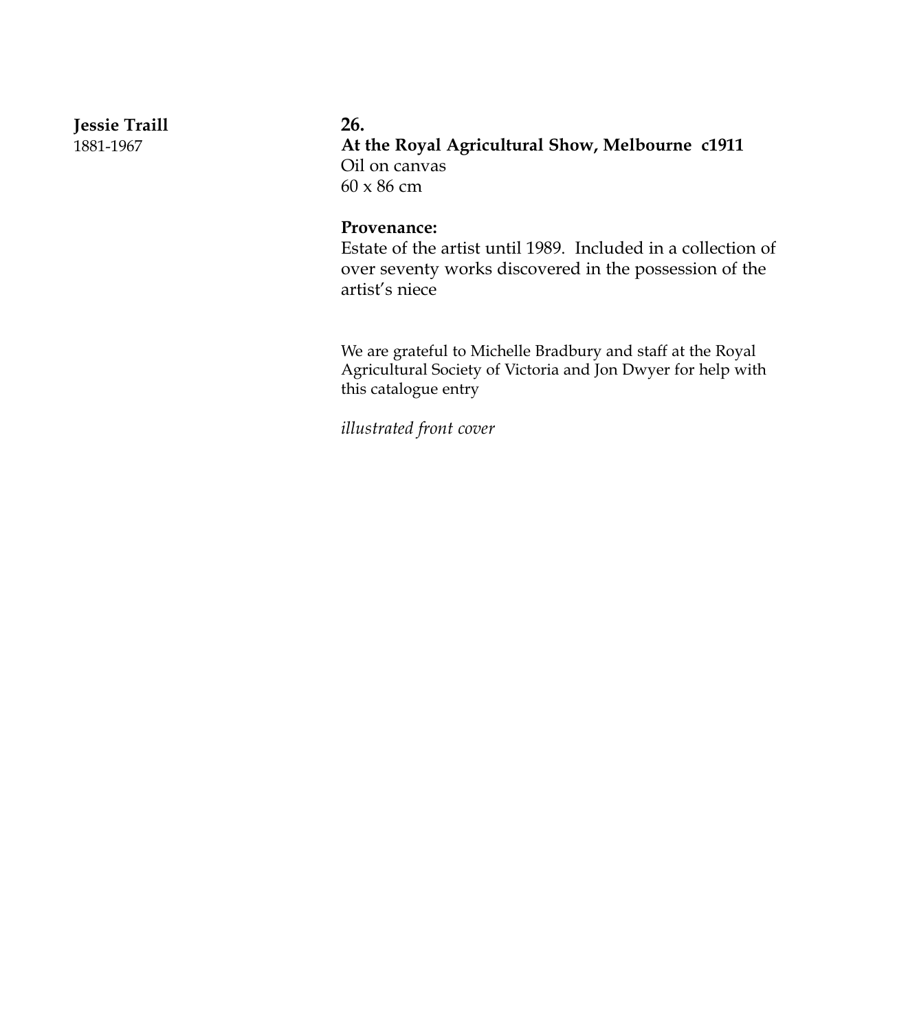**Jessie Traill**
1881-1967

**26.**
**At the Royal Agricultural Show, Melbourne  c1911**
Oil on canvas
60 x 86 cm

**Provenance:**
Estate of the artist until 1989.  Included in a collection of over seventy works discovered in the possession of the artist's niece

We are grateful to Michelle Bradbury and staff at the Royal Agricultural Society of Victoria and Jon Dwyer for help with this catalogue entry

*illustrated front cover*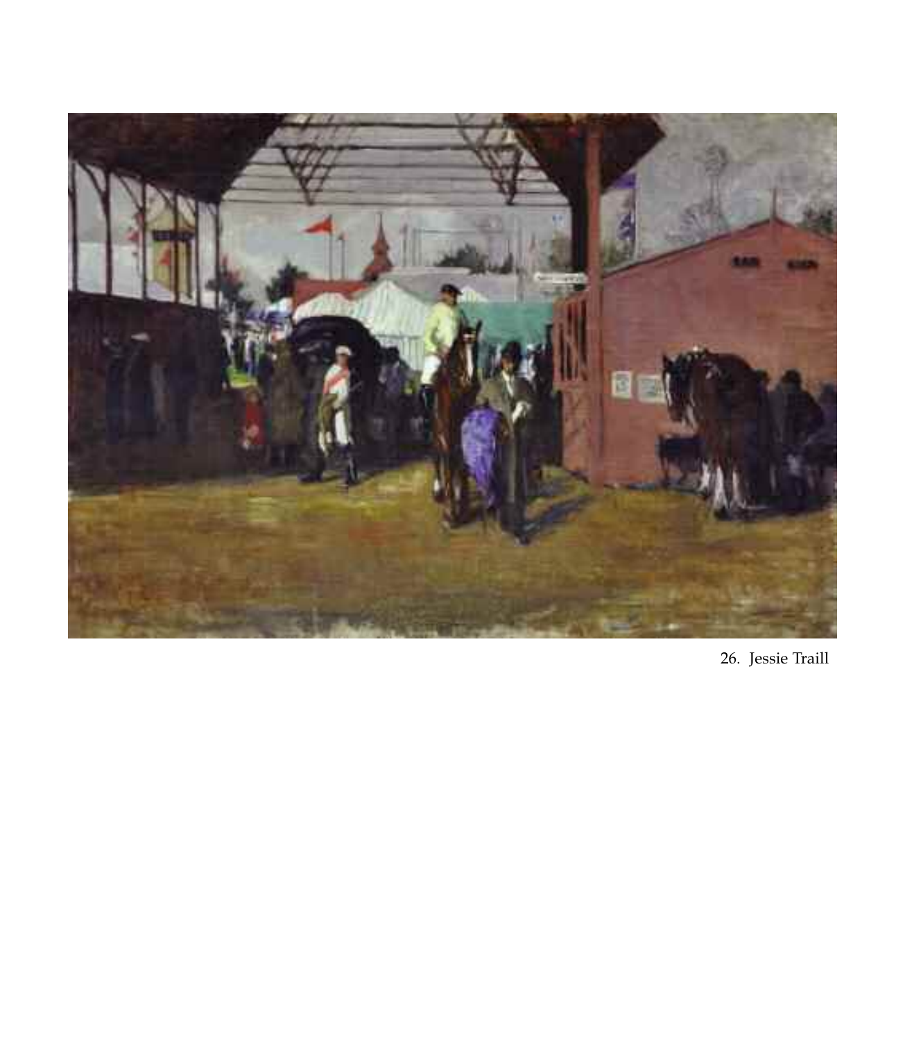26. Jessie Traill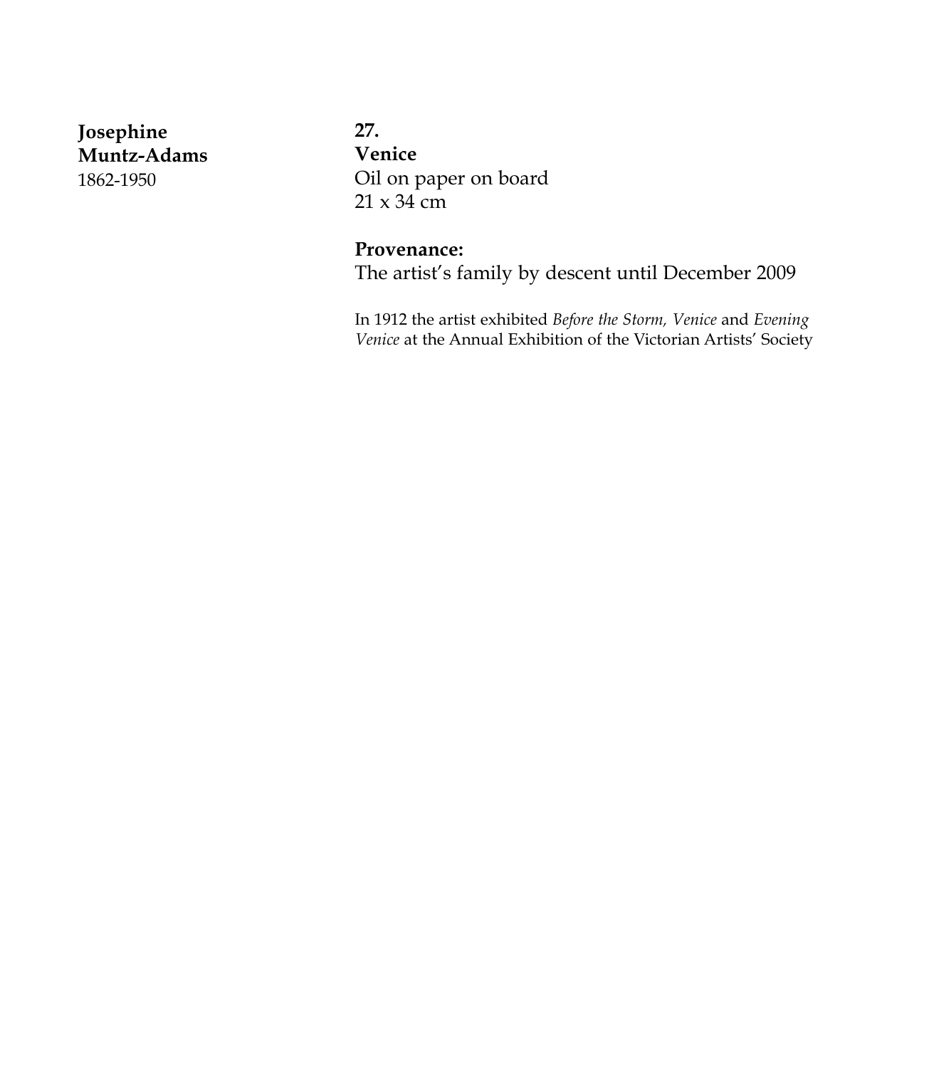**Josephine Muntz-Adams**
1862-1950

**27.**
**Venice**
Oil on paper on board
21 x 34 cm

**Provenance:**
The artist's family by descent until December 2009

In 1912 the artist exhibited *Before the Storm, Venice* and *Evening Venice* at the Annual Exhibition of the Victorian Artists' Society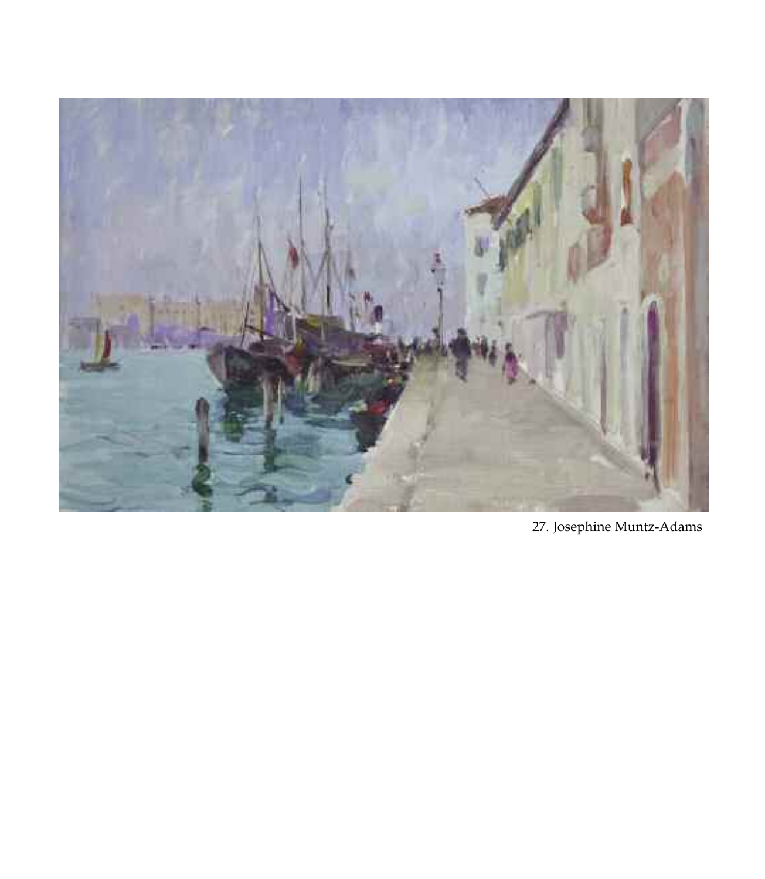27. Josephine Muntz-Adams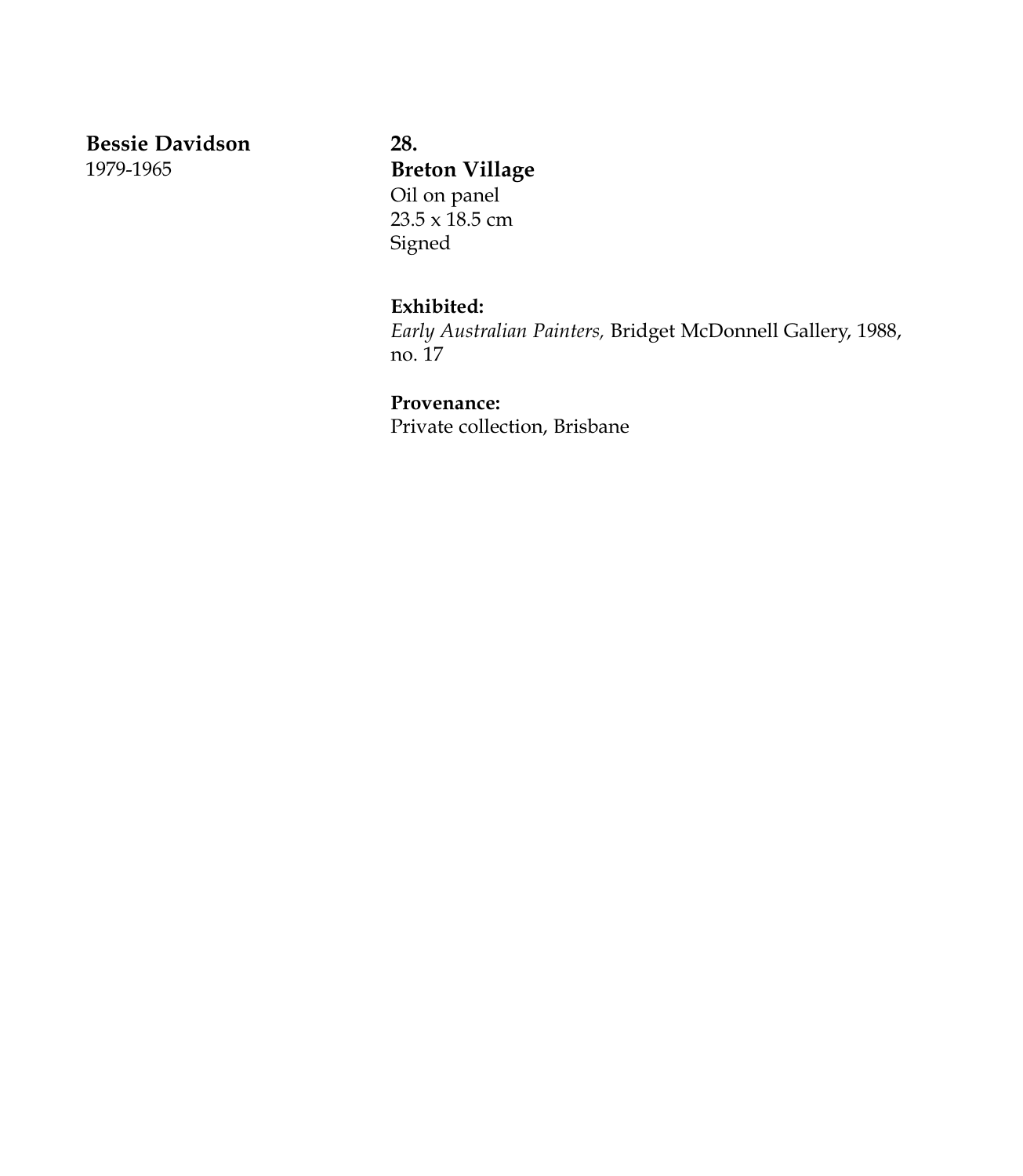**Bessie Davidson**
1979-1965

**28.**
**Breton Village**
Oil on panel
23.5 x 18.5 cm
Signed

**Exhibited:**
*Early Australian Painters,* Bridget McDonnell Gallery, 1988, no. 17

**Provenance:**
Private collection, Brisbane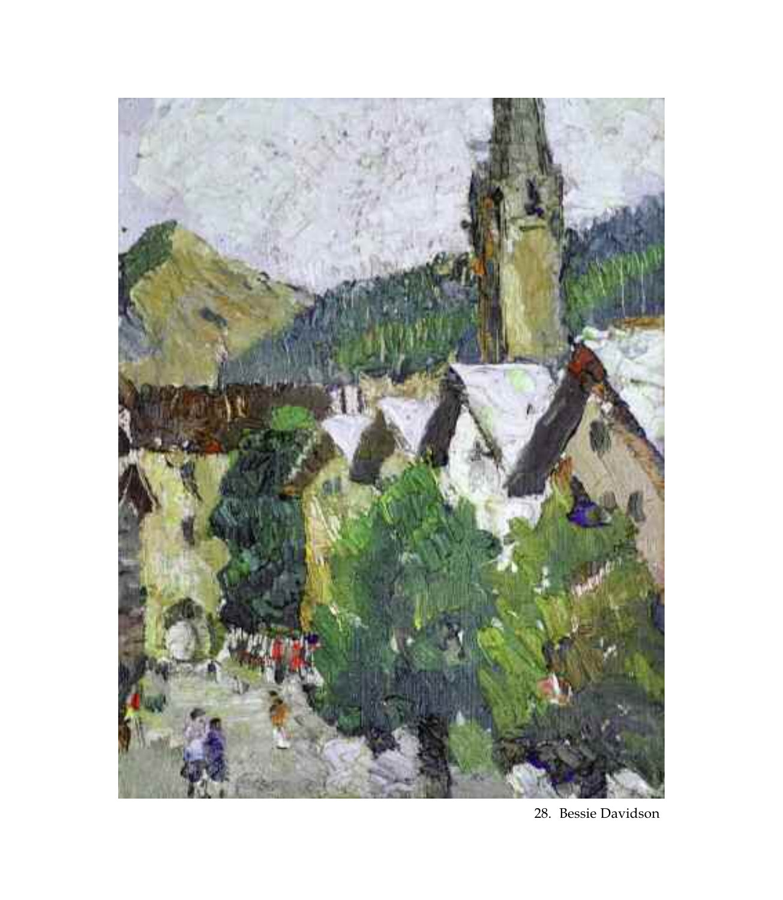28. Bessie Davidson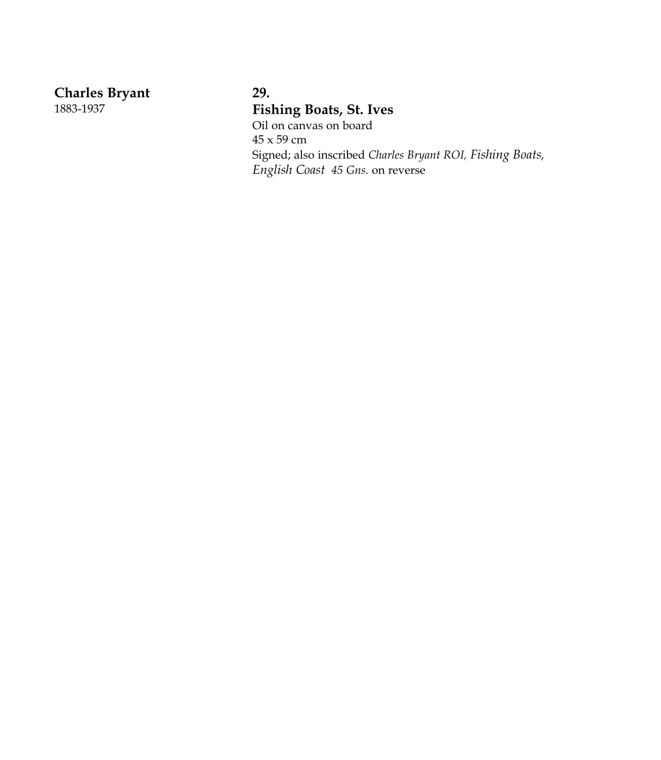**Charles Bryant**
1883-1937

**29.**
**Fishing Boats, St. Ives**
Oil on canvas on board
45 x 59 cm
Signed; also inscribed *Charles Bryant ROI, Fishing Boats, English Coast 45 Gns.* on reverse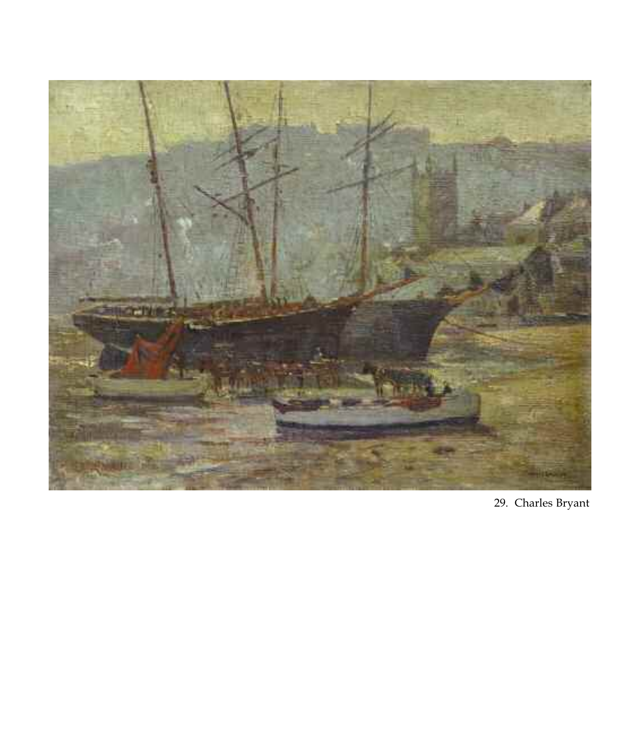29. Charles Bryant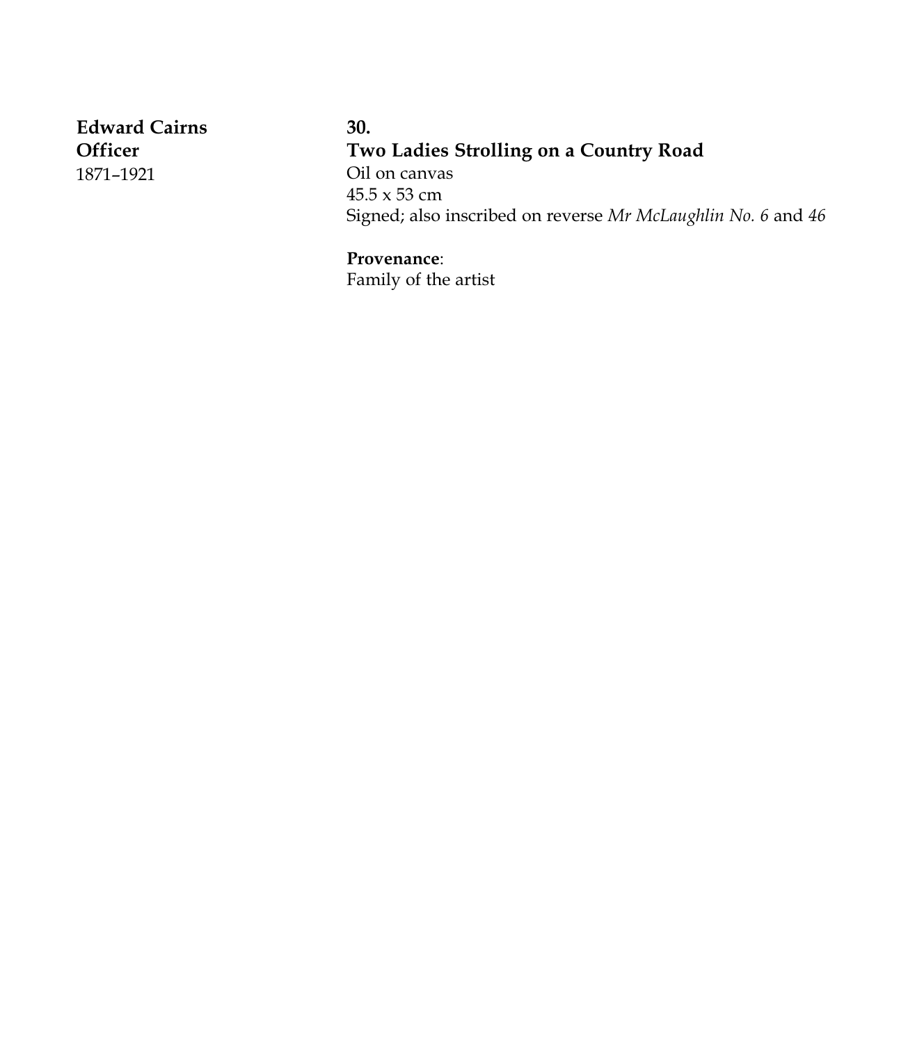**Edward Cairns Officer**
1871–1921

**30.**
**Two Ladies Strolling on a Country Road**
Oil on canvas
45.5 x 53 cm
Signed; also inscribed on reverse *Mr McLaughlin No. 6* and *46*

**Provenance**:
Family of the artist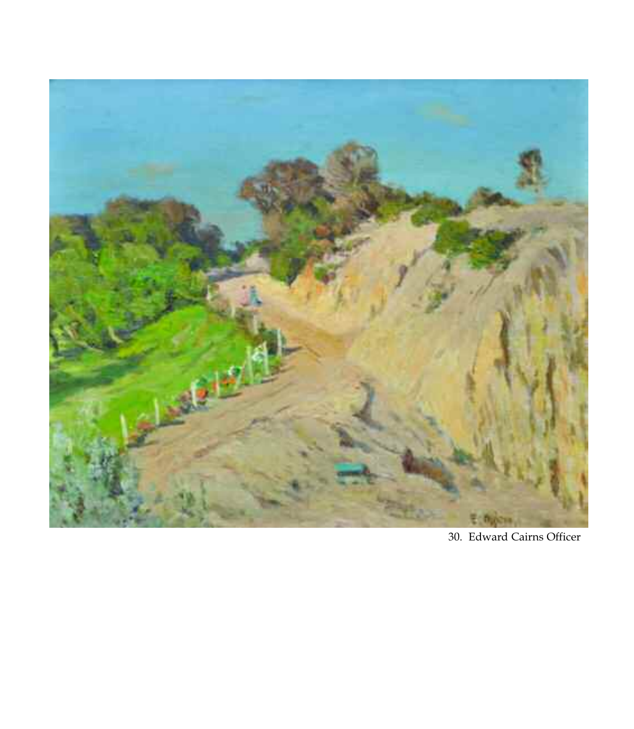30. Edward Cairns Officer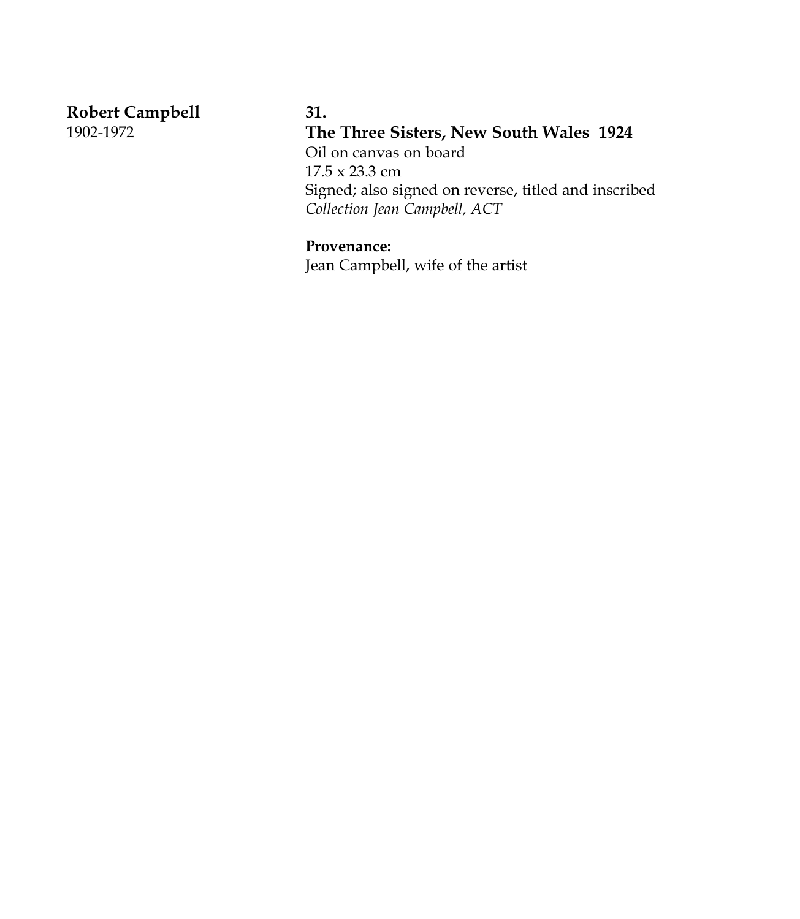**Robert Campbell**
1902-1972

**31.**
**The Three Sisters, New South Wales 1924**
Oil on canvas on board
17.5 x 23.3 cm
Signed; also signed on reverse, titled and inscribed
*Collection Jean Campbell, ACT*

**Provenance:**
Jean Campbell, wife of the artist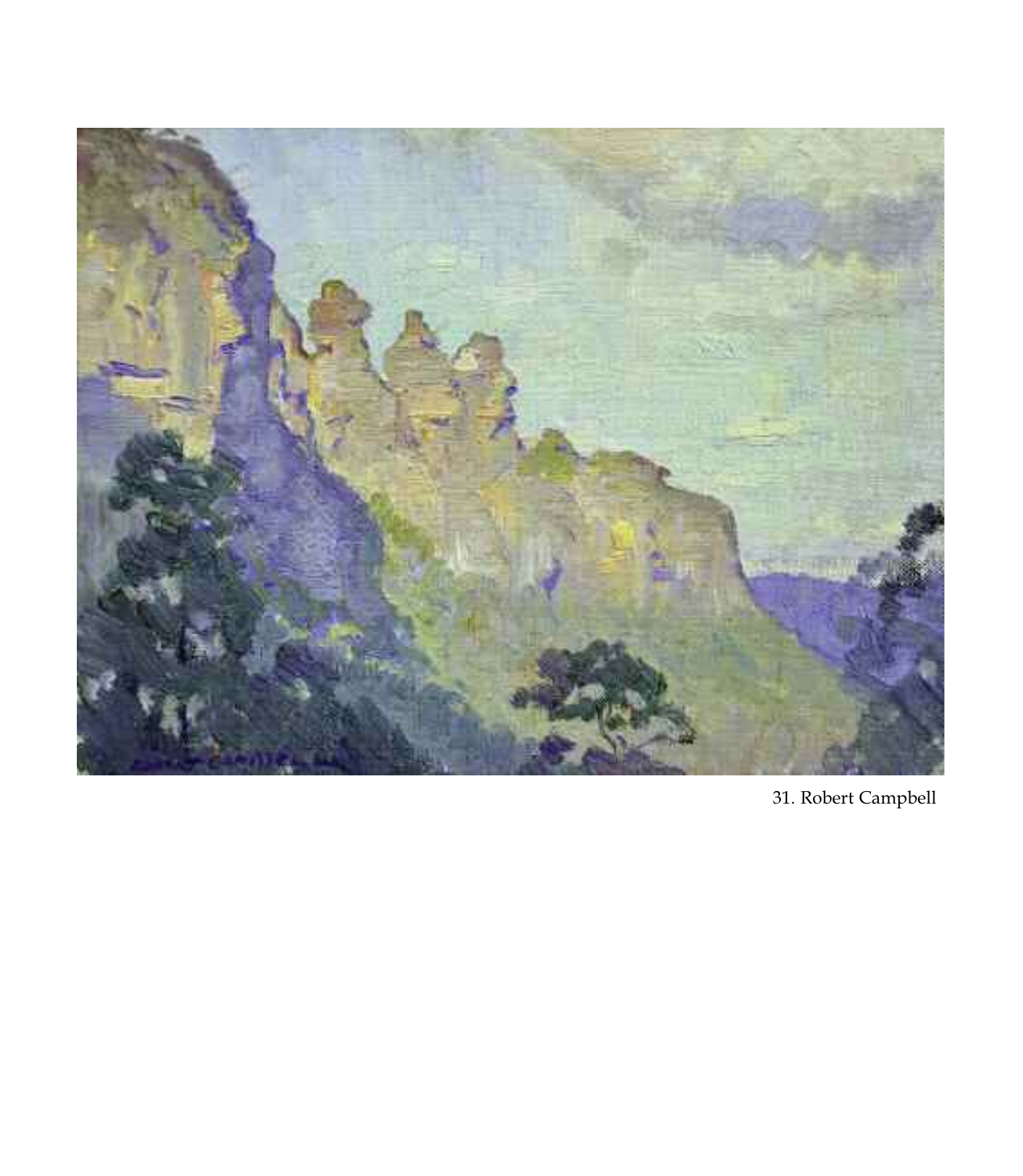31. Robert Campbell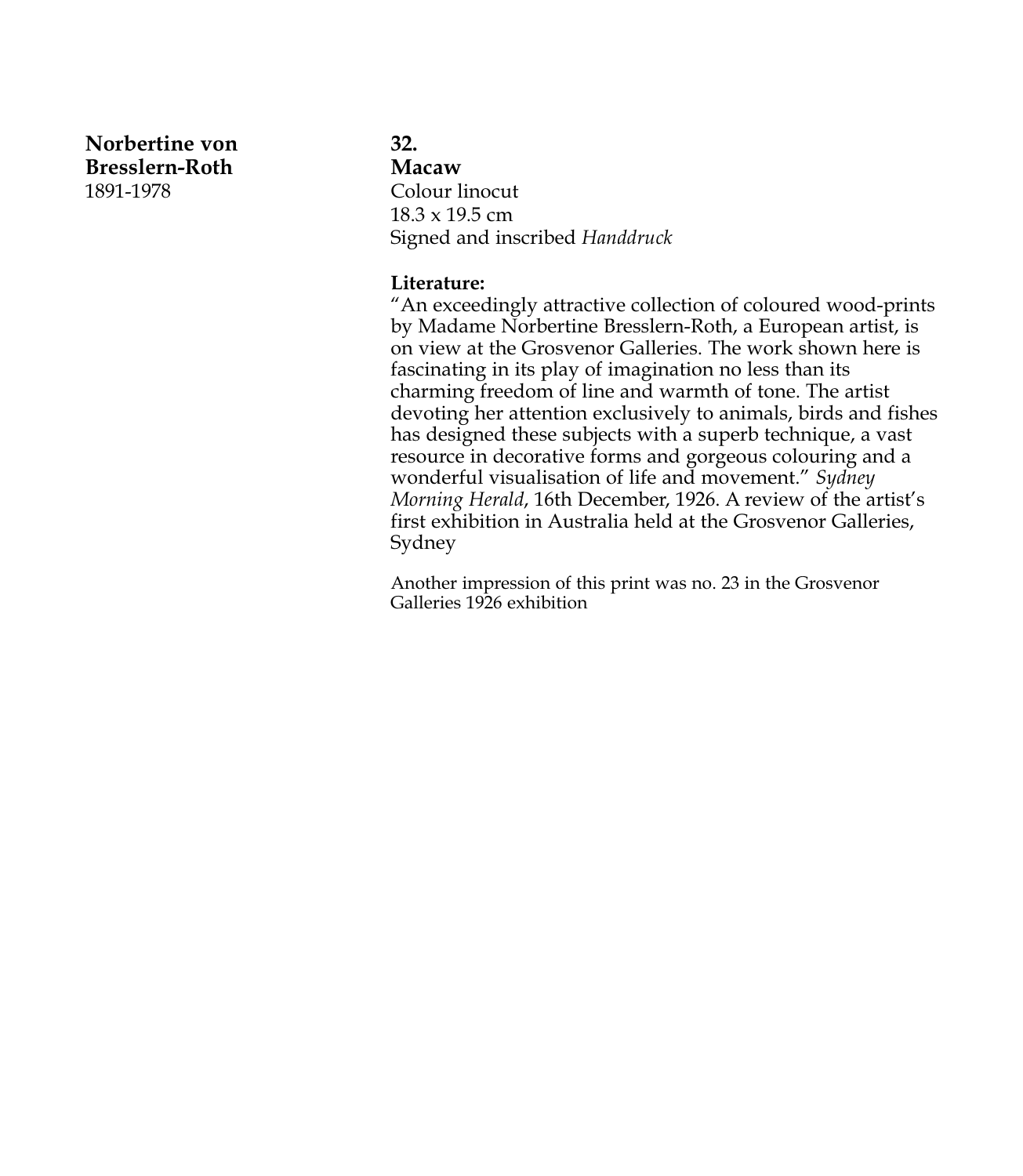**Norbertine von Bresslern-Roth**
1891-1978

**32.**
**Macaw**
Colour linocut
18.3 x 19.5 cm
Signed and inscribed *Handdruck*

**Literature:**
"An exceedingly attractive collection of coloured wood-prints by Madame Norbertine Bresslern-Roth, a European artist, is on view at the Grosvenor Galleries. The work shown here is fascinating in its play of imagination no less than its charming freedom of line and warmth of tone. The artist devoting her attention exclusively to animals, birds and fishes has designed these subjects with a superb technique, a vast resource in decorative forms and gorgeous colouring and a wonderful visualisation of life and movement." *Sydney Morning Herald*, 16th December, 1926. A review of the artist's first exhibition in Australia held at the Grosvenor Galleries, Sydney

Another impression of this print was no. 23 in the Grosvenor Galleries 1926 exhibition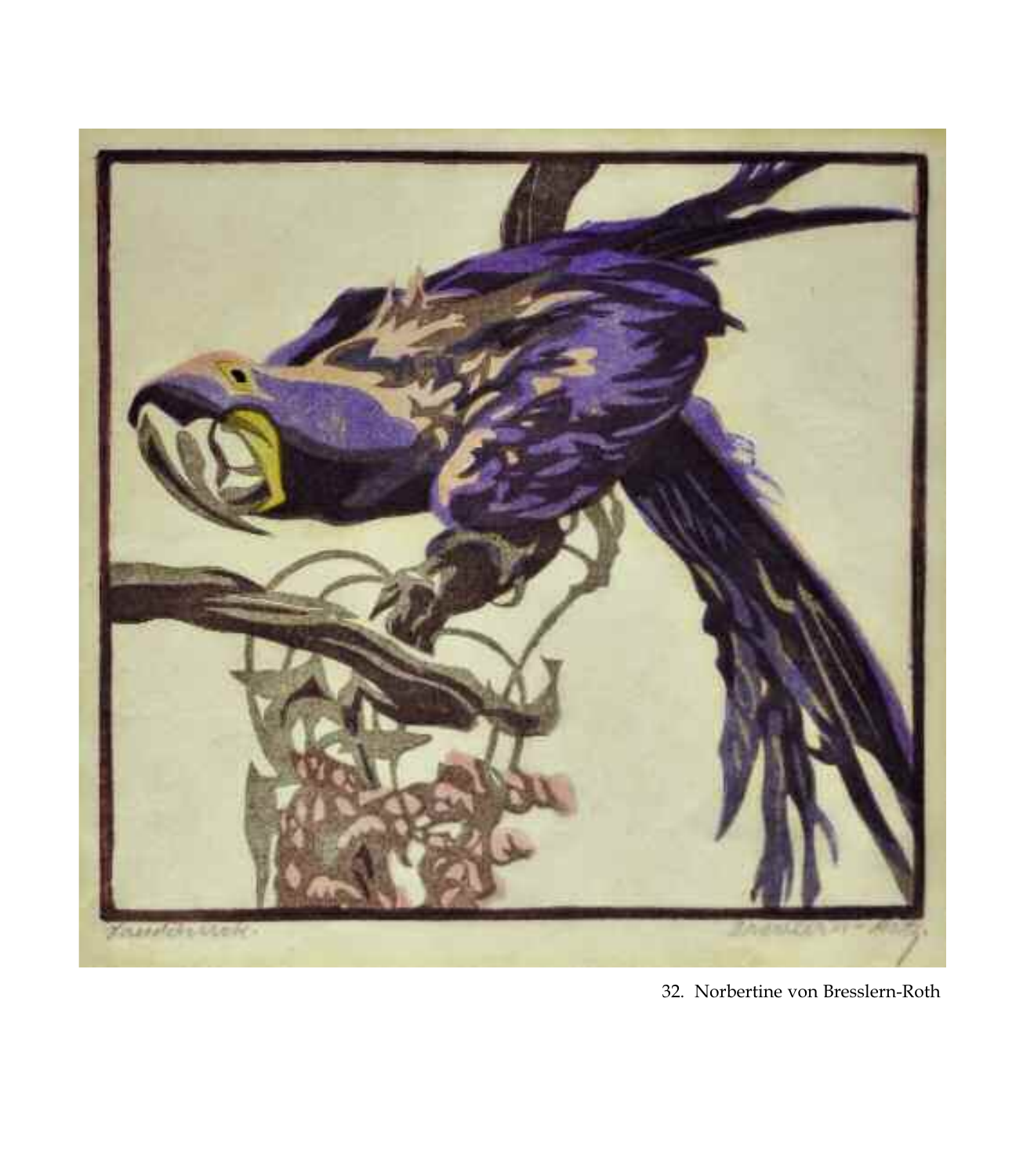32. Norbertine von Bresslern-Roth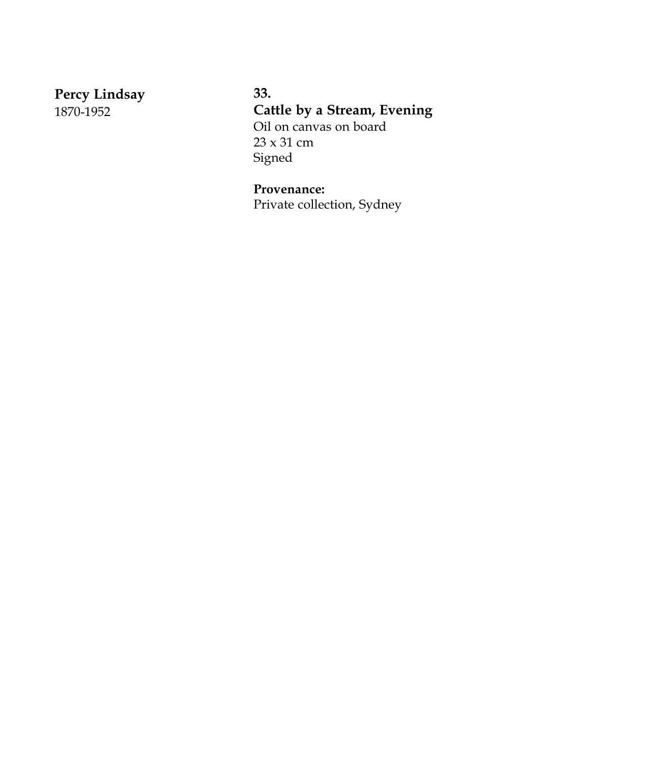**Percy Lindsay**
1870-1952

**33.**
**Cattle by a Stream, Evening**
Oil on canvas on board
23 x 31 cm
Signed

**Provenance:**
Private collection, Sydney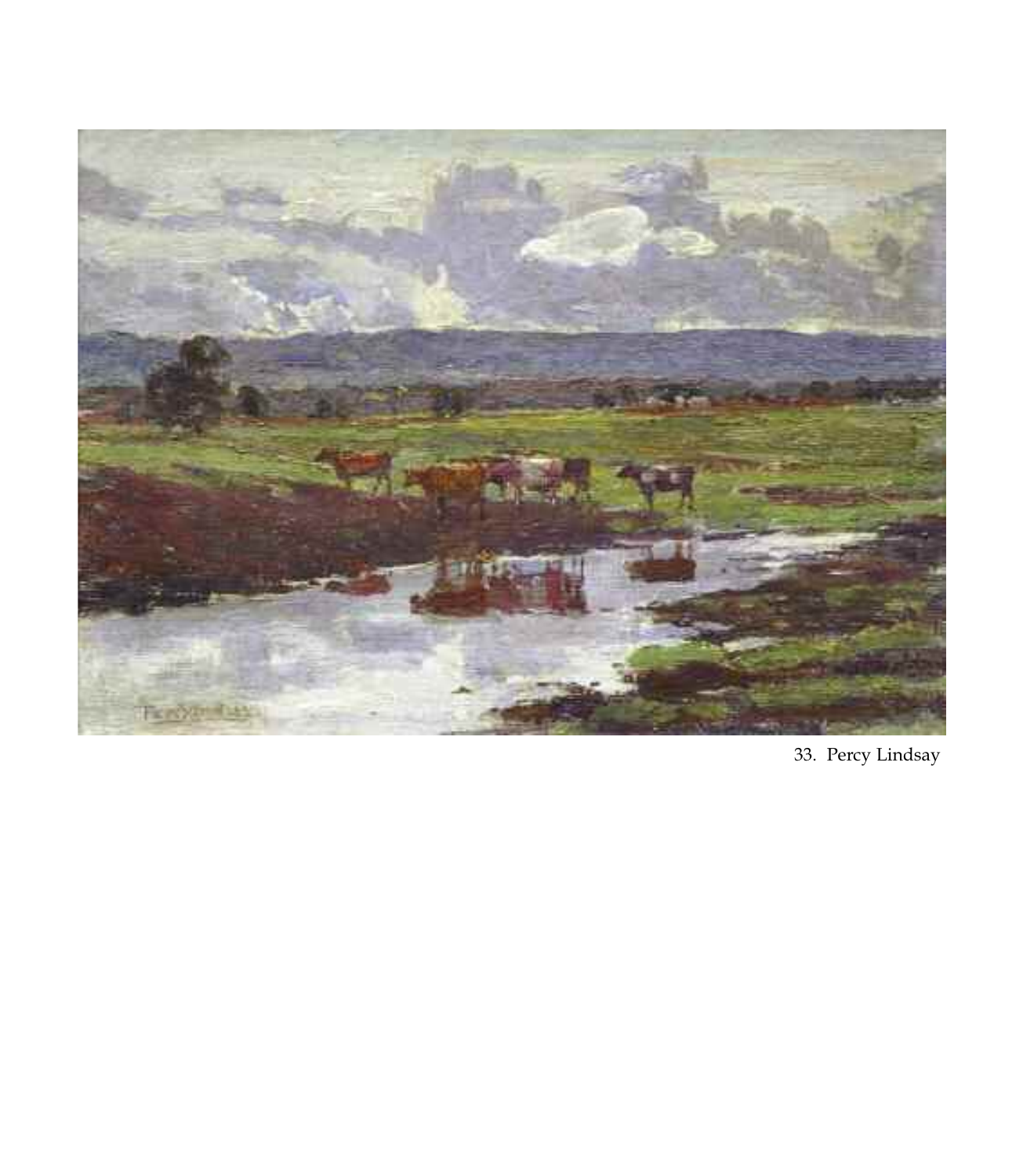33. Percy Lindsay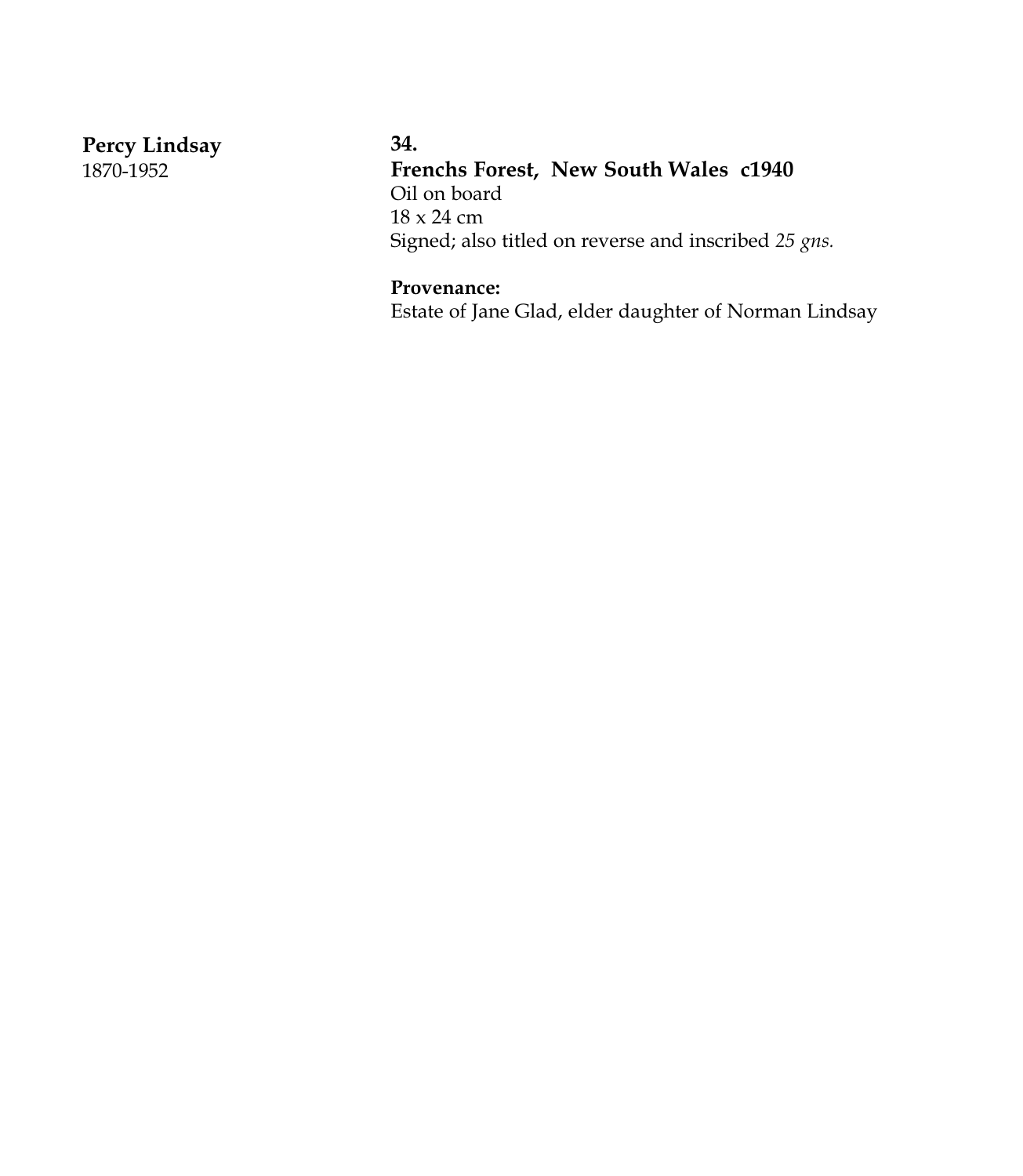**Percy Lindsay**
1870-1952

**34.**
**Frenchs Forest, New South Wales c1940**
Oil on board
18 x 24 cm
Signed; also titled on reverse and inscribed *25 gns.*

**Provenance:**
Estate of Jane Glad, elder daughter of Norman Lindsay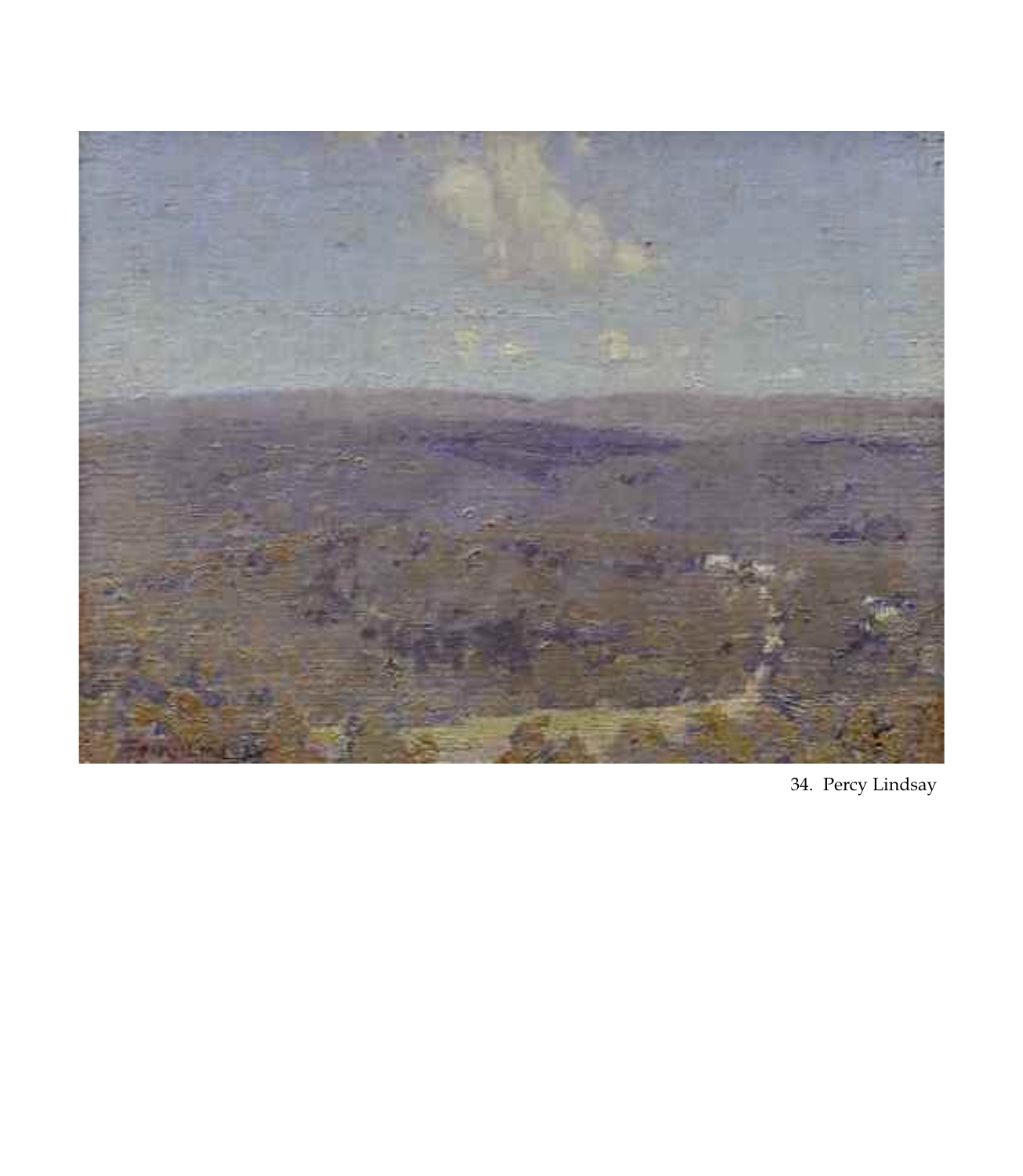34. Percy Lindsay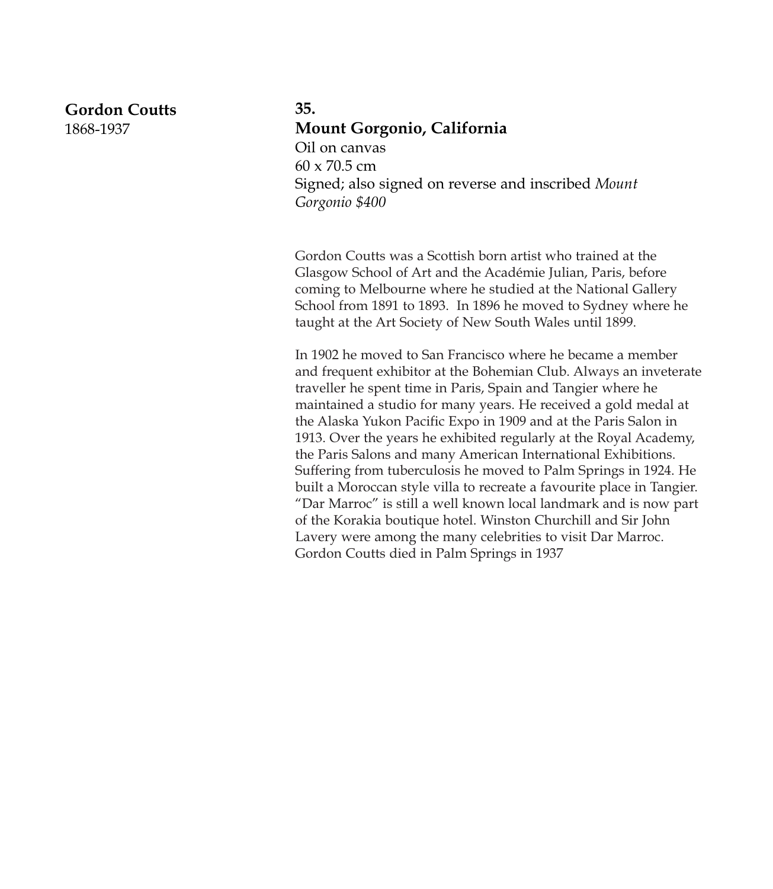**Gordon Coutts**
1868-1937

**35.**
**Mount Gorgonio, California**
Oil on canvas
60 x 70.5 cm
Signed; also signed on reverse and inscribed *Mount Gorgonio $400*

Gordon Coutts was a Scottish born artist who trained at the Glasgow School of Art and the Académie Julian, Paris, before coming to Melbourne where he studied at the National Gallery School from 1891 to 1893. In 1896 he moved to Sydney where he taught at the Art Society of New South Wales until 1899.

In 1902 he moved to San Francisco where he became a member and frequent exhibitor at the Bohemian Club. Always an inveterate traveller he spent time in Paris, Spain and Tangier where he maintained a studio for many years. He received a gold medal at the Alaska Yukon Pacific Expo in 1909 and at the Paris Salon in 1913. Over the years he exhibited regularly at the Royal Academy, the Paris Salons and many American International Exhibitions. Suffering from tuberculosis he moved to Palm Springs in 1924. He built a Moroccan style villa to recreate a favourite place in Tangier. "Dar Marroc" is still a well known local landmark and is now part of the Korakia boutique hotel. Winston Churchill and Sir John Lavery were among the many celebrities to visit Dar Marroc. Gordon Coutts died in Palm Springs in 1937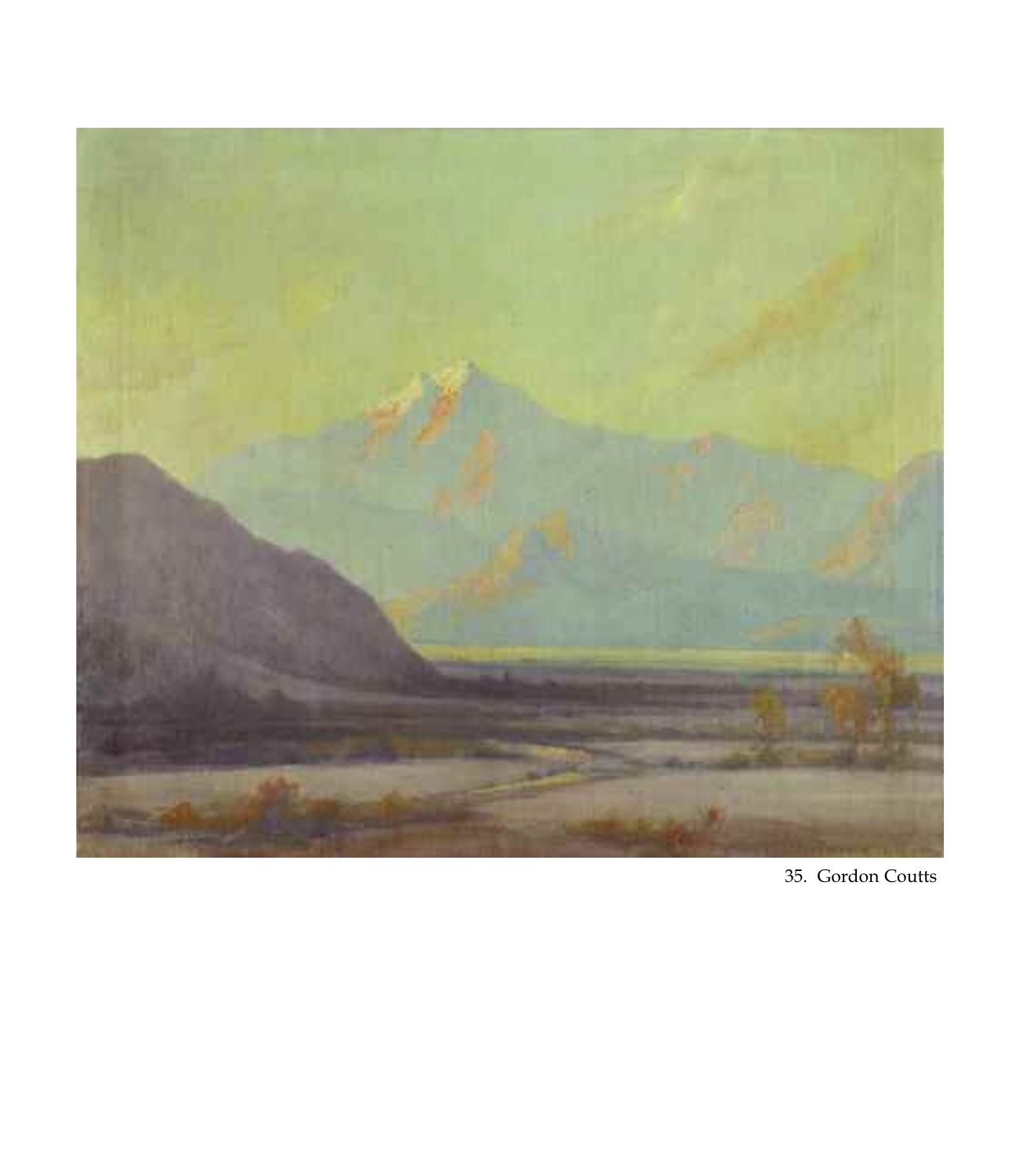35. Gordon Coutts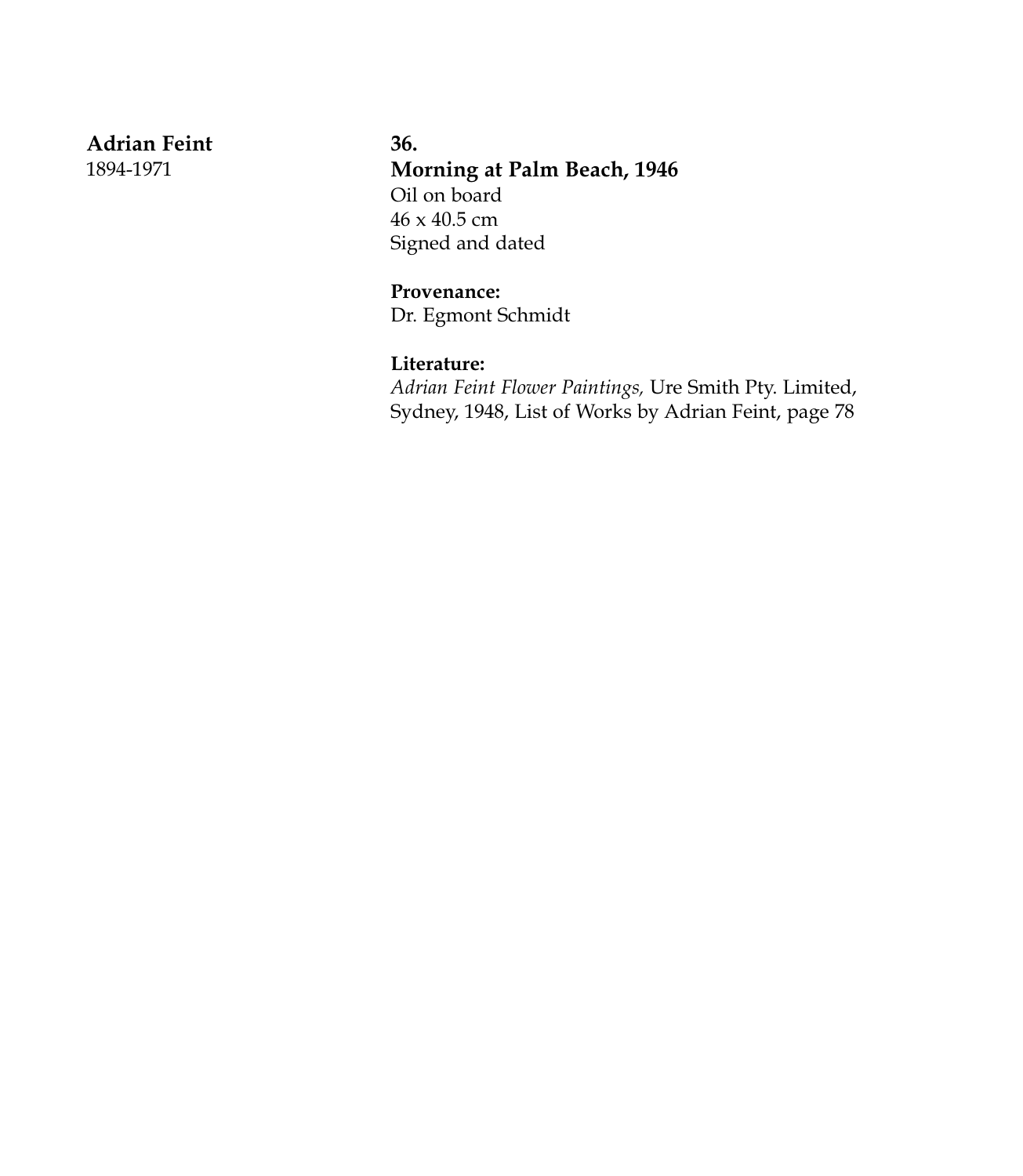**Adrian Feint**
1894-1971

**36.**
**Morning at Palm Beach, 1946**
Oil on board
46 x 40.5 cm
Signed and dated

**Provenance:**
Dr. Egmont Schmidt

**Literature:**
*Adrian Feint Flower Paintings,* Ure Smith Pty. Limited, Sydney, 1948, List of Works by Adrian Feint, page 78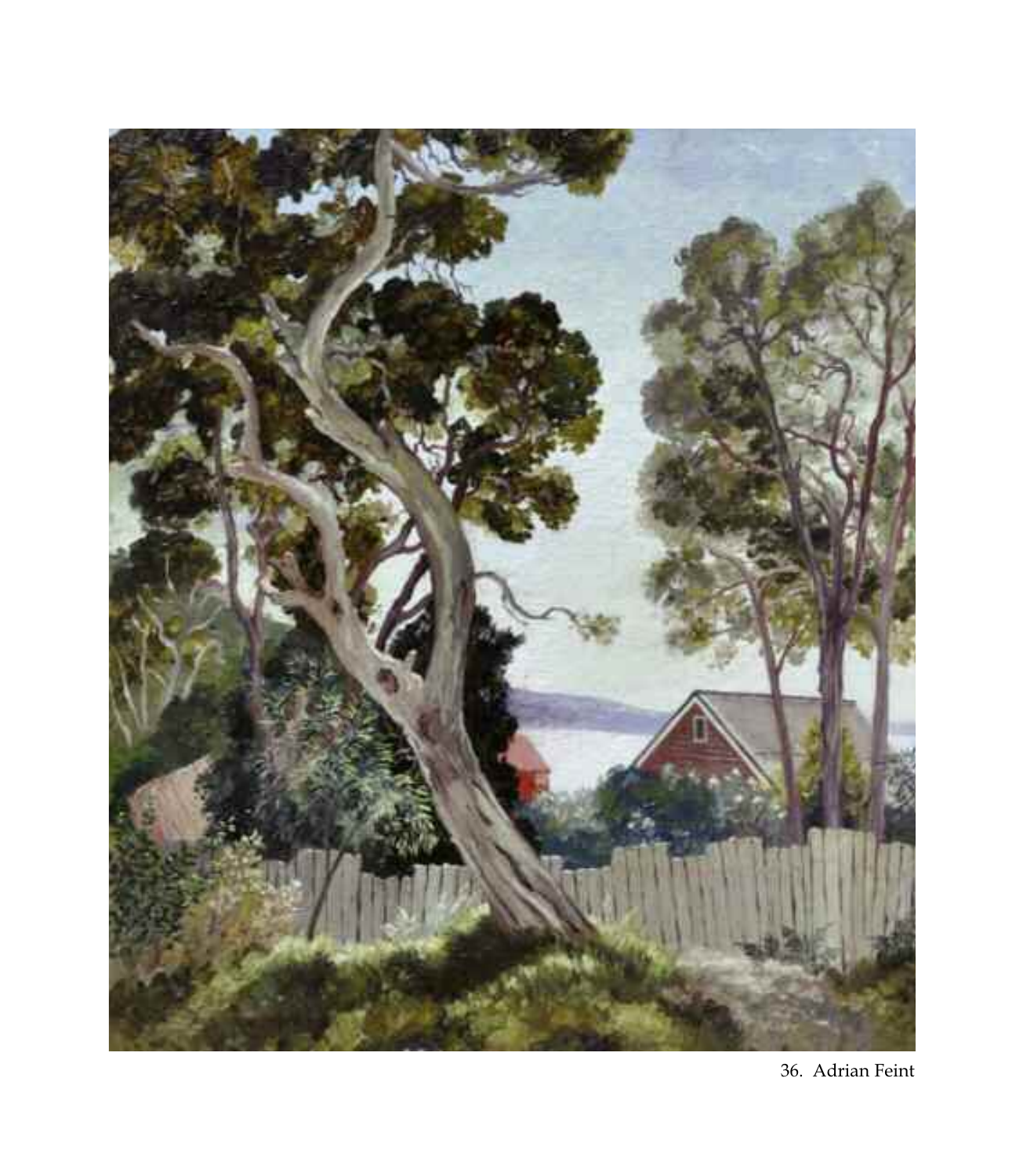36. Adrian Feint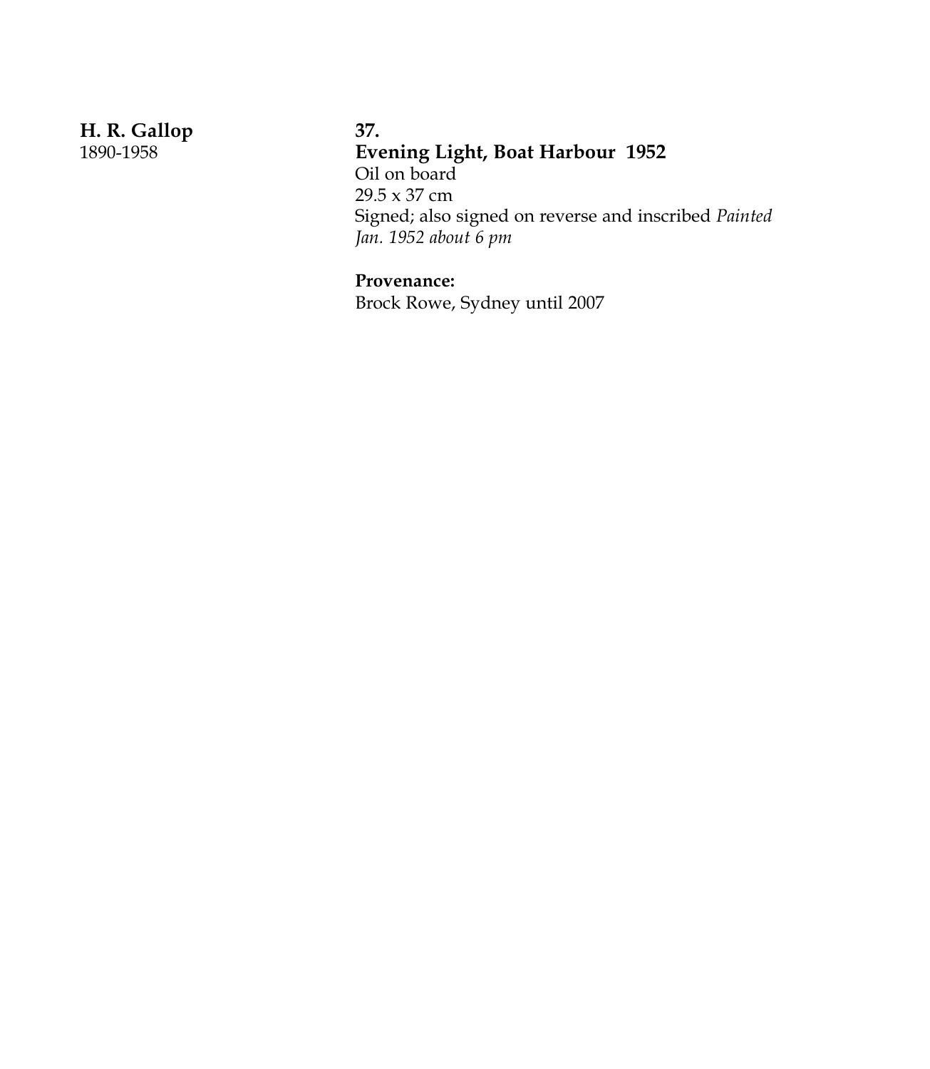**H. R. Gallop**
1890-1958

**37.**
**Evening Light, Boat Harbour 1952**
Oil on board
29.5 x 37 cm
Signed; also signed on reverse and inscribed *Painted Jan. 1952 about 6 pm*

**Provenance:**
Brock Rowe, Sydney until 2007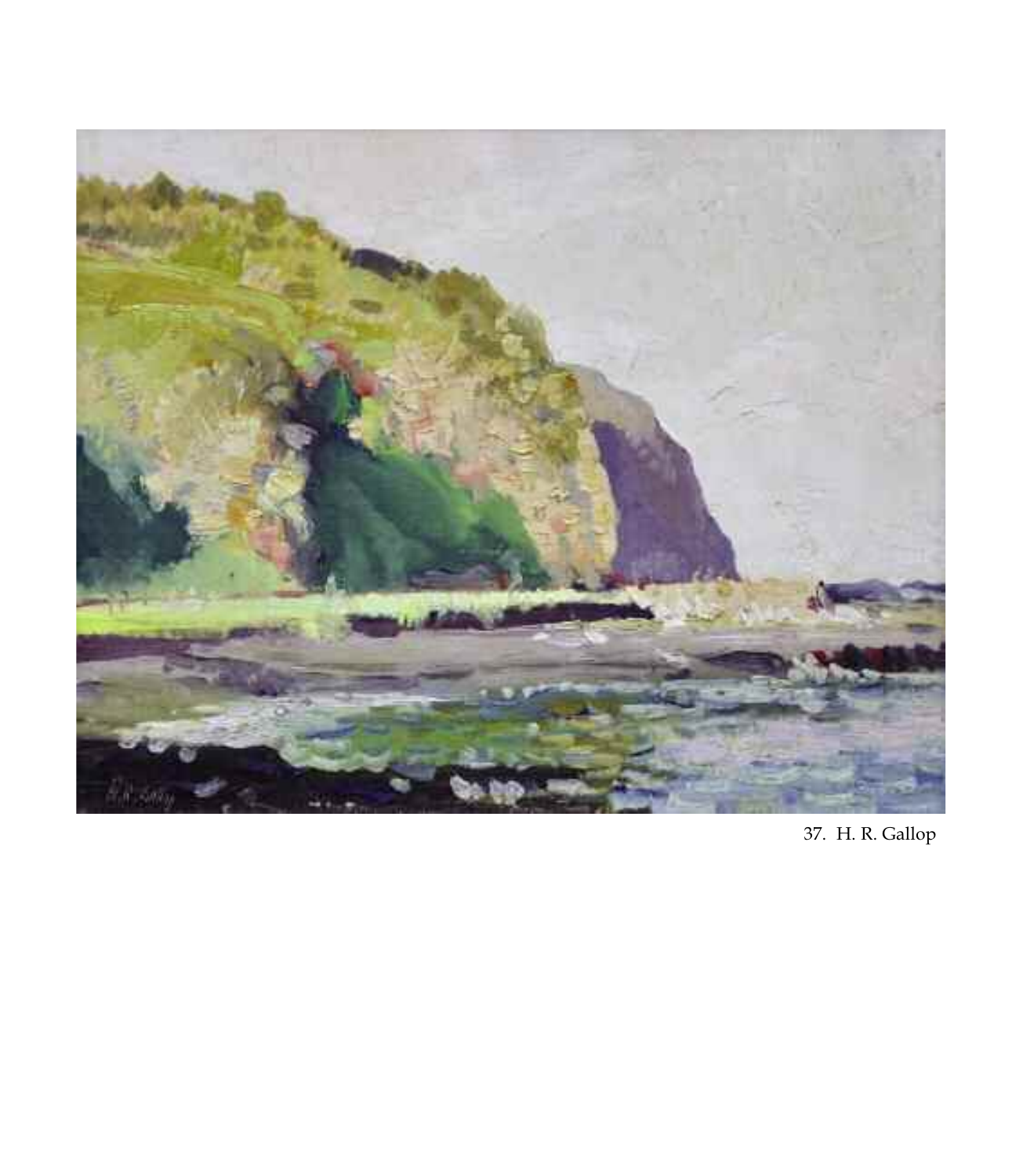37. H. R. Gallop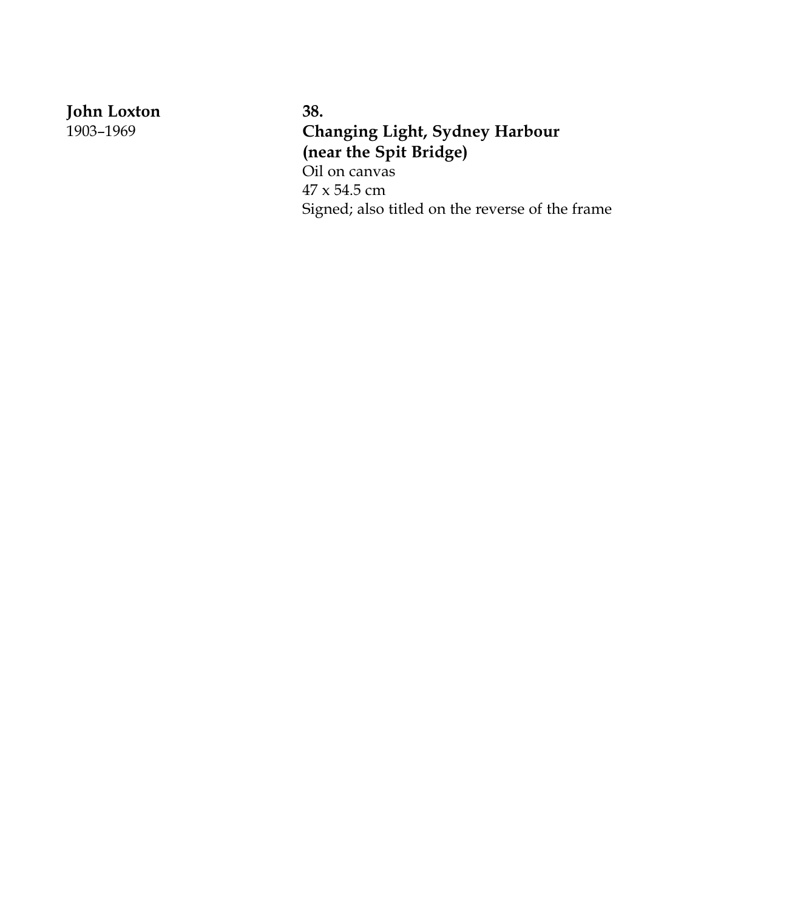**John Loxton**
1903–1969

**38.**
**Changing Light, Sydney Harbour (near the Spit Bridge)**
Oil on canvas
47 x 54.5 cm
Signed; also titled on the reverse of the frame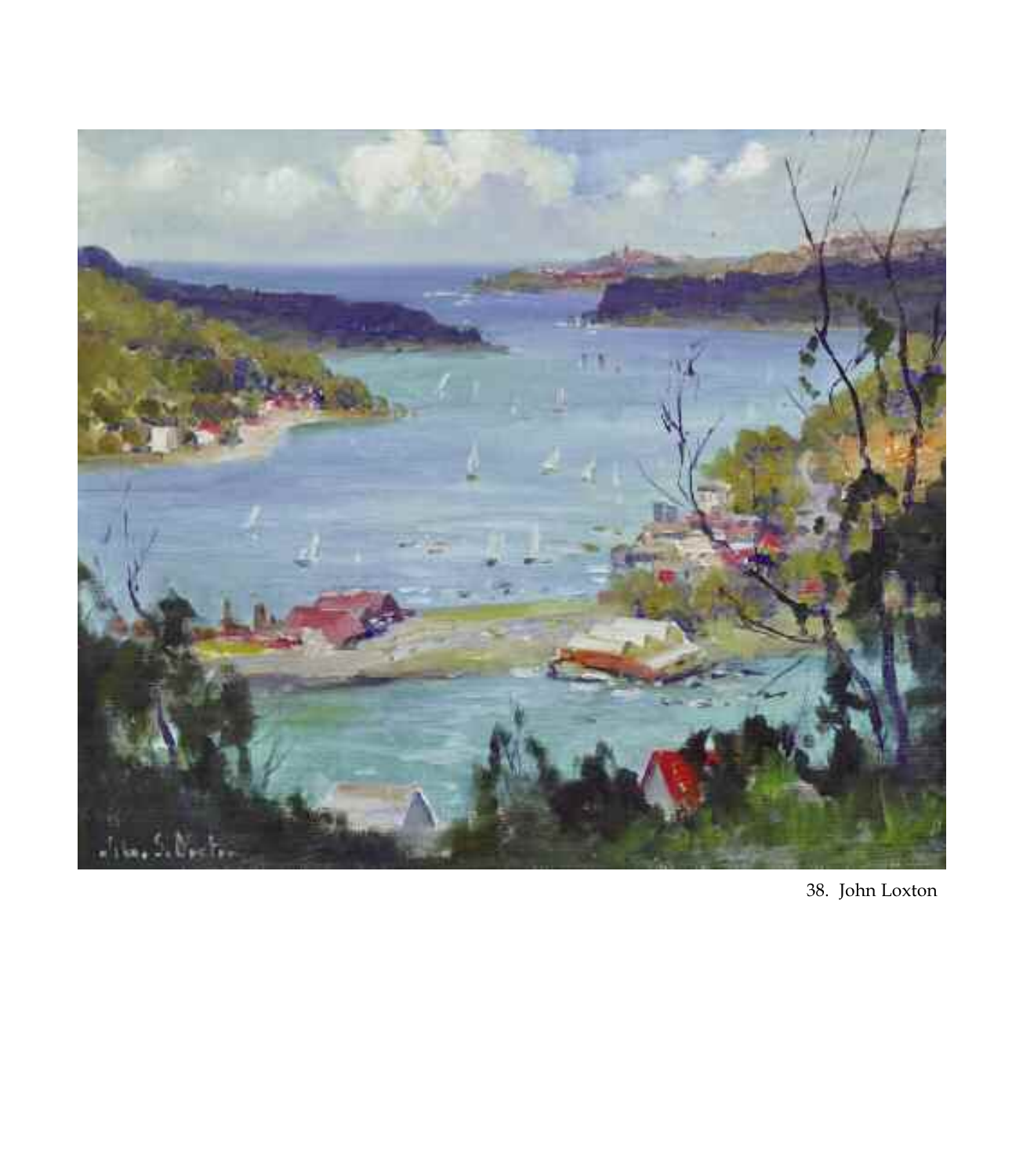38. John Loxton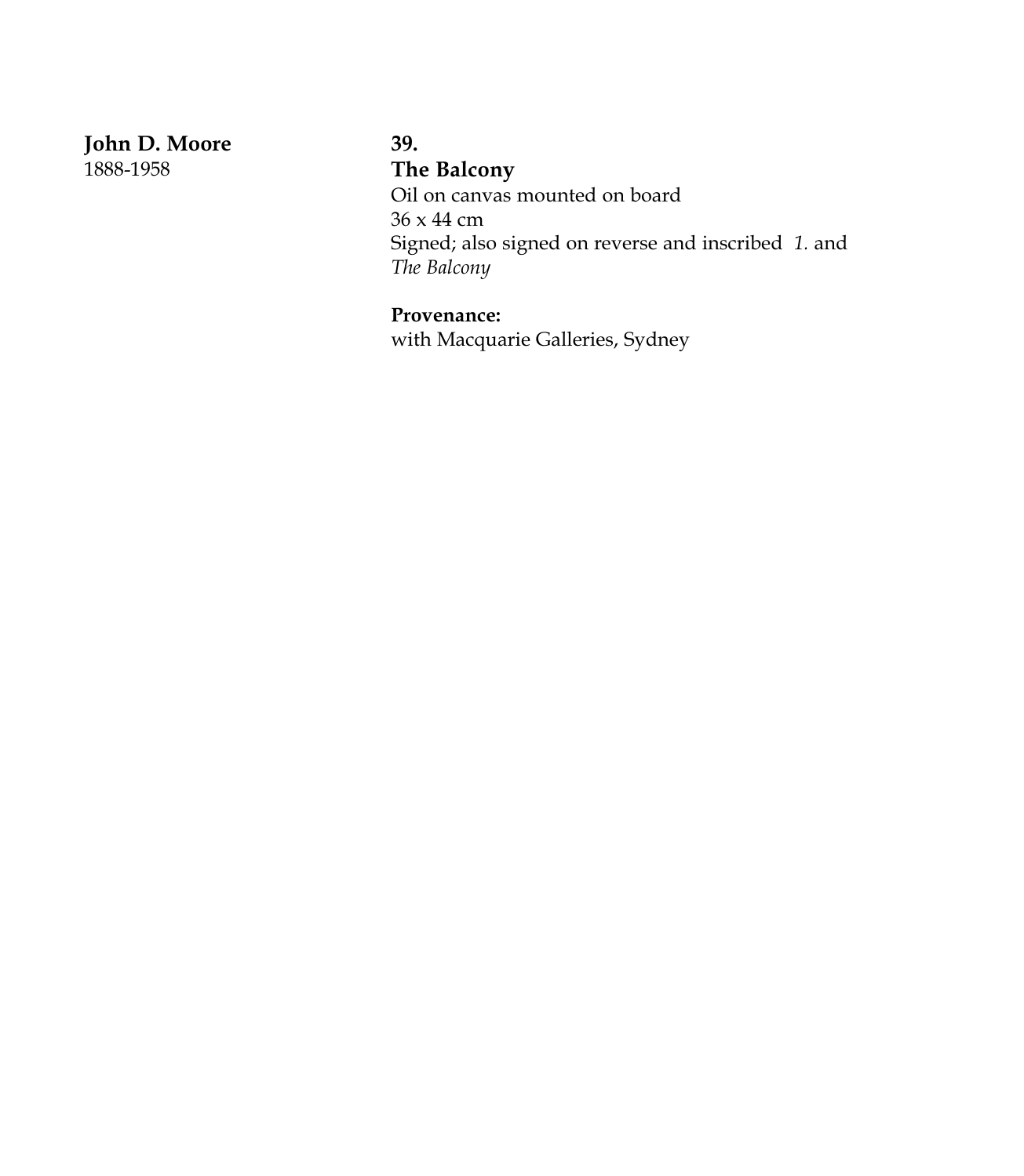**John D. Moore**
1888-1958

**39.**
**The Balcony**
Oil on canvas mounted on board
36 x 44 cm
Signed; also signed on reverse and inscribed *1.* and *The Balcony*

**Provenance:**
with Macquarie Galleries, Sydney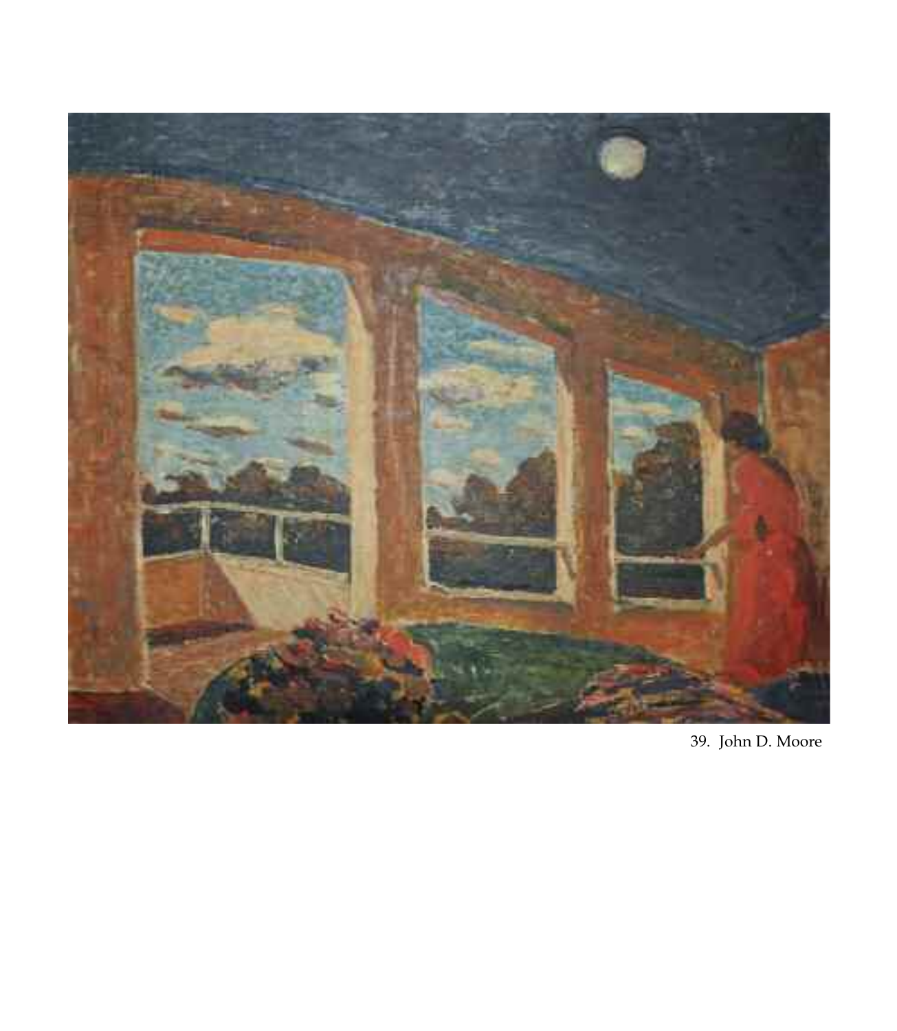39. John D. Moore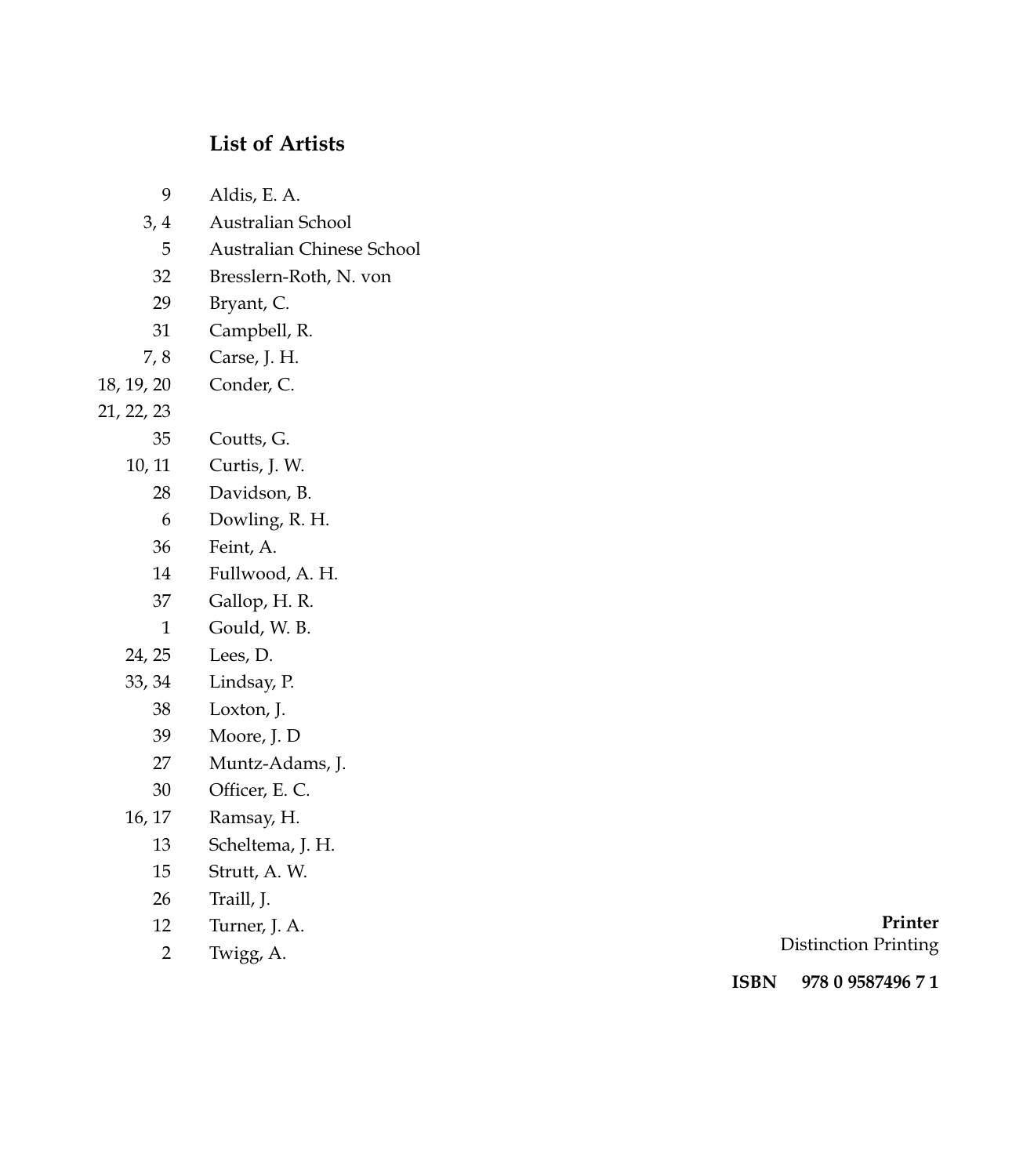## List of Artists

| | |
|---|---|
| 9 | Aldis, E. A. |
| 3, 4 | Australian School |
| 5 | Australian Chinese School |
| 32 | Bresslern-Roth, N. von |
| 29 | Bryant, C. |
| 31 | Campbell, R. |
| 7, 8 | Carse, J. H. |
| 18, 19, 20<br>21, 22, 23 | Conder, C. |
| 35 | Coutts, G. |
| 10, 11 | Curtis, J. W. |
| 28 | Davidson, B. |
| 6 | Dowling, R. H. |
| 36 | Feint, A. |
| 14 | Fullwood, A. H. |
| 37 | Gallop, H. R. |
| 1 | Gould, W. B. |
| 24, 25 | Lees, D. |
| 33, 34 | Lindsay, P. |
| 38 | Loxton, J. |
| 39 | Moore, J. D |
| 27 | Muntz-Adams, J. |
| 30 | Officer, E. C. |
| 16, 17 | Ramsay, H. |
| 13 | Scheltema, J. H. |
| 15 | Strutt, A. W. |
| 26 | Traill, J. |
| 12 | Turner, J. A. |
| 2 | Twigg, A. |

**Printer**
Distinction Printing

**ISBN** **978 0 9587496 7 1**